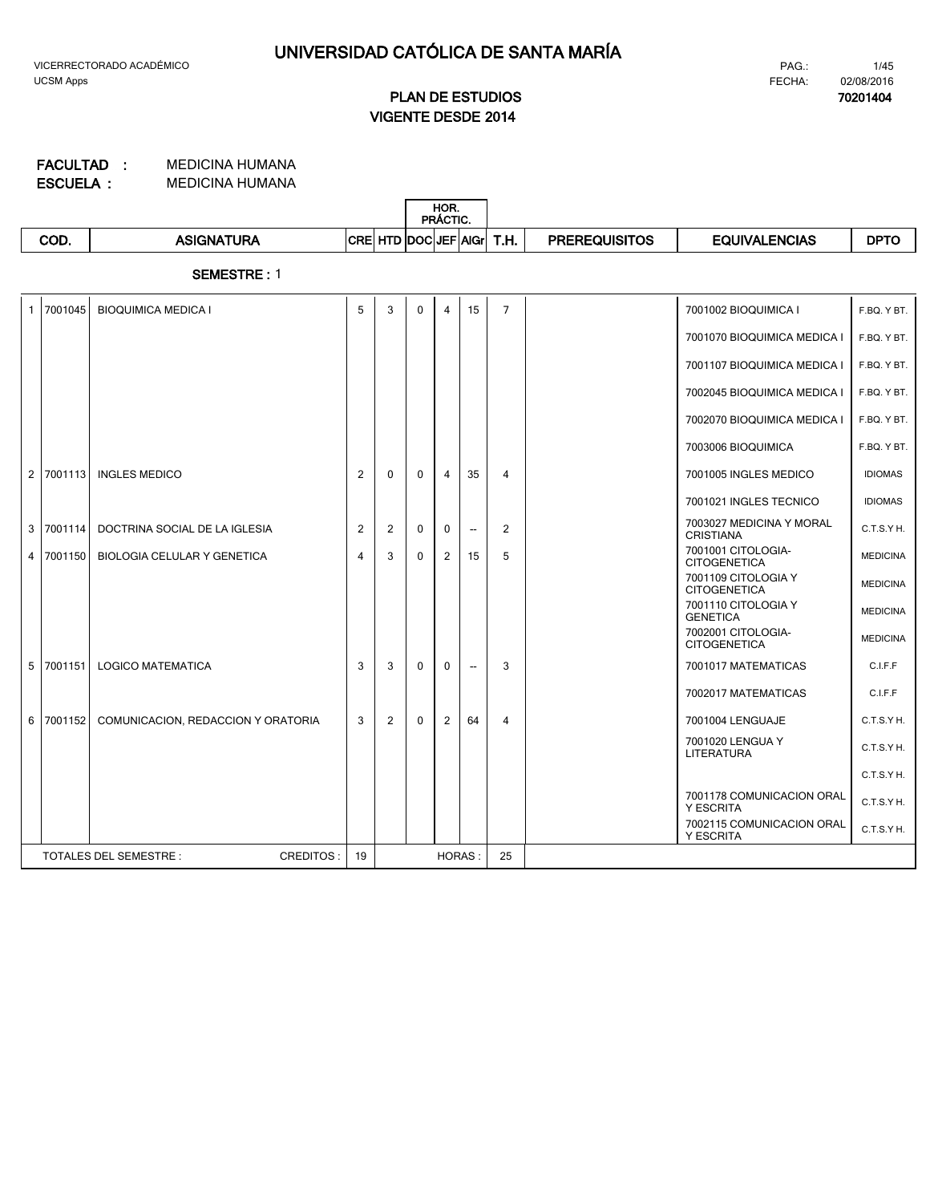# UNIVERSIDAD CATÓLICA DE SANTA MARÍA

VICERRECTORADO ACADÉMICO
UCSM Apps

PAG.: 1/45
FECHA: 02/08/2016

## PLAN DE ESTUDIOS
## VIGENTE DESDE 2014

**70201404**

**FACULTAD :** MEDICINA HUMANA
**ESCUELA :** MEDICINA HUMANA

**SEMESTRE :** 1

| | COD. | ASIGNATURA | CRE | HTD | HOR. PRÁCTIC. DOC | HOR. PRÁCTIC. JEF | AlGr | T.H. | PREREQUISITOS | EQUIVALENCIAS | DPTO |
|---|---|---|---|---|---|---|---|---|---|---|---|
| 1 | 7001045 | BIOQUIMICA MEDICA I | 5 | 3 | 0 | 4 | 15 | 7 | | 7001002 BIOQUIMICA I | F.BQ. Y BT. |
| | | | | | | | | | | 7001070 BIOQUIMICA MEDICA I | F.BQ. Y BT. |
| | | | | | | | | | | 7001107 BIOQUIMICA MEDICA I | F.BQ. Y BT. |
| | | | | | | | | | | 7002045 BIOQUIMICA MEDICA I | F.BQ. Y BT. |
| | | | | | | | | | | 7002070 BIOQUIMICA MEDICA I | F.BQ. Y BT. |
| | | | | | | | | | | 7003006 BIOQUIMICA | F.BQ. Y BT. |
| 2 | 7001113 | INGLES MEDICO | 2 | 0 | 0 | 4 | 35 | 4 | | 7001005 INGLES MEDICO | IDIOMAS |
| | | | | | | | | | | 7001021 INGLES TECNICO | IDIOMAS |
| 3 | 7001114 | DOCTRINA SOCIAL DE LA IGLESIA | 2 | 2 | 0 | 0 | -- | 2 | | 7003027 MEDICINA Y MORAL CRISTIANA | C.T.S.Y H. |
| 4 | 7001150 | BIOLOGIA CELULAR Y GENETICA | 4 | 3 | 0 | 2 | 15 | 5 | | 7001001 CITOLOGIA-CITOGENETICA | MEDICINA |
| | | | | | | | | | | 7001109 CITOLOGIA Y CITOGENETICA | MEDICINA |
| | | | | | | | | | | 7001110 CITOLOGIA Y GENETICA | MEDICINA |
| | | | | | | | | | | 7002001 CITOLOGIA-CITOGENETICA | MEDICINA |
| 5 | 7001151 | LOGICO MATEMATICA | 3 | 3 | 0 | 0 | -- | 3 | | 7001017 MATEMATICAS | C.I.F.F |
| | | | | | | | | | | 7002017 MATEMATICAS | C.I.F.F |
| 6 | 7001152 | COMUNICACION, REDACCION Y ORATORIA | 3 | 2 | 0 | 2 | 64 | 4 | | 7001004 LENGUAJE | C.T.S.Y H. |
| | | | | | | | | | | 7001020 LENGUA Y LITERATURA | C.T.S.Y H. |
| | | | | | | | | | | | C.T.S.Y H. |
| | | | | | | | | | | 7001178 COMUNICACION ORAL Y ESCRITA | C.T.S.Y H. |
| | | | | | | | | | | 7002115 COMUNICACION ORAL Y ESCRITA | C.T.S.Y H. |
| | TOTALES DEL SEMESTRE : | CREDITOS : | 19 | | | HORAS : | | 25 | | | |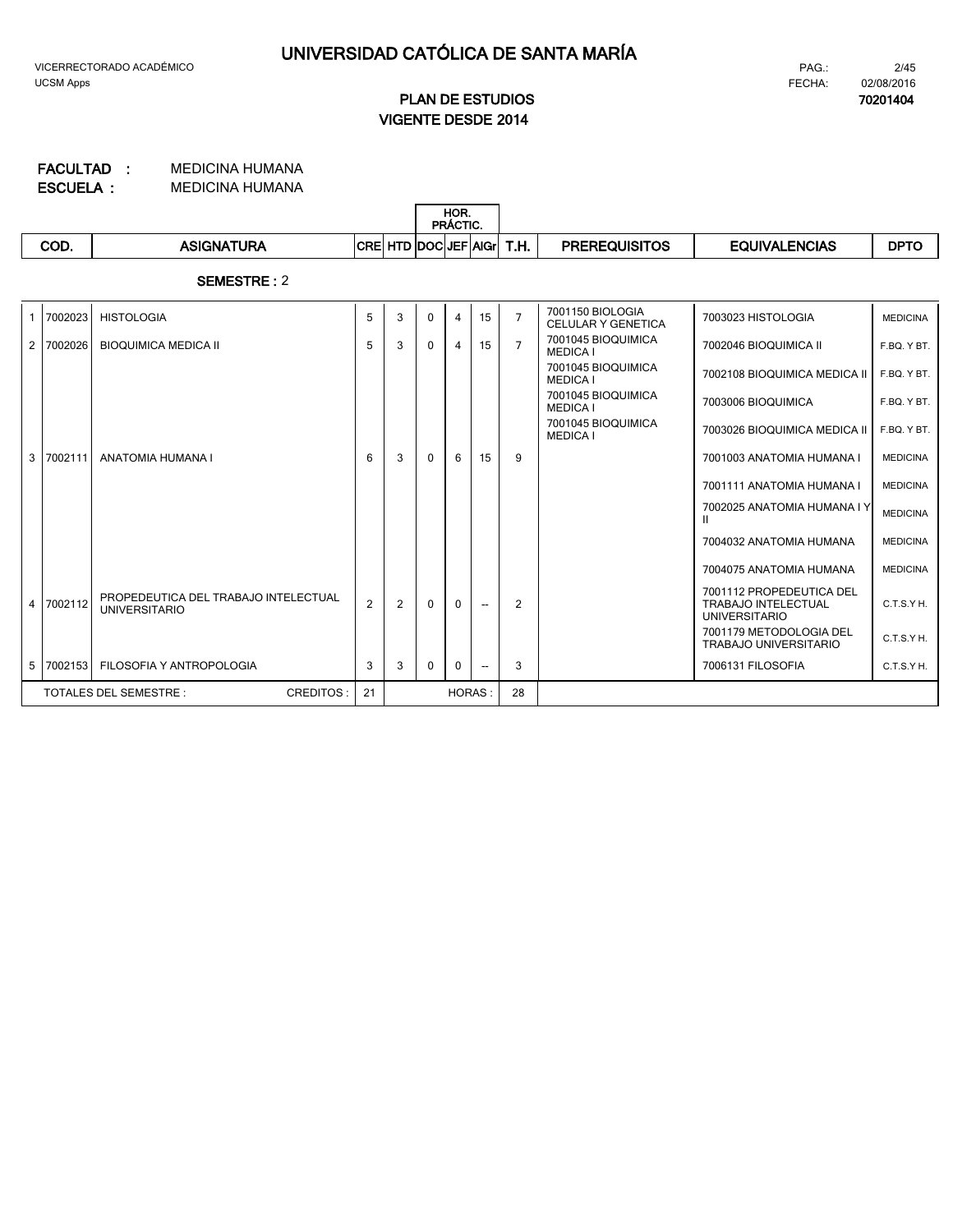# UNIVERSIDAD CATÓLICA DE SANTA MARÍA

VICERRECTORADO ACADÉMICO
UCSM Apps

PAG.: 2/45
FECHA: 02/08/2016

## PLAN DE ESTUDIOS
## VIGENTE DESDE 2014

**70201404**

**FACULTAD :** MEDICINA HUMANA
**ESCUELA :** MEDICINA HUMANA

**SEMESTRE :** 2

| | COD. | ASIGNATURA | CRE | HTD | HOR. PRÁCTIC. DOC | HOR. PRÁCTIC. JEF | AlGr | T.H. | PREREQUISITOS | EQUIVALENCIAS | DPTO |
|---|---|---|---|---|---|---|---|---|---|---|---|
| 1 | 7002023 | HISTOLOGIA | 5 | 3 | 0 | 4 | 15 | 7 | 7001150 BIOLOGIA CELULAR Y GENETICA | 7003023 HISTOLOGIA | MEDICINA |
| 2 | 7002026 | BIOQUIMICA MEDICA II | 5 | 3 | 0 | 4 | 15 | 7 | 7001045 BIOQUIMICA MEDICA I | 7002046 BIOQUIMICA II | F.BQ. Y BT. |
| | | | | | | | | | 7001045 BIOQUIMICA MEDICA I | 7002108 BIOQUIMICA MEDICA II | F.BQ. Y BT. |
| | | | | | | | | | 7001045 BIOQUIMICA MEDICA I | 7003006 BIOQUIMICA | F.BQ. Y BT. |
| | | | | | | | | | 7001045 BIOQUIMICA MEDICA I | 7003026 BIOQUIMICA MEDICA II | F.BQ. Y BT. |
| 3 | 7002111 | ANATOMIA HUMANA I | 6 | 3 | 0 | 6 | 15 | 9 | | 7001003 ANATOMIA HUMANA I | MEDICINA |
| | | | | | | | | | | 7001111 ANATOMIA HUMANA I | MEDICINA |
| | | | | | | | | | | 7002025 ANATOMIA HUMANA I Y II | MEDICINA |
| | | | | | | | | | | 7004032 ANATOMIA HUMANA | MEDICINA |
| | | | | | | | | | | 7004075 ANATOMIA HUMANA | MEDICINA |
| 4 | 7002112 | PROPEDEUTICA DEL TRABAJO INTELECTUAL UNIVERSITARIO | 2 | 2 | 0 | 0 | -- | 2 | | 7001112 PROPEDEUTICA DEL TRABAJO INTELECTUAL UNIVERSITARIO | C.T.S.Y H. |
| | | | | | | | | | | 7001179 METODOLOGIA DEL TRABAJO UNIVERSITARIO | C.T.S.Y H. |
| 5 | 7002153 | FILOSOFIA Y ANTROPOLOGIA | 3 | 3 | 0 | 0 | -- | 3 | | 7006131 FILOSOFIA | C.T.S.Y H. |
| | TOTALES DEL SEMESTRE : | CREDITOS : | 21 | | | | HORAS : | 28 | | | |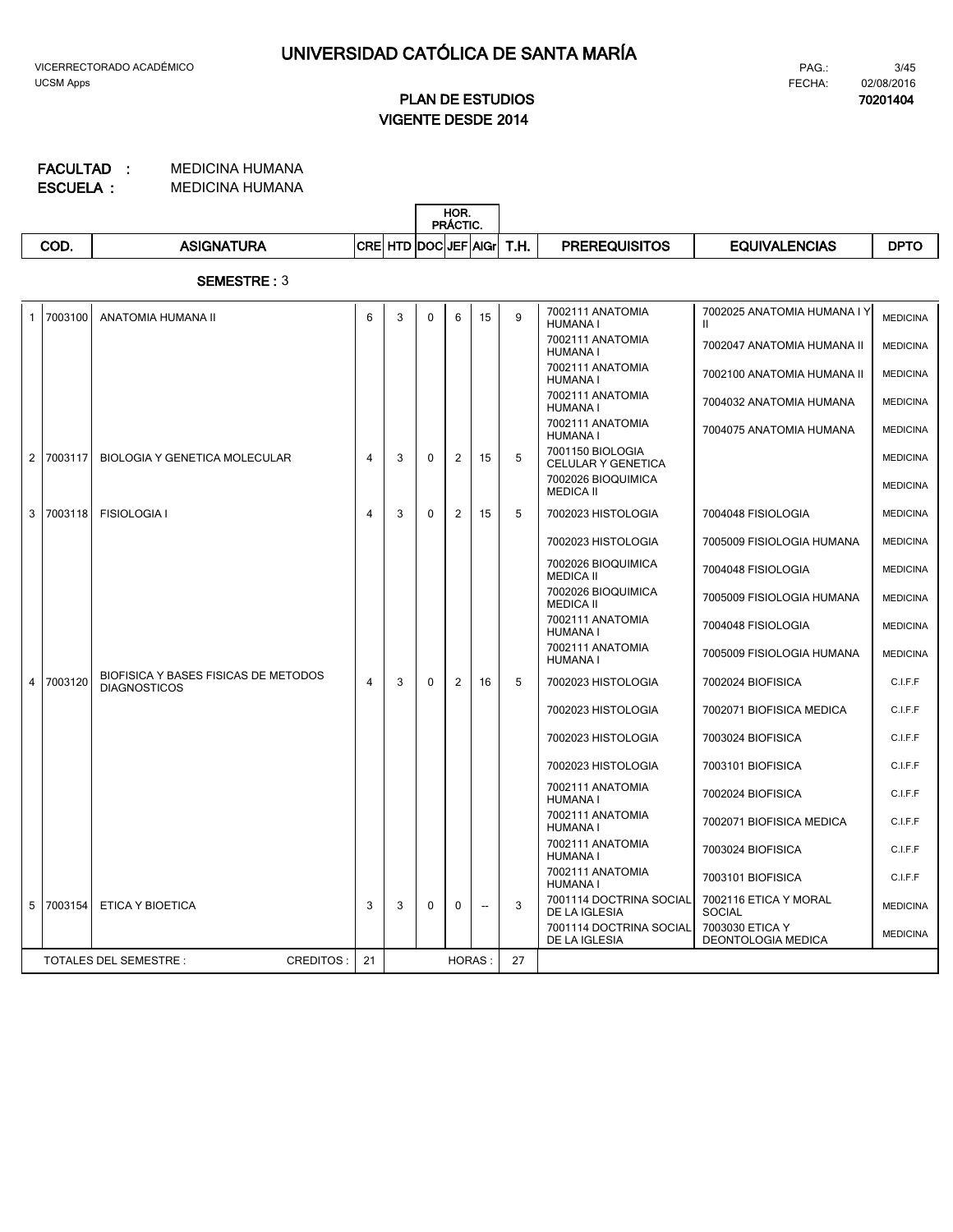# UNIVERSIDAD CATÓLICA DE SANTA MARÍA

VICERRECTORADO ACADÉMICO
UCSM Apps

PAG.: 3/45
FECHA: 02/08/2016
**70201404**

## PLAN DE ESTUDIOS
## VIGENTE DESDE 2014

**FACULTAD :** MEDICINA HUMANA
**ESCUELA :** MEDICINA HUMANA

**SEMESTRE :** 3

| | COD. | ASIGNATURA | CRE | HTD | HOR. PRÁCTIC. DOC | HOR. PRÁCTIC. JEF | AlGr | T.H. | PREREQUISITOS | EQUIVALENCIAS | DPTO |
|---|---|---|---|---|---|---|---|---|---|---|---|
| 1 | 7003100 | ANATOMIA HUMANA II | 6 | 3 | 0 | 6 | 15 | 9 | 7002111 ANATOMIA HUMANA I | 7002025 ANATOMIA HUMANA I Y II | MEDICINA |
| | | | | | | | | | 7002111 ANATOMIA HUMANA I | 7002047 ANATOMIA HUMANA II | MEDICINA |
| | | | | | | | | | 7002111 ANATOMIA HUMANA I | 7002100 ANATOMIA HUMANA II | MEDICINA |
| | | | | | | | | | 7002111 ANATOMIA HUMANA I | 7004032 ANATOMIA HUMANA | MEDICINA |
| | | | | | | | | | 7002111 ANATOMIA HUMANA I | 7004075 ANATOMIA HUMANA | MEDICINA |
| 2 | 7003117 | BIOLOGIA Y GENETICA MOLECULAR | 4 | 3 | 0 | 2 | 15 | 5 | 7001150 BIOLOGIA CELULAR Y GENETICA | | MEDICINA |
| | | | | | | | | | 7002026 BIOQUIMICA MEDICA II | | MEDICINA |
| 3 | 7003118 | FISIOLOGIA I | 4 | 3 | 0 | 2 | 15 | 5 | 7002023 HISTOLOGIA | 7004048 FISIOLOGIA | MEDICINA |
| | | | | | | | | | 7002023 HISTOLOGIA | 7005009 FISIOLOGIA HUMANA | MEDICINA |
| | | | | | | | | | 7002026 BIOQUIMICA MEDICA II | 7004048 FISIOLOGIA | MEDICINA |
| | | | | | | | | | 7002026 BIOQUIMICA MEDICA II | 7005009 FISIOLOGIA HUMANA | MEDICINA |
| | | | | | | | | | 7002111 ANATOMIA HUMANA I | 7004048 FISIOLOGIA | MEDICINA |
| | | | | | | | | | 7002111 ANATOMIA HUMANA I | 7005009 FISIOLOGIA HUMANA | MEDICINA |
| 4 | 7003120 | BIOFISICA Y BASES FISICAS DE METODOS DIAGNOSTICOS | 4 | 3 | 0 | 2 | 16 | 5 | 7002023 HISTOLOGIA | 7002024 BIOFISICA | C.I.F.F |
| | | | | | | | | | 7002023 HISTOLOGIA | 7002071 BIOFISICA MEDICA | C.I.F.F |
| | | | | | | | | | 7002023 HISTOLOGIA | 7003024 BIOFISICA | C.I.F.F |
| | | | | | | | | | 7002023 HISTOLOGIA | 7003101 BIOFISICA | C.I.F.F |
| | | | | | | | | | 7002111 ANATOMIA HUMANA I | 7002024 BIOFISICA | C.I.F.F |
| | | | | | | | | | 7002111 ANATOMIA HUMANA I | 7002071 BIOFISICA MEDICA | C.I.F.F |
| | | | | | | | | | 7002111 ANATOMIA HUMANA I | 7003024 BIOFISICA | C.I.F.F |
| | | | | | | | | | 7002111 ANATOMIA HUMANA I | 7003101 BIOFISICA | C.I.F.F |
| 5 | 7003154 | ETICA Y BIOETICA | 3 | 3 | 0 | 0 | -- | 3 | 7001114 DOCTRINA SOCIAL DE LA IGLESIA | 7002116 ETICA Y MORAL SOCIAL | MEDICINA |
| | | | | | | | | | 7001114 DOCTRINA SOCIAL DE LA IGLESIA | 7003030 ETICA Y DEONTOLOGIA MEDICA | MEDICINA |
| | | TOTALES DEL SEMESTRE : CREDITOS : | 21 | | | HORAS : | | 27 | | | |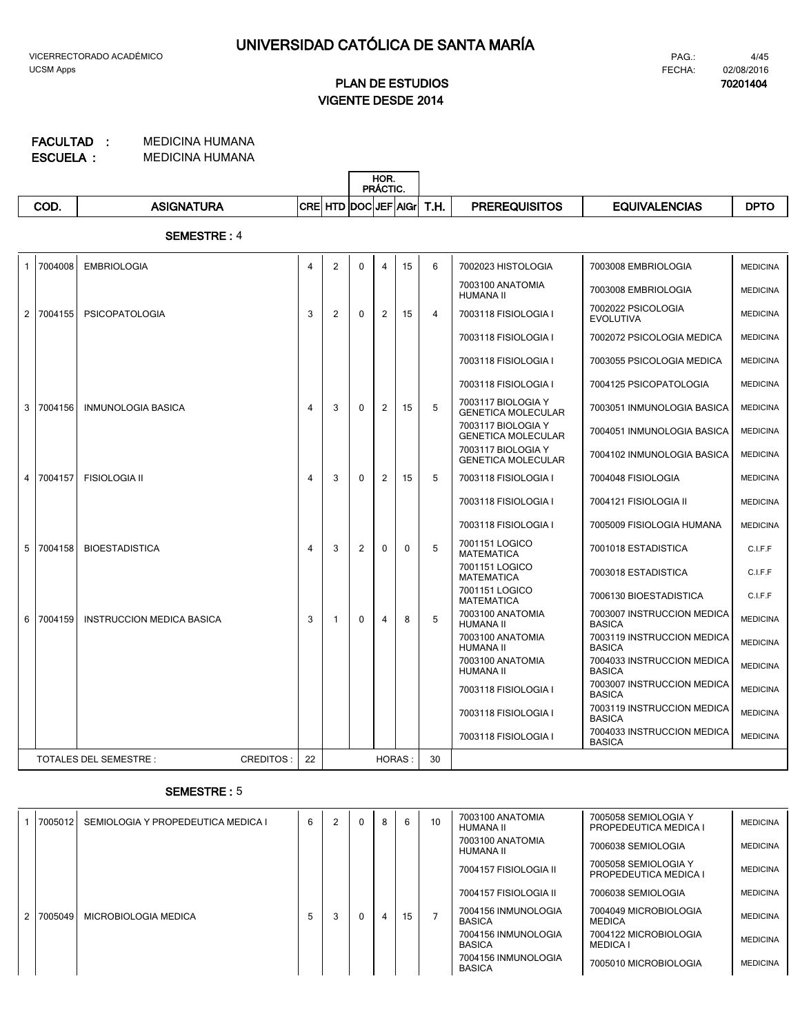# UNIVERSIDAD CATÓLICA DE SANTA MARÍA

VICERRECTORADO ACADÉMICO
UCSM Apps

FECHA: 02/08/2016

**70201404**

## PLAN DE ESTUDIOS
## VIGENTE DESDE 2014

**FACULTAD :** MEDICINA HUMANA
**ESCUELA :** MEDICINA HUMANA

### SEMESTRE : 4

| | COD. | ASIGNATURA | CRE | HTD | HOR. PRÁCTIC. DOC | HOR. PRÁCTIC. JEF | AlGr | T.H. | PREREQUISITOS | EQUIVALENCIAS | DPTO |
|---|---|---|---|---|---|---|---|---|---|---|---|
| 1 | 7004008 | EMBRIOLOGIA | 4 | 2 | 0 | 4 | 15 | 6 | 7002023 HISTOLOGIA | 7003008 EMBRIOLOGIA | MEDICINA |
| | | | | | | | | | 7003100 ANATOMIA HUMANA II | 7003008 EMBRIOLOGIA | MEDICINA |
| 2 | 7004155 | PSICOPATOLOGIA | 3 | 2 | 0 | 2 | 15 | 4 | 7003118 FISIOLOGIA I | 7002022 PSICOLOGIA EVOLUTIVA | MEDICINA |
| | | | | | | | | | 7003118 FISIOLOGIA I | 7002072 PSICOLOGIA MEDICA | MEDICINA |
| | | | | | | | | | 7003118 FISIOLOGIA I | 7003055 PSICOLOGIA MEDICA | MEDICINA |
| | | | | | | | | | 7003118 FISIOLOGIA I | 7004125 PSICOPATOLOGIA | MEDICINA |
| 3 | 7004156 | INMUNOLOGIA BASICA | 4 | 3 | 0 | 2 | 15 | 5 | 7003117 BIOLOGIA Y GENETICA MOLECULAR | 7003051 INMUNOLOGIA BASICA | MEDICINA |
| | | | | | | | | | 7003117 BIOLOGIA Y GENETICA MOLECULAR | 7004051 INMUNOLOGIA BASICA | MEDICINA |
| | | | | | | | | | 7003117 BIOLOGIA Y GENETICA MOLECULAR | 7004102 INMUNOLOGIA BASICA | MEDICINA |
| 4 | 7004157 | FISIOLOGIA II | 4 | 3 | 0 | 2 | 15 | 5 | 7003118 FISIOLOGIA I | 7004048 FISIOLOGIA | MEDICINA |
| | | | | | | | | | 7003118 FISIOLOGIA I | 7004121 FISIOLOGIA II | MEDICINA |
| | | | | | | | | | 7003118 FISIOLOGIA I | 7005009 FISIOLOGIA HUMANA | MEDICINA |
| 5 | 7004158 | BIOESTADISTICA | 4 | 3 | 2 | 0 | 0 | 5 | 7001151 LOGICO MATEMATICA | 7001018 ESTADISTICA | C.I.F.F |
| | | | | | | | | | 7001151 LOGICO MATEMATICA | 7003018 ESTADISTICA | C.I.F.F |
| | | | | | | | | | 7001151 LOGICO MATEMATICA | 7006130 BIOESTADISTICA | C.I.F.F |
| 6 | 7004159 | INSTRUCCION MEDICA BASICA | 3 | 1 | 0 | 4 | 8 | 5 | 7003100 ANATOMIA HUMANA II | 7003007 INSTRUCCION MEDICA BASICA | MEDICINA |
| | | | | | | | | | 7003100 ANATOMIA HUMANA II | 7003119 INSTRUCCION MEDICA BASICA | MEDICINA |
| | | | | | | | | | 7003100 ANATOMIA HUMANA II | 7004033 INSTRUCCION MEDICA BASICA | MEDICINA |
| | | | | | | | | | 7003118 FISIOLOGIA I | 7003007 INSTRUCCION MEDICA BASICA | MEDICINA |
| | | | | | | | | | 7003118 FISIOLOGIA I | 7003119 INSTRUCCION MEDICA BASICA | MEDICINA |
| | | | | | | | | | 7003118 FISIOLOGIA I | 7004033 INSTRUCCION MEDICA BASICA | MEDICINA |
| | TOTALES DEL SEMESTRE : | CREDITOS : | 22 | | | | HORAS : | 30 | | | |

### SEMESTRE : 5

| | COD. | ASIGNATURA | CRE | HTD | HOR. PRÁCTIC. DOC | HOR. PRÁCTIC. JEF | AlGr | T.H. | PREREQUISITOS | EQUIVALENCIAS | DPTO |
|---|---|---|---|---|---|---|---|---|---|---|---|
| 1 | 7005012 | SEMIOLOGIA Y PROPEDEUTICA MEDICA I | 6 | 2 | 0 | 8 | 6 | 10 | 7003100 ANATOMIA HUMANA II | 7005058 SEMIOLOGIA Y PROPEDEUTICA MEDICA I | MEDICINA |
| | | | | | | | | | 7003100 ANATOMIA HUMANA II | 7006038 SEMIOLOGIA | MEDICINA |
| | | | | | | | | | 7004157 FISIOLOGIA II | 7005058 SEMIOLOGIA Y PROPEDEUTICA MEDICA I | MEDICINA |
| | | | | | | | | | 7004157 FISIOLOGIA II | 7006038 SEMIOLOGIA | MEDICINA |
| 2 | 7005049 | MICROBIOLOGIA MEDICA | 5 | 3 | 0 | 4 | 15 | 7 | 7004156 INMUNOLOGIA BASICA | 7004049 MICROBIOLOGIA MEDICA | MEDICINA |
| | | | | | | | | | 7004156 INMUNOLOGIA BASICA | 7004122 MICROBIOLOGIA MEDICA I | MEDICINA |
| | | | | | | | | | 7004156 INMUNOLOGIA BASICA | 7005010 MICROBIOLOGIA | MEDICINA |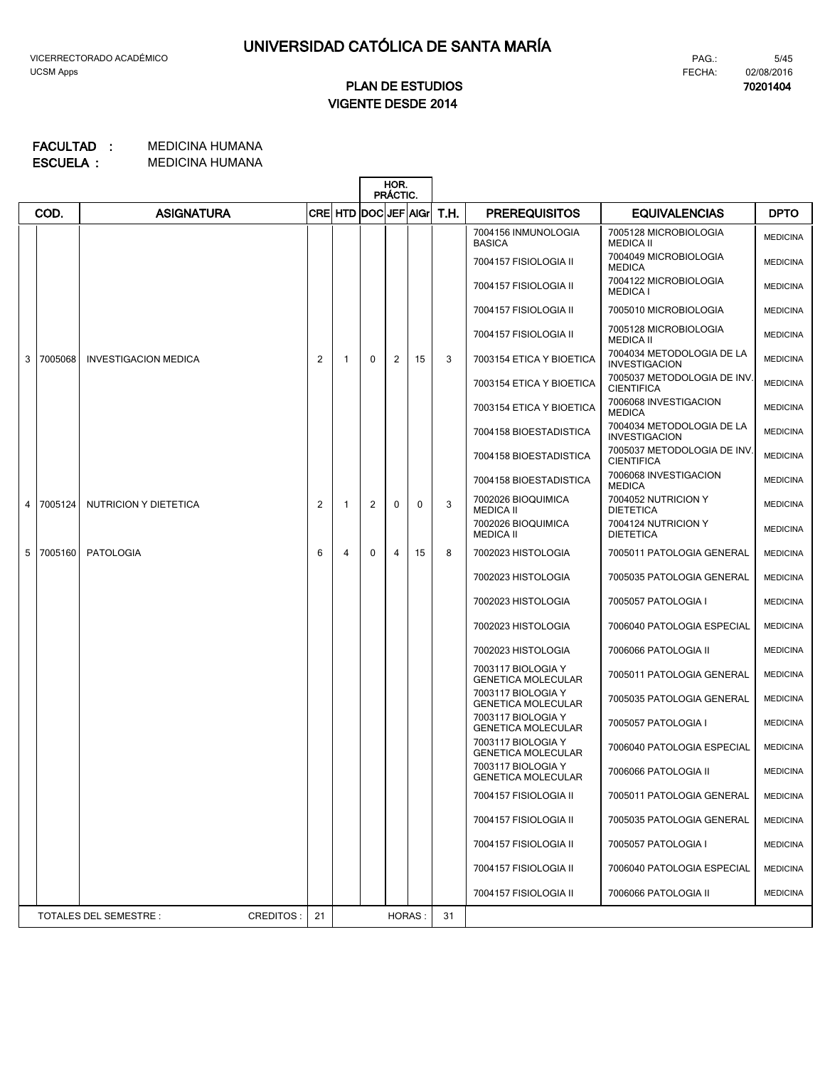# UNIVERSIDAD CATÓLICA DE SANTA MARÍA

VICERRECTORADO ACADÉMICO
UCSM Apps

PAG.: 5/45
FECHA: 02/08/2016
**70201404**

## PLAN DE ESTUDIOS
## VIGENTE DESDE 2014

**FACULTAD :** MEDICINA HUMANA
**ESCUELA :** MEDICINA HUMANA

| | COD. | ASIGNATURA | CRE | HTD | HOR. PRÁCTIC. DOC | JEF | AlGr | T.H. | PREREQUISITOS | EQUIVALENCIAS | DPTO |
|---|---|---|---|---|---|---|---|---|---|---|---|
| | | | | | | | | | 7004156 INMUNOLOGIA BASICA | 7005128 MICROBIOLOGIA MEDICA II | MEDICINA |
| | | | | | | | | | 7004157 FISIOLOGIA II | 7004049 MICROBIOLOGIA MEDICA | MEDICINA |
| | | | | | | | | | 7004157 FISIOLOGIA II | 7004122 MICROBIOLOGIA MEDICA I | MEDICINA |
| | | | | | | | | | 7004157 FISIOLOGIA II | 7005010 MICROBIOLOGIA | MEDICINA |
| | | | | | | | | | 7004157 FISIOLOGIA II | 7005128 MICROBIOLOGIA MEDICA II | MEDICINA |
| 3 | 7005068 | INVESTIGACION MEDICA | 2 | 1 | 0 | 2 | 15 | 3 | 7003154 ETICA Y BIOETICA | 7004034 METODOLOGIA DE LA INVESTIGACION | MEDICINA |
| | | | | | | | | | 7003154 ETICA Y BIOETICA | 7005037 METODOLOGIA DE INV. CIENTIFICA | MEDICINA |
| | | | | | | | | | 7003154 ETICA Y BIOETICA | 7006068 INVESTIGACION MEDICA | MEDICINA |
| | | | | | | | | | 7004158 BIOESTADISTICA | 7004034 METODOLOGIA DE LA INVESTIGACION | MEDICINA |
| | | | | | | | | | 7004158 BIOESTADISTICA | 7005037 METODOLOGIA DE INV. CIENTIFICA | MEDICINA |
| | | | | | | | | | 7004158 BIOESTADISTICA | 7006068 INVESTIGACION MEDICA | MEDICINA |
| 4 | 7005124 | NUTRICION Y DIETETICA | 2 | 1 | 2 | 0 | 0 | 3 | 7002026 BIOQUIMICA MEDICA II | 7004052 NUTRICION Y DIETETICA | MEDICINA |
| | | | | | | | | | 7002026 BIOQUIMICA MEDICA II | 7004124 NUTRICION Y DIETETICA | MEDICINA |
| 5 | 7005160 | PATOLOGIA | 6 | 4 | 0 | 4 | 15 | 8 | 7002023 HISTOLOGIA | 7005011 PATOLOGIA GENERAL | MEDICINA |
| | | | | | | | | | 7002023 HISTOLOGIA | 7005035 PATOLOGIA GENERAL | MEDICINA |
| | | | | | | | | | 7002023 HISTOLOGIA | 7005057 PATOLOGIA I | MEDICINA |
| | | | | | | | | | 7002023 HISTOLOGIA | 7006040 PATOLOGIA ESPECIAL | MEDICINA |
| | | | | | | | | | 7002023 HISTOLOGIA | 7006066 PATOLOGIA II | MEDICINA |
| | | | | | | | | | 7003117 BIOLOGIA Y GENETICA MOLECULAR | 7005011 PATOLOGIA GENERAL | MEDICINA |
| | | | | | | | | | 7003117 BIOLOGIA Y GENETICA MOLECULAR | 7005035 PATOLOGIA GENERAL | MEDICINA |
| | | | | | | | | | 7003117 BIOLOGIA Y GENETICA MOLECULAR | 7005057 PATOLOGIA I | MEDICINA |
| | | | | | | | | | 7003117 BIOLOGIA Y GENETICA MOLECULAR | 7006040 PATOLOGIA ESPECIAL | MEDICINA |
| | | | | | | | | | 7003117 BIOLOGIA Y GENETICA MOLECULAR | 7006066 PATOLOGIA II | MEDICINA |
| | | | | | | | | | 7004157 FISIOLOGIA II | 7005011 PATOLOGIA GENERAL | MEDICINA |
| | | | | | | | | | 7004157 FISIOLOGIA II | 7005035 PATOLOGIA GENERAL | MEDICINA |
| | | | | | | | | | 7004157 FISIOLOGIA II | 7005057 PATOLOGIA I | MEDICINA |
| | | | | | | | | | 7004157 FISIOLOGIA II | 7006040 PATOLOGIA ESPECIAL | MEDICINA |
| | | | | | | | | | 7004157 FISIOLOGIA II | 7006066 PATOLOGIA II | MEDICINA |
| | TOTALES DEL SEMESTRE : | CREDITOS : | 21 | | | HORAS : | | 31 | | | |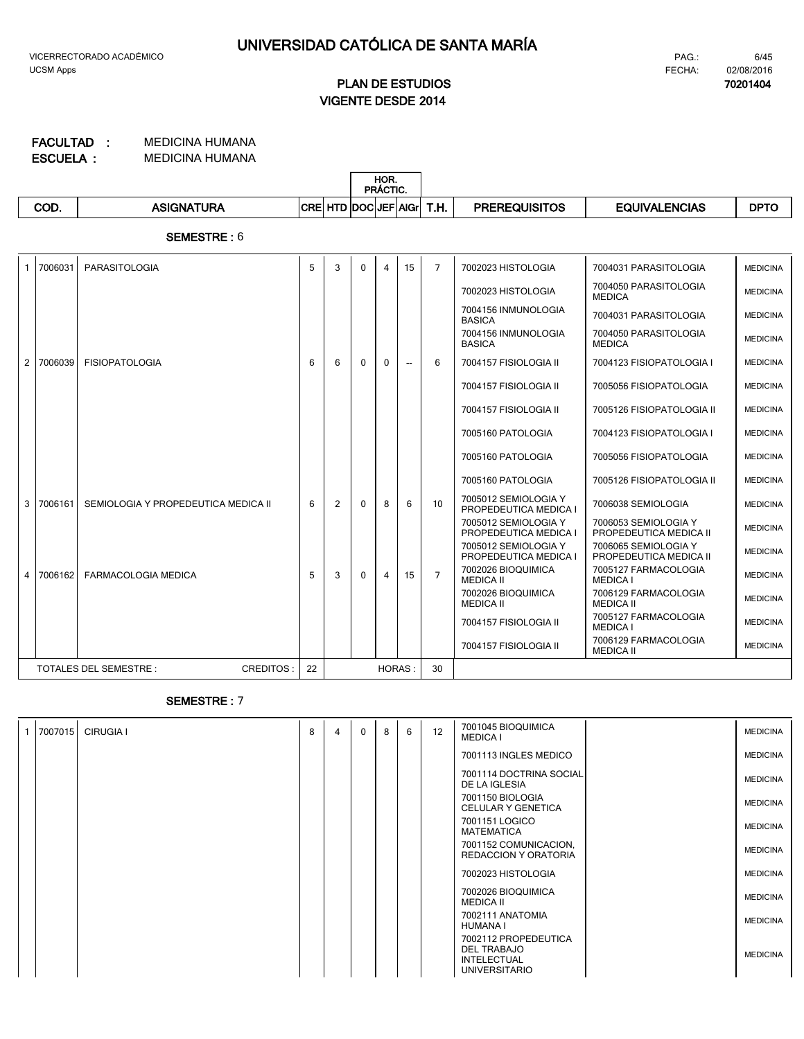# UNIVERSIDAD CATÓLICA DE SANTA MARÍA

VICERRECTORADO ACADÉMICO
UCSM Apps

PAG.: 6/45
FECHA: 02/08/2016
**70201404**

## PLAN DE ESTUDIOS
## VIGENTE DESDE 2014

**FACULTAD :** MEDICINA HUMANA
**ESCUELA :** MEDICINA HUMANA

### SEMESTRE : 6

| | COD. | ASIGNATURA | CRE | HTD | HOR. PRÁCTIC. DOC | HOR. PRÁCTIC. JEF | HOR. PRÁCTIC. AlGr | T.H. | PREREQUISITOS | EQUIVALENCIAS | DPTO |
|---|---|---|---|---|---|---|---|---|---|---|---|
| 1 | 7006031 | PARASITOLOGIA | 5 | 3 | 0 | 4 | 15 | 7 | 7002023 HISTOLOGIA | 7004031 PARASITOLOGIA | MEDICINA |
| | | | | | | | | | 7002023 HISTOLOGIA | 7004050 PARASITOLOGIA MEDICA | MEDICINA |
| | | | | | | | | | 7004156 INMUNOLOGIA BASICA | 7004031 PARASITOLOGIA | MEDICINA |
| | | | | | | | | | 7004156 INMUNOLOGIA BASICA | 7004050 PARASITOLOGIA MEDICA | MEDICINA |
| 2 | 7006039 | FISIOPATOLOGIA | 6 | 6 | 0 | 0 | -- | 6 | 7004157 FISIOLOGIA II | 7004123 FISIOPATOLOGIA I | MEDICINA |
| | | | | | | | | | 7004157 FISIOLOGIA II | 7005056 FISIOPATOLOGIA | MEDICINA |
| | | | | | | | | | 7004157 FISIOLOGIA II | 7005126 FISIOPATOLOGIA II | MEDICINA |
| | | | | | | | | | 7005160 PATOLOGIA | 7004123 FISIOPATOLOGIA I | MEDICINA |
| | | | | | | | | | 7005160 PATOLOGIA | 7005056 FISIOPATOLOGIA | MEDICINA |
| | | | | | | | | | 7005160 PATOLOGIA | 7005126 FISIOPATOLOGIA II | MEDICINA |
| 3 | 7006161 | SEMIOLOGIA Y PROPEDEUTICA MEDICA II | 6 | 2 | 0 | 8 | 6 | 10 | 7005012 SEMIOLOGIA Y PROPEDEUTICA MEDICA I | 7006038 SEMIOLOGIA | MEDICINA |
| | | | | | | | | | 7005012 SEMIOLOGIA Y PROPEDEUTICA MEDICA I | 7006053 SEMIOLOGIA Y PROPEDEUTICA MEDICA II | MEDICINA |
| | | | | | | | | | 7005012 SEMIOLOGIA Y PROPEDEUTICA MEDICA I | 7006065 SEMIOLOGIA Y PROPEDEUTICA MEDICA II | MEDICINA |
| 4 | 7006162 | FARMACOLOGIA MEDICA | 5 | 3 | 0 | 4 | 15 | 7 | 7002026 BIOQUIMICA MEDICA II | 7005127 FARMACOLOGIA MEDICA I | MEDICINA |
| | | | | | | | | | 7002026 BIOQUIMICA MEDICA II | 7006129 FARMACOLOGIA MEDICA II | MEDICINA |
| | | | | | | | | | 7004157 FISIOLOGIA II | 7005127 FARMACOLOGIA MEDICA I | MEDICINA |
| | | | | | | | | | 7004157 FISIOLOGIA II | 7006129 FARMACOLOGIA MEDICA II | MEDICINA |
| | TOTALES DEL SEMESTRE : | CREDITOS : | 22 | | | HORAS : | | 30 | | | |

### SEMESTRE : 7

| | COD. | ASIGNATURA | CRE | HTD | HOR. PRÁCTIC. DOC | HOR. PRÁCTIC. JEF | HOR. PRÁCTIC. AlGr | T.H. | PREREQUISITOS | EQUIVALENCIAS | DPTO |
|---|---|---|---|---|---|---|---|---|---|---|---|
| 1 | 7007015 | CIRUGIA I | 8 | 4 | 0 | 8 | 6 | 12 | 7001045 BIOQUIMICA MEDICA I | | MEDICINA |
| | | | | | | | | | 7001113 INGLES MEDICO | | MEDICINA |
| | | | | | | | | | 7001114 DOCTRINA SOCIAL DE LA IGLESIA | | MEDICINA |
| | | | | | | | | | 7001150 BIOLOGIA CELULAR Y GENETICA | | MEDICINA |
| | | | | | | | | | 7001151 LOGICO MATEMATICA | | MEDICINA |
| | | | | | | | | | 7001152 COMUNICACION, REDACCION Y ORATORIA | | MEDICINA |
| | | | | | | | | | 7002023 HISTOLOGIA | | MEDICINA |
| | | | | | | | | | 7002026 BIOQUIMICA MEDICA II | | MEDICINA |
| | | | | | | | | | 7002111 ANATOMIA HUMANA I | | MEDICINA |
| | | | | | | | | | 7002112 PROPEDEUTICA DEL TRABAJO INTELECTUAL UNIVERSITARIO | | MEDICINA |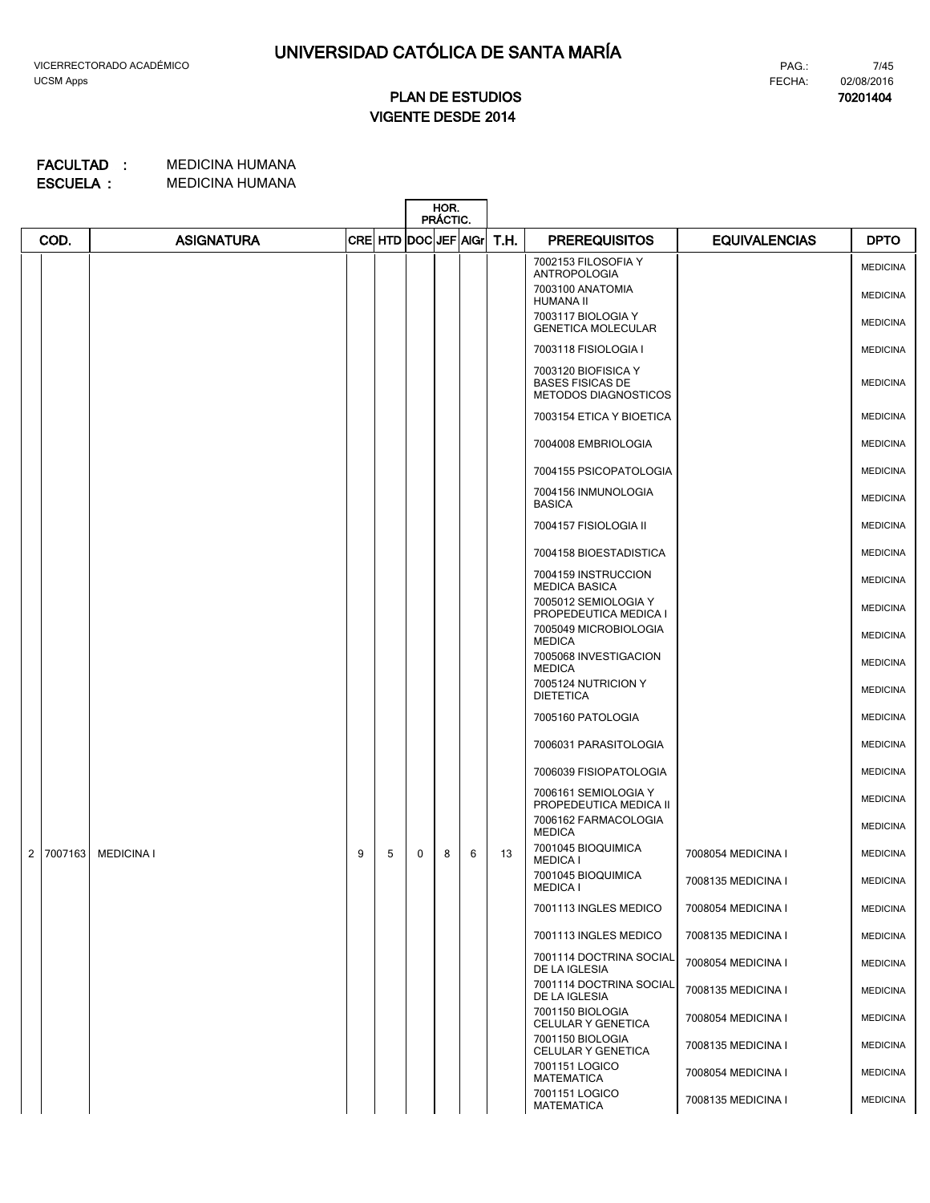# UNIVERSIDAD CATÓLICA DE SANTA MARÍA

VICERRECTORADO ACADÉMICO
UCSM Apps

FECHA: 02/08/2016
**70201404**

## PLAN DE ESTUDIOS
## VIGENTE DESDE 2014

**FACULTAD :** MEDICINA HUMANA
**ESCUELA :** MEDICINA HUMANA

| | COD. | ASIGNATURA | CRE | HTD | HOR. PRÁCTIC. DOC | JEF | AIGr | T.H. | PREREQUISITOS | EQUIVALENCIAS | DPTO |
|---|---|---|---|---|---|---|---|---|---|---|---|
| | | | | | | | | | 7002153 FILOSOFIA Y ANTROPOLOGIA | | MEDICINA |
| | | | | | | | | | 7003100 ANATOMIA HUMANA II | | MEDICINA |
| | | | | | | | | | 7003117 BIOLOGIA Y GENETICA MOLECULAR | | MEDICINA |
| | | | | | | | | | 7003118 FISIOLOGIA I | | MEDICINA |
| | | | | | | | | | 7003120 BIOFISICA Y BASES FISICAS DE METODOS DIAGNOSTICOS | | MEDICINA |
| | | | | | | | | | 7003154 ETICA Y BIOETICA | | MEDICINA |
| | | | | | | | | | 7004008 EMBRIOLOGIA | | MEDICINA |
| | | | | | | | | | 7004155 PSICOPATOLOGIA | | MEDICINA |
| | | | | | | | | | 7004156 INMUNOLOGIA BASICA | | MEDICINA |
| | | | | | | | | | 7004157 FISIOLOGIA II | | MEDICINA |
| | | | | | | | | | 7004158 BIOESTADISTICA | | MEDICINA |
| | | | | | | | | | 7004159 INSTRUCCION MEDICA BASICA | | MEDICINA |
| | | | | | | | | | 7005012 SEMIOLOGIA Y PROPEDEUTICA MEDICA I | | MEDICINA |
| | | | | | | | | | 7005049 MICROBIOLOGIA MEDICA | | MEDICINA |
| | | | | | | | | | 7005068 INVESTIGACION MEDICA | | MEDICINA |
| | | | | | | | | | 7005124 NUTRICION Y DIETETICA | | MEDICINA |
| | | | | | | | | | 7005160 PATOLOGIA | | MEDICINA |
| | | | | | | | | | 7006031 PARASITOLOGIA | | MEDICINA |
| | | | | | | | | | 7006039 FISIOPATOLOGIA | | MEDICINA |
| | | | | | | | | | 7006161 SEMIOLOGIA Y PROPEDEUTICA MEDICA II | | MEDICINA |
| | | | | | | | | | 7006162 FARMACOLOGIA MEDICA | | MEDICINA |
| 2 | 7007163 | MEDICINA I | 9 | 5 | 0 | 8 | 6 | 13 | 7001045 BIOQUIMICA MEDICA I | 7008054 MEDICINA I | MEDICINA |
| | | | | | | | | | 7001045 BIOQUIMICA MEDICA I | 7008135 MEDICINA I | MEDICINA |
| | | | | | | | | | 7001113 INGLES MEDICO | 7008054 MEDICINA I | MEDICINA |
| | | | | | | | | | 7001113 INGLES MEDICO | 7008135 MEDICINA I | MEDICINA |
| | | | | | | | | | 7001114 DOCTRINA SOCIAL DE LA IGLESIA | 7008054 MEDICINA I | MEDICINA |
| | | | | | | | | | 7001114 DOCTRINA SOCIAL DE LA IGLESIA | 7008135 MEDICINA I | MEDICINA |
| | | | | | | | | | 7001150 BIOLOGIA CELULAR Y GENETICA | 7008054 MEDICINA I | MEDICINA |
| | | | | | | | | | 7001150 BIOLOGIA CELULAR Y GENETICA | 7008135 MEDICINA I | MEDICINA |
| | | | | | | | | | 7001151 LOGICO MATEMATICA | 7008054 MEDICINA I | MEDICINA |
| | | | | | | | | | 7001151 LOGICO MATEMATICA | 7008135 MEDICINA I | MEDICINA |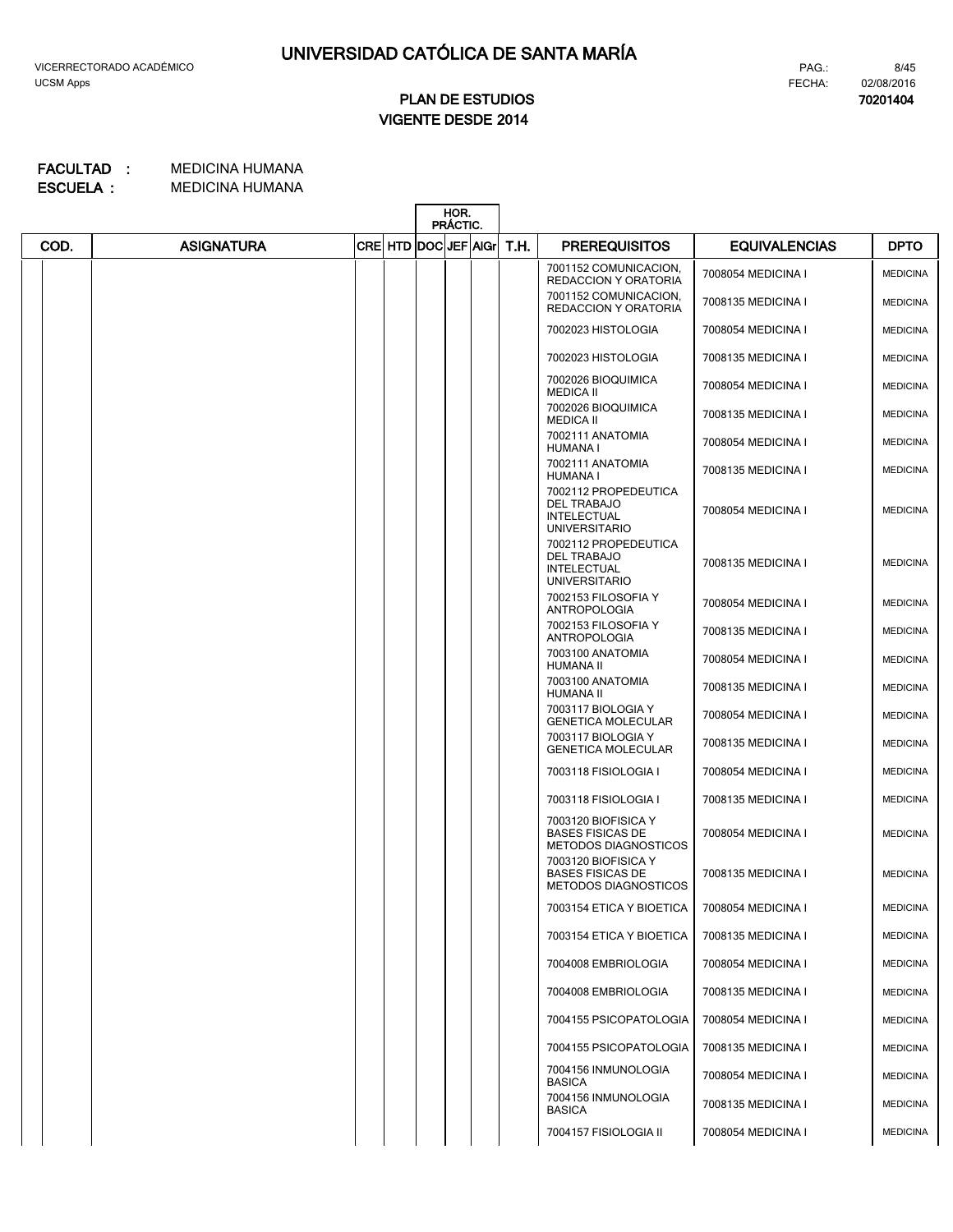# UNIVERSIDAD CATÓLICA DE SANTA MARÍA

VICERRECTORADO ACADÉMICO
UCSM Apps

FECHA: 02/08/2016
70201404

## PLAN DE ESTUDIOS
## VIGENTE DESDE 2014

**FACULTAD :** MEDICINA HUMANA
**ESCUELA :** MEDICINA HUMANA

| COD. | ASIGNATURA | CRE | HTD | HOR. PRÁCTIC. DOC | JEF | AIGr | T.H. | PREREQUISITOS | EQUIVALENCIAS | DPTO |
|---|---|---|---|---|---|---|---|---|---|---|
| | | | | | | | | 7001152 COMUNICACION, REDACCION Y ORATORIA | 7008054 MEDICINA I | MEDICINA |
| | | | | | | | | 7001152 COMUNICACION, REDACCION Y ORATORIA | 7008135 MEDICINA I | MEDICINA |
| | | | | | | | | 7002023 HISTOLOGIA | 7008054 MEDICINA I | MEDICINA |
| | | | | | | | | 7002023 HISTOLOGIA | 7008135 MEDICINA I | MEDICINA |
| | | | | | | | | 7002026 BIOQUIMICA MEDICA II | 7008054 MEDICINA I | MEDICINA |
| | | | | | | | | 7002026 BIOQUIMICA MEDICA II | 7008135 MEDICINA I | MEDICINA |
| | | | | | | | | 7002111 ANATOMIA HUMANA I | 7008054 MEDICINA I | MEDICINA |
| | | | | | | | | 7002111 ANATOMIA HUMANA I | 7008135 MEDICINA I | MEDICINA |
| | | | | | | | | 7002112 PROPEDEUTICA DEL TRABAJO INTELECTUAL UNIVERSITARIO | 7008054 MEDICINA I | MEDICINA |
| | | | | | | | | 7002112 PROPEDEUTICA DEL TRABAJO INTELECTUAL UNIVERSITARIO | 7008135 MEDICINA I | MEDICINA |
| | | | | | | | | 7002153 FILOSOFIA Y ANTROPOLOGIA | 7008054 MEDICINA I | MEDICINA |
| | | | | | | | | 7002153 FILOSOFIA Y ANTROPOLOGIA | 7008135 MEDICINA I | MEDICINA |
| | | | | | | | | 7003100 ANATOMIA HUMANA II | 7008054 MEDICINA I | MEDICINA |
| | | | | | | | | 7003100 ANATOMIA HUMANA II | 7008135 MEDICINA I | MEDICINA |
| | | | | | | | | 7003117 BIOLOGIA Y GENETICA MOLECULAR | 7008054 MEDICINA I | MEDICINA |
| | | | | | | | | 7003117 BIOLOGIA Y GENETICA MOLECULAR | 7008135 MEDICINA I | MEDICINA |
| | | | | | | | | 7003118 FISIOLOGIA I | 7008054 MEDICINA I | MEDICINA |
| | | | | | | | | 7003118 FISIOLOGIA I | 7008135 MEDICINA I | MEDICINA |
| | | | | | | | | 7003120 BIOFISICA Y BASES FISICAS DE METODOS DIAGNOSTICOS | 7008054 MEDICINA I | MEDICINA |
| | | | | | | | | 7003120 BIOFISICA Y BASES FISICAS DE METODOS DIAGNOSTICOS | 7008135 MEDICINA I | MEDICINA |
| | | | | | | | | 7003154 ETICA Y BIOETICA | 7008054 MEDICINA I | MEDICINA |
| | | | | | | | | 7003154 ETICA Y BIOETICA | 7008135 MEDICINA I | MEDICINA |
| | | | | | | | | 7004008 EMBRIOLOGIA | 7008054 MEDICINA I | MEDICINA |
| | | | | | | | | 7004008 EMBRIOLOGIA | 7008135 MEDICINA I | MEDICINA |
| | | | | | | | | 7004155 PSICOPATOLOGIA | 7008054 MEDICINA I | MEDICINA |
| | | | | | | | | 7004155 PSICOPATOLOGIA | 7008135 MEDICINA I | MEDICINA |
| | | | | | | | | 7004156 INMUNOLOGIA BASICA | 7008054 MEDICINA I | MEDICINA |
| | | | | | | | | 7004156 INMUNOLOGIA BASICA | 7008135 MEDICINA I | MEDICINA |
| | | | | | | | | 7004157 FISIOLOGIA II | 7008054 MEDICINA I | MEDICINA |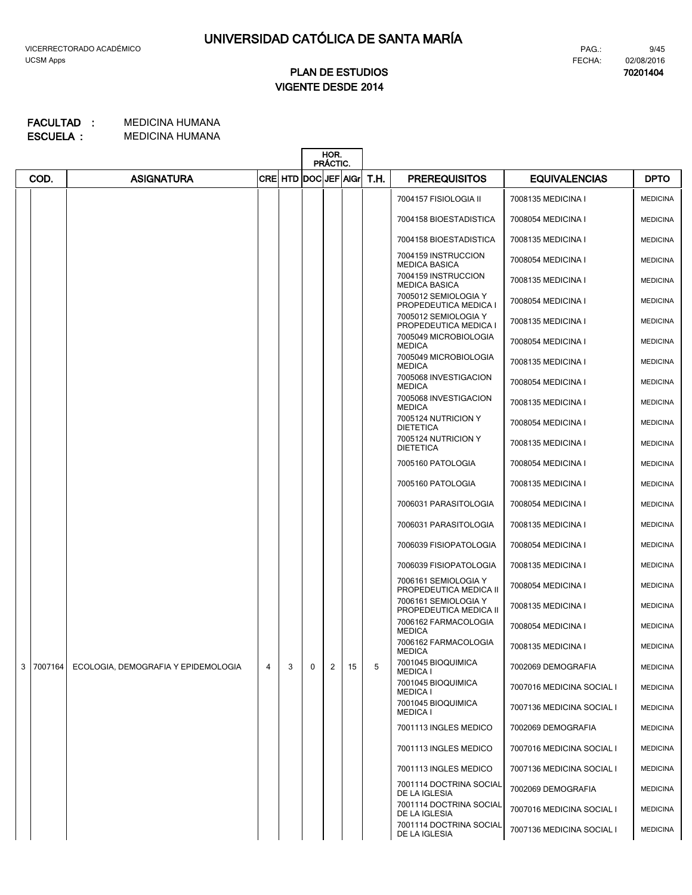# UNIVERSIDAD CATÓLICA DE SANTA MARÍA

VICERRECTORADO ACADÉMICO
UCSM Apps

PAG.: 9/45
FECHA: 02/08/2016

## PLAN DE ESTUDIOS
## VIGENTE DESDE 2014

**70201404**

**FACULTAD :** MEDICINA HUMANA
**ESCUELA :** MEDICINA HUMANA

| | COD. | ASIGNATURA | CRE | HTD | HOR. PRÁCTIC. DOC | JEF | AlGr | T.H. | PREREQUISITOS | EQUIVALENCIAS | DPTO |
|---|---|---|---|---|---|---|---|---|---|---|---|
| | | | | | | | | | 7004157 FISIOLOGIA II | 7008135 MEDICINA I | MEDICINA |
| | | | | | | | | | 7004158 BIOESTADISTICA | 7008054 MEDICINA I | MEDICINA |
| | | | | | | | | | 7004158 BIOESTADISTICA | 7008135 MEDICINA I | MEDICINA |
| | | | | | | | | | 7004159 INSTRUCCION MEDICA BASICA | 7008054 MEDICINA I | MEDICINA |
| | | | | | | | | | 7004159 INSTRUCCION MEDICA BASICA | 7008135 MEDICINA I | MEDICINA |
| | | | | | | | | | 7005012 SEMIOLOGIA Y PROPEDEUTICA MEDICA I | 7008054 MEDICINA I | MEDICINA |
| | | | | | | | | | 7005012 SEMIOLOGIA Y PROPEDEUTICA MEDICA I | 7008135 MEDICINA I | MEDICINA |
| | | | | | | | | | 7005049 MICROBIOLOGIA MEDICA | 7008054 MEDICINA I | MEDICINA |
| | | | | | | | | | 7005049 MICROBIOLOGIA MEDICA | 7008135 MEDICINA I | MEDICINA |
| | | | | | | | | | 7005068 INVESTIGACION MEDICA | 7008054 MEDICINA I | MEDICINA |
| | | | | | | | | | 7005068 INVESTIGACION MEDICA | 7008135 MEDICINA I | MEDICINA |
| | | | | | | | | | 7005124 NUTRICION Y DIETETICA | 7008054 MEDICINA I | MEDICINA |
| | | | | | | | | | 7005124 NUTRICION Y DIETETICA | 7008135 MEDICINA I | MEDICINA |
| | | | | | | | | | 7005160 PATOLOGIA | 7008054 MEDICINA I | MEDICINA |
| | | | | | | | | | 7005160 PATOLOGIA | 7008135 MEDICINA I | MEDICINA |
| | | | | | | | | | 7006031 PARASITOLOGIA | 7008054 MEDICINA I | MEDICINA |
| | | | | | | | | | 7006031 PARASITOLOGIA | 7008135 MEDICINA I | MEDICINA |
| | | | | | | | | | 7006039 FISIOPATOLOGIA | 7008054 MEDICINA I | MEDICINA |
| | | | | | | | | | 7006039 FISIOPATOLOGIA | 7008135 MEDICINA I | MEDICINA |
| | | | | | | | | | 7006161 SEMIOLOGIA Y PROPEDEUTICA MEDICA II | 7008054 MEDICINA I | MEDICINA |
| | | | | | | | | | 7006161 SEMIOLOGIA Y PROPEDEUTICA MEDICA II | 7008135 MEDICINA I | MEDICINA |
| | | | | | | | | | 7006162 FARMACOLOGIA MEDICA | 7008054 MEDICINA I | MEDICINA |
| | | | | | | | | | 7006162 FARMACOLOGIA MEDICA | 7008135 MEDICINA I | MEDICINA |
| 3 | 7007164 | ECOLOGIA, DEMOGRAFIA Y EPIDEMOLOGIA | 4 | 3 | 0 | 2 | 15 | 5 | 7001045 BIOQUIMICA MEDICA I | 7002069 DEMOGRAFIA | MEDICINA |
| | | | | | | | | | 7001045 BIOQUIMICA MEDICA I | 7007016 MEDICINA SOCIAL I | MEDICINA |
| | | | | | | | | | 7001045 BIOQUIMICA MEDICA I | 7007136 MEDICINA SOCIAL I | MEDICINA |
| | | | | | | | | | 7001113 INGLES MEDICO | 7002069 DEMOGRAFIA | MEDICINA |
| | | | | | | | | | 7001113 INGLES MEDICO | 7007016 MEDICINA SOCIAL I | MEDICINA |
| | | | | | | | | | 7001113 INGLES MEDICO | 7007136 MEDICINA SOCIAL I | MEDICINA |
| | | | | | | | | | 7001114 DOCTRINA SOCIAL DE LA IGLESIA | 7002069 DEMOGRAFIA | MEDICINA |
| | | | | | | | | | 7001114 DOCTRINA SOCIAL DE LA IGLESIA | 7007016 MEDICINA SOCIAL I | MEDICINA |
| | | | | | | | | | 7001114 DOCTRINA SOCIAL DE LA IGLESIA | 7007136 MEDICINA SOCIAL I | MEDICINA |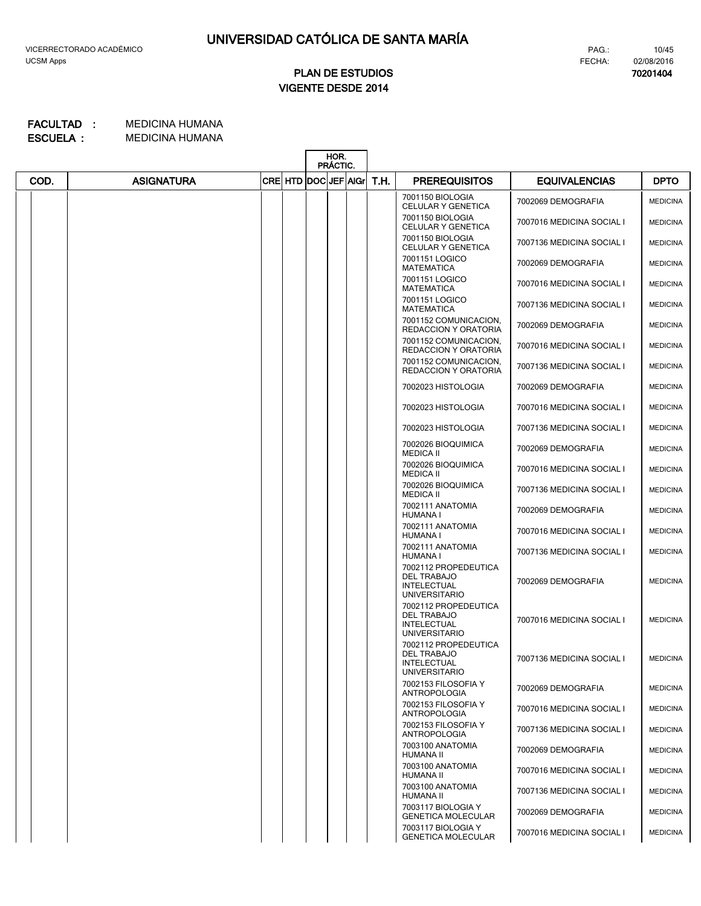# UNIVERSIDAD CATÓLICA DE SANTA MARÍA

VICERRECTORADO ACADÉMICO
UCSM Apps

PAG.: 10/45
FECHA: 02/08/2016
**70201404**

## PLAN DE ESTUDIOS
## VIGENTE DESDE 2014

**FACULTAD :** MEDICINA HUMANA
**ESCUELA :** MEDICINA HUMANA

| COD. | ASIGNATURA | CRE | HTD | HOR. PRÁCTIC. DOC | JEF | AlGr | T.H. | PREREQUISITOS | EQUIVALENCIAS | DPTO |
|---|---|---|---|---|---|---|---|---|---|---|
| | | | | | | | | 7001150 BIOLOGIA CELULAR Y GENETICA | 7002069 DEMOGRAFIA | MEDICINA |
| | | | | | | | | 7001150 BIOLOGIA CELULAR Y GENETICA | 7007016 MEDICINA SOCIAL I | MEDICINA |
| | | | | | | | | 7001150 BIOLOGIA CELULAR Y GENETICA | 7007136 MEDICINA SOCIAL I | MEDICINA |
| | | | | | | | | 7001151 LOGICO MATEMATICA | 7002069 DEMOGRAFIA | MEDICINA |
| | | | | | | | | 7001151 LOGICO MATEMATICA | 7007016 MEDICINA SOCIAL I | MEDICINA |
| | | | | | | | | 7001151 LOGICO MATEMATICA | 7007136 MEDICINA SOCIAL I | MEDICINA |
| | | | | | | | | 7001152 COMUNICACION, REDACCION Y ORATORIA | 7002069 DEMOGRAFIA | MEDICINA |
| | | | | | | | | 7001152 COMUNICACION, REDACCION Y ORATORIA | 7007016 MEDICINA SOCIAL I | MEDICINA |
| | | | | | | | | 7001152 COMUNICACION, REDACCION Y ORATORIA | 7007136 MEDICINA SOCIAL I | MEDICINA |
| | | | | | | | | 7002023 HISTOLOGIA | 7002069 DEMOGRAFIA | MEDICINA |
| | | | | | | | | 7002023 HISTOLOGIA | 7007016 MEDICINA SOCIAL I | MEDICINA |
| | | | | | | | | 7002023 HISTOLOGIA | 7007136 MEDICINA SOCIAL I | MEDICINA |
| | | | | | | | | 7002026 BIOQUIMICA MEDICA II | 7002069 DEMOGRAFIA | MEDICINA |
| | | | | | | | | 7002026 BIOQUIMICA MEDICA II | 7007016 MEDICINA SOCIAL I | MEDICINA |
| | | | | | | | | 7002026 BIOQUIMICA MEDICA II | 7007136 MEDICINA SOCIAL I | MEDICINA |
| | | | | | | | | 7002111 ANATOMIA HUMANA I | 7002069 DEMOGRAFIA | MEDICINA |
| | | | | | | | | 7002111 ANATOMIA HUMANA I | 7007016 MEDICINA SOCIAL I | MEDICINA |
| | | | | | | | | 7002111 ANATOMIA HUMANA I | 7007136 MEDICINA SOCIAL I | MEDICINA |
| | | | | | | | | 7002112 PROPEDEUTICA DEL TRABAJO INTELECTUAL UNIVERSITARIO | 7002069 DEMOGRAFIA | MEDICINA |
| | | | | | | | | 7002112 PROPEDEUTICA DEL TRABAJO INTELECTUAL UNIVERSITARIO | 7007016 MEDICINA SOCIAL I | MEDICINA |
| | | | | | | | | 7002112 PROPEDEUTICA DEL TRABAJO INTELECTUAL UNIVERSITARIO | 7007136 MEDICINA SOCIAL I | MEDICINA |
| | | | | | | | | 7002153 FILOSOFIA Y ANTROPOLOGIA | 7002069 DEMOGRAFIA | MEDICINA |
| | | | | | | | | 7002153 FILOSOFIA Y ANTROPOLOGIA | 7007016 MEDICINA SOCIAL I | MEDICINA |
| | | | | | | | | 7002153 FILOSOFIA Y ANTROPOLOGIA | 7007136 MEDICINA SOCIAL I | MEDICINA |
| | | | | | | | | 7003100 ANATOMIA HUMANA II | 7002069 DEMOGRAFIA | MEDICINA |
| | | | | | | | | 7003100 ANATOMIA HUMANA II | 7007016 MEDICINA SOCIAL I | MEDICINA |
| | | | | | | | | 7003100 ANATOMIA HUMANA II | 7007136 MEDICINA SOCIAL I | MEDICINA |
| | | | | | | | | 7003117 BIOLOGIA Y GENETICA MOLECULAR | 7002069 DEMOGRAFIA | MEDICINA |
| | | | | | | | | 7003117 BIOLOGIA Y GENETICA MOLECULAR | 7007016 MEDICINA SOCIAL I | MEDICINA |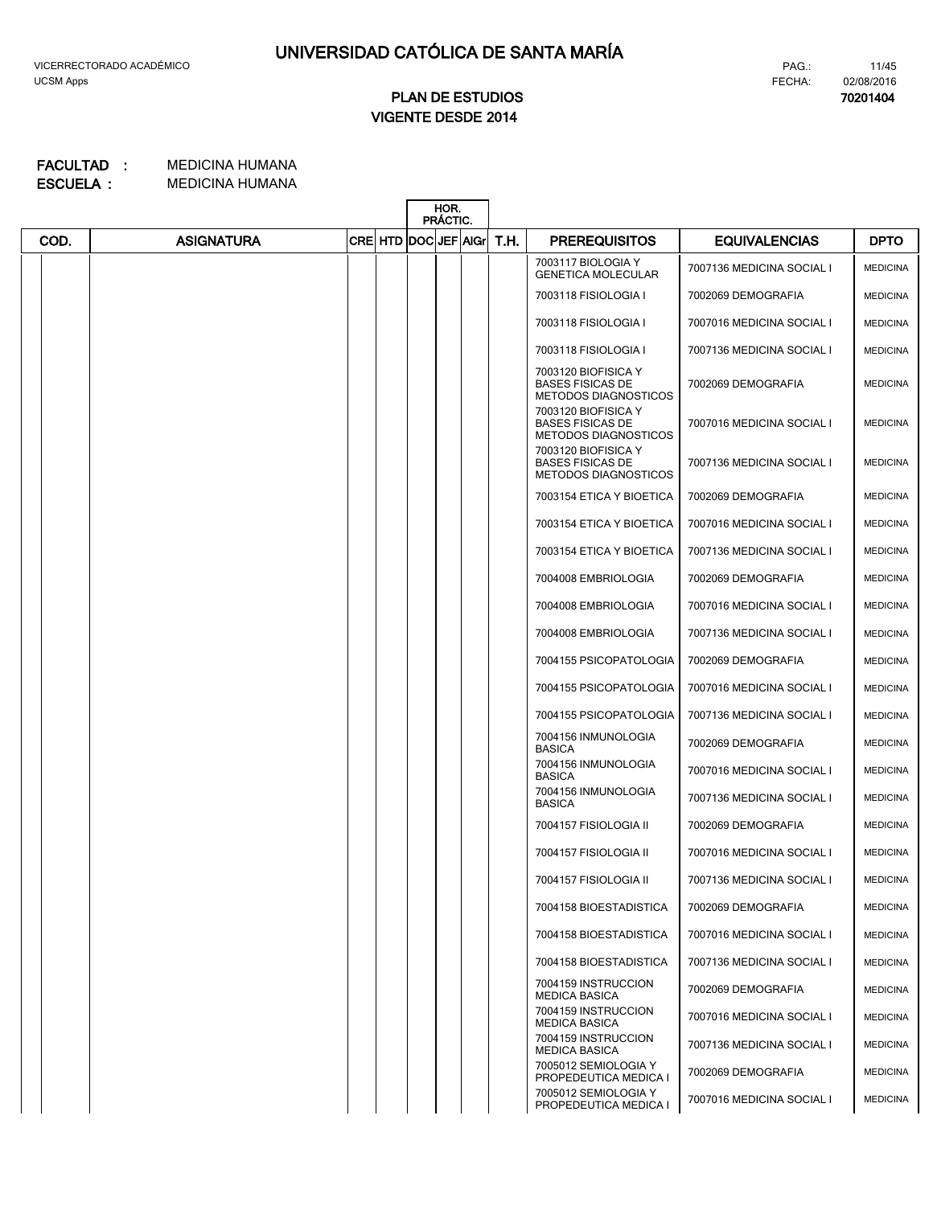# UNIVERSIDAD CATÓLICA DE SANTA MARÍA

VICERRECTORADO ACADÉMICO
UCSM Apps

PAG.: 11/45
FECHA: 02/08/2016

## PLAN DE ESTUDIOS
## VIGENTE DESDE 2014

**70201404**

**FACULTAD :** MEDICINA HUMANA
**ESCUELA :** MEDICINA HUMANA

| COD. | ASIGNATURA | CRE | HTD | HOR. PRÁCTIC. DOC | JEF | AlGr | T.H. | PREREQUISITOS | EQUIVALENCIAS | DPTO |
|---|---|---|---|---|---|---|---|---|---|---|
| | | | | | | | | 7003117 BIOLOGIA Y GENETICA MOLECULAR | 7007136 MEDICINA SOCIAL I | MEDICINA |
| | | | | | | | | 7003118 FISIOLOGIA I | 7002069 DEMOGRAFIA | MEDICINA |
| | | | | | | | | 7003118 FISIOLOGIA I | 7007016 MEDICINA SOCIAL I | MEDICINA |
| | | | | | | | | 7003118 FISIOLOGIA I | 7007136 MEDICINA SOCIAL I | MEDICINA |
| | | | | | | | | 7003120 BIOFISICA Y BASES FISICAS DE METODOS DIAGNOSTICOS | 7002069 DEMOGRAFIA | MEDICINA |
| | | | | | | | | 7003120 BIOFISICA Y BASES FISICAS DE METODOS DIAGNOSTICOS | 7007016 MEDICINA SOCIAL I | MEDICINA |
| | | | | | | | | 7003120 BIOFISICA Y BASES FISICAS DE METODOS DIAGNOSTICOS | 7007136 MEDICINA SOCIAL I | MEDICINA |
| | | | | | | | | 7003154 ETICA Y BIOETICA | 7002069 DEMOGRAFIA | MEDICINA |
| | | | | | | | | 7003154 ETICA Y BIOETICA | 7007016 MEDICINA SOCIAL I | MEDICINA |
| | | | | | | | | 7003154 ETICA Y BIOETICA | 7007136 MEDICINA SOCIAL I | MEDICINA |
| | | | | | | | | 7004008 EMBRIOLOGIA | 7002069 DEMOGRAFIA | MEDICINA |
| | | | | | | | | 7004008 EMBRIOLOGIA | 7007016 MEDICINA SOCIAL I | MEDICINA |
| | | | | | | | | 7004008 EMBRIOLOGIA | 7007136 MEDICINA SOCIAL I | MEDICINA |
| | | | | | | | | 7004155 PSICOPATOLOGIA | 7002069 DEMOGRAFIA | MEDICINA |
| | | | | | | | | 7004155 PSICOPATOLOGIA | 7007016 MEDICINA SOCIAL I | MEDICINA |
| | | | | | | | | 7004155 PSICOPATOLOGIA | 7007136 MEDICINA SOCIAL I | MEDICINA |
| | | | | | | | | 7004156 INMUNOLOGIA BASICA | 7002069 DEMOGRAFIA | MEDICINA |
| | | | | | | | | 7004156 INMUNOLOGIA BASICA | 7007016 MEDICINA SOCIAL I | MEDICINA |
| | | | | | | | | 7004156 INMUNOLOGIA BASICA | 7007136 MEDICINA SOCIAL I | MEDICINA |
| | | | | | | | | 7004157 FISIOLOGIA II | 7002069 DEMOGRAFIA | MEDICINA |
| | | | | | | | | 7004157 FISIOLOGIA II | 7007016 MEDICINA SOCIAL I | MEDICINA |
| | | | | | | | | 7004157 FISIOLOGIA II | 7007136 MEDICINA SOCIAL I | MEDICINA |
| | | | | | | | | 7004158 BIOESTADISTICA | 7002069 DEMOGRAFIA | MEDICINA |
| | | | | | | | | 7004158 BIOESTADISTICA | 7007016 MEDICINA SOCIAL I | MEDICINA |
| | | | | | | | | 7004158 BIOESTADISTICA | 7007136 MEDICINA SOCIAL I | MEDICINA |
| | | | | | | | | 7004159 INSTRUCCION MEDICA BASICA | 7002069 DEMOGRAFIA | MEDICINA |
| | | | | | | | | 7004159 INSTRUCCION MEDICA BASICA | 7007016 MEDICINA SOCIAL I | MEDICINA |
| | | | | | | | | 7004159 INSTRUCCION MEDICA BASICA | 7007136 MEDICINA SOCIAL I | MEDICINA |
| | | | | | | | | 7005012 SEMIOLOGIA Y PROPEDEUTICA MEDICA I | 7002069 DEMOGRAFIA | MEDICINA |
| | | | | | | | | 7005012 SEMIOLOGIA Y PROPEDEUTICA MEDICA I | 7007016 MEDICINA SOCIAL I | MEDICINA |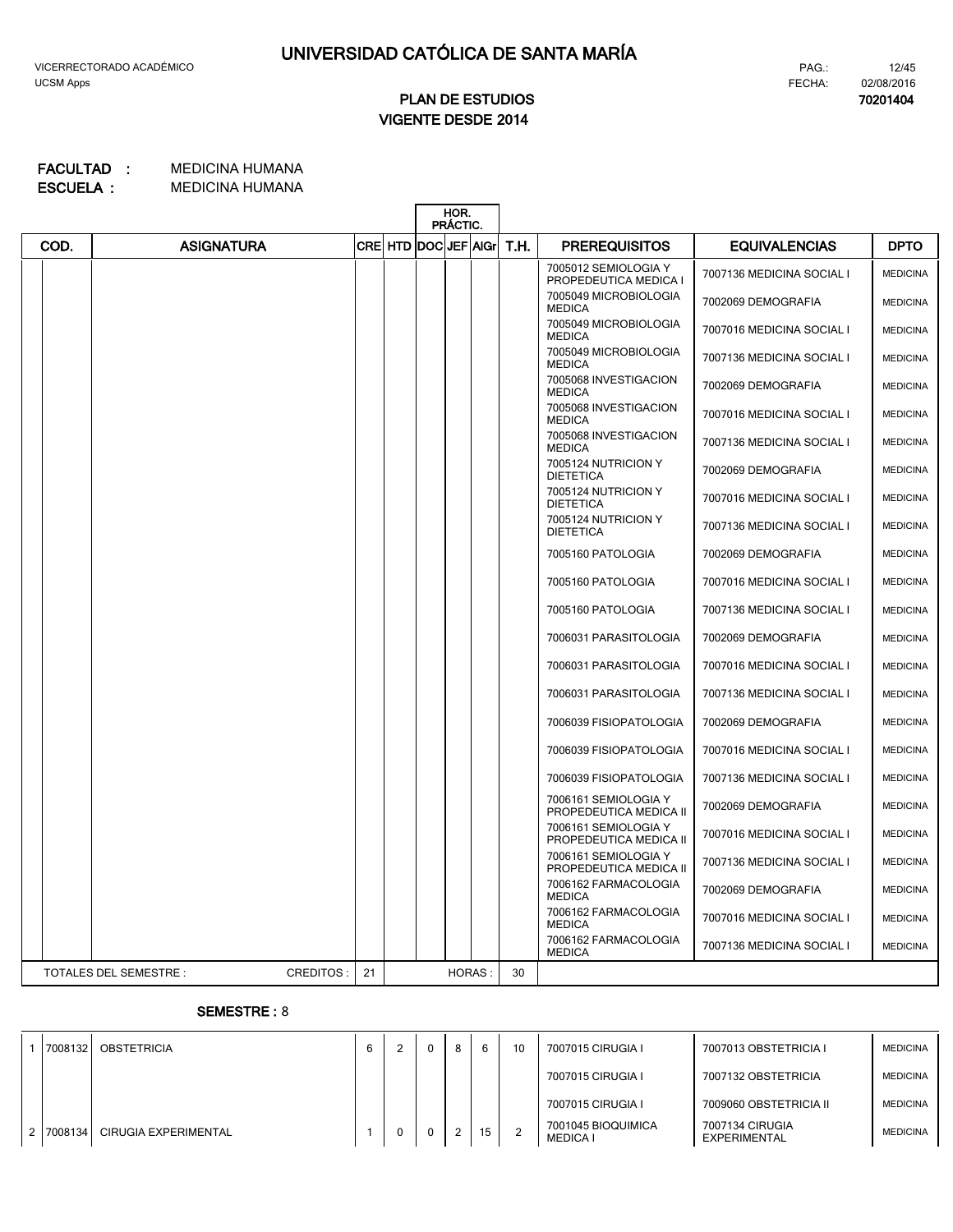# UNIVERSIDAD CATÓLICA DE SANTA MARÍA

VICERRECTORADO ACADÉMICO
UCSM Apps

PAG.: 12/45
FECHA: 02/08/2016
**70201404**

## PLAN DE ESTUDIOS
## VIGENTE DESDE 2014

**FACULTAD :** MEDICINA HUMANA
**ESCUELA :** MEDICINA HUMANA

| | COD. | ASIGNATURA | CRE | HTD | HOR. PRÁCTIC. DOC | JEF | AlGr | T.H. | PREREQUISITOS | EQUIVALENCIAS | DPTO |
|---|---|---|---|---|---|---|---|---|---|---|---|
| | | | | | | | | | 7005012 SEMIOLOGIA Y PROPEDEUTICA MEDICA I | 7007136 MEDICINA SOCIAL I | MEDICINA |
| | | | | | | | | | 7005049 MICROBIOLOGIA MEDICA | 7002069 DEMOGRAFIA | MEDICINA |
| | | | | | | | | | 7005049 MICROBIOLOGIA MEDICA | 7007016 MEDICINA SOCIAL I | MEDICINA |
| | | | | | | | | | 7005049 MICROBIOLOGIA MEDICA | 7007136 MEDICINA SOCIAL I | MEDICINA |
| | | | | | | | | | 7005068 INVESTIGACION MEDICA | 7002069 DEMOGRAFIA | MEDICINA |
| | | | | | | | | | 7005068 INVESTIGACION MEDICA | 7007016 MEDICINA SOCIAL I | MEDICINA |
| | | | | | | | | | 7005068 INVESTIGACION MEDICA | 7007136 MEDICINA SOCIAL I | MEDICINA |
| | | | | | | | | | 7005124 NUTRICION Y DIETETICA | 7002069 DEMOGRAFIA | MEDICINA |
| | | | | | | | | | 7005124 NUTRICION Y DIETETICA | 7007016 MEDICINA SOCIAL I | MEDICINA |
| | | | | | | | | | 7005124 NUTRICION Y DIETETICA | 7007136 MEDICINA SOCIAL I | MEDICINA |
| | | | | | | | | | 7005160 PATOLOGIA | 7002069 DEMOGRAFIA | MEDICINA |
| | | | | | | | | | 7005160 PATOLOGIA | 7007016 MEDICINA SOCIAL I | MEDICINA |
| | | | | | | | | | 7005160 PATOLOGIA | 7007136 MEDICINA SOCIAL I | MEDICINA |
| | | | | | | | | | 7006031 PARASITOLOGIA | 7002069 DEMOGRAFIA | MEDICINA |
| | | | | | | | | | 7006031 PARASITOLOGIA | 7007016 MEDICINA SOCIAL I | MEDICINA |
| | | | | | | | | | 7006031 PARASITOLOGIA | 7007136 MEDICINA SOCIAL I | MEDICINA |
| | | | | | | | | | 7006039 FISIOPATOLOGIA | 7002069 DEMOGRAFIA | MEDICINA |
| | | | | | | | | | 7006039 FISIOPATOLOGIA | 7007016 MEDICINA SOCIAL I | MEDICINA |
| | | | | | | | | | 7006039 FISIOPATOLOGIA | 7007136 MEDICINA SOCIAL I | MEDICINA |
| | | | | | | | | | 7006161 SEMIOLOGIA Y PROPEDEUTICA MEDICA II | 7002069 DEMOGRAFIA | MEDICINA |
| | | | | | | | | | 7006161 SEMIOLOGIA Y PROPEDEUTICA MEDICA II | 7007016 MEDICINA SOCIAL I | MEDICINA |
| | | | | | | | | | 7006161 SEMIOLOGIA Y PROPEDEUTICA MEDICA II | 7007136 MEDICINA SOCIAL I | MEDICINA |
| | | | | | | | | | 7006162 FARMACOLOGIA MEDICA | 7002069 DEMOGRAFIA | MEDICINA |
| | | | | | | | | | 7006162 FARMACOLOGIA MEDICA | 7007016 MEDICINA SOCIAL I | MEDICINA |
| | | | | | | | | | 7006162 FARMACOLOGIA MEDICA | 7007136 MEDICINA SOCIAL I | MEDICINA |
| | TOTALES DEL SEMESTRE : | CREDITOS : | 21 | | | HORAS : | | 30 | | | |

**SEMESTRE :** 8

| | COD. | ASIGNATURA | CRE | HTD | DOC | JEF | AlGr | T.H. | PREREQUISITOS | EQUIVALENCIAS | DPTO |
|---|---|---|---|---|---|---|---|---|---|---|---|
| 1 | 7008132 | OBSTETRICIA | 6 | 2 | 0 | 8 | 6 | 10 | 7007015 CIRUGIA I | 7007013 OBSTETRICIA I | MEDICINA |
| | | | | | | | | | 7007015 CIRUGIA I | 7007132 OBSTETRICIA | MEDICINA |
| | | | | | | | | | 7007015 CIRUGIA I | 7009060 OBSTETRICIA II | MEDICINA |
| 2 | 7008134 | CIRUGIA EXPERIMENTAL | 1 | 0 | 0 | 2 | 15 | 2 | 7001045 BIOQUIMICA MEDICA I | 7007134 CIRUGIA EXPERIMENTAL | MEDICINA |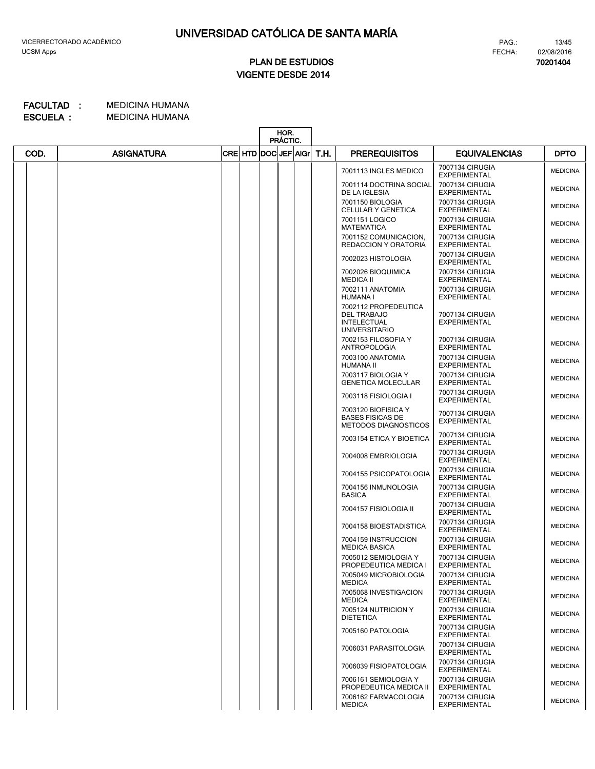# UNIVERSIDAD CATÓLICA DE SANTA MARÍA

VICERRECTORADO ACADÉMICO
UCSM Apps

PAG.: 13/45
FECHA: 02/08/2016
**70201404**

## PLAN DE ESTUDIOS
## VIGENTE DESDE 2014

**FACULTAD :** MEDICINA HUMANA
**ESCUELA :** MEDICINA HUMANA

| COD. | ASIGNATURA | CRE | HTD | HOR. PRÁCTIC. DOC | JEF | AIGr | T.H. | PREREQUISITOS | EQUIVALENCIAS | DPTO |
|---|---|---|---|---|---|---|---|---|---|---|
| | | | | | | | | 7001113 INGLES MEDICO | 7007134 CIRUGIA EXPERIMENTAL | MEDICINA |
| | | | | | | | | 7001114 DOCTRINA SOCIAL DE LA IGLESIA | 7007134 CIRUGIA EXPERIMENTAL | MEDICINA |
| | | | | | | | | 7001150 BIOLOGIA CELULAR Y GENETICA | 7007134 CIRUGIA EXPERIMENTAL | MEDICINA |
| | | | | | | | | 7001151 LOGICO MATEMATICA | 7007134 CIRUGIA EXPERIMENTAL | MEDICINA |
| | | | | | | | | 7001152 COMUNICACION, REDACCION Y ORATORIA | 7007134 CIRUGIA EXPERIMENTAL | MEDICINA |
| | | | | | | | | 7002023 HISTOLOGIA | 7007134 CIRUGIA EXPERIMENTAL | MEDICINA |
| | | | | | | | | 7002026 BIOQUIMICA MEDICA II | 7007134 CIRUGIA EXPERIMENTAL | MEDICINA |
| | | | | | | | | 7002111 ANATOMIA HUMANA I | 7007134 CIRUGIA EXPERIMENTAL | MEDICINA |
| | | | | | | | | 7002112 PROPEDEUTICA DEL TRABAJO INTELECTUAL UNIVERSITARIO | 7007134 CIRUGIA EXPERIMENTAL | MEDICINA |
| | | | | | | | | 7002153 FILOSOFIA Y ANTROPOLOGIA | 7007134 CIRUGIA EXPERIMENTAL | MEDICINA |
| | | | | | | | | 7003100 ANATOMIA HUMANA II | 7007134 CIRUGIA EXPERIMENTAL | MEDICINA |
| | | | | | | | | 7003117 BIOLOGIA Y GENETICA MOLECULAR | 7007134 CIRUGIA EXPERIMENTAL | MEDICINA |
| | | | | | | | | 7003118 FISIOLOGIA I | 7007134 CIRUGIA EXPERIMENTAL | MEDICINA |
| | | | | | | | | 7003120 BIOFISICA Y BASES FISICAS DE METODOS DIAGNOSTICOS | 7007134 CIRUGIA EXPERIMENTAL | MEDICINA |
| | | | | | | | | 7003154 ETICA Y BIOETICA | 7007134 CIRUGIA EXPERIMENTAL | MEDICINA |
| | | | | | | | | 7004008 EMBRIOLOGIA | 7007134 CIRUGIA EXPERIMENTAL | MEDICINA |
| | | | | | | | | 7004155 PSICOPATOLOGIA | 7007134 CIRUGIA EXPERIMENTAL | MEDICINA |
| | | | | | | | | 7004156 INMUNOLOGIA BASICA | 7007134 CIRUGIA EXPERIMENTAL | MEDICINA |
| | | | | | | | | 7004157 FISIOLOGIA II | 7007134 CIRUGIA EXPERIMENTAL | MEDICINA |
| | | | | | | | | 7004158 BIOESTADISTICA | 7007134 CIRUGIA EXPERIMENTAL | MEDICINA |
| | | | | | | | | 7004159 INSTRUCCION MEDICA BASICA | 7007134 CIRUGIA EXPERIMENTAL | MEDICINA |
| | | | | | | | | 7005012 SEMIOLOGIA Y PROPEDEUTICA MEDICA I | 7007134 CIRUGIA EXPERIMENTAL | MEDICINA |
| | | | | | | | | 7005049 MICROBIOLOGIA MEDICA | 7007134 CIRUGIA EXPERIMENTAL | MEDICINA |
| | | | | | | | | 7005068 INVESTIGACION MEDICA | 7007134 CIRUGIA EXPERIMENTAL | MEDICINA |
| | | | | | | | | 7005124 NUTRICION Y DIETETICA | 7007134 CIRUGIA EXPERIMENTAL | MEDICINA |
| | | | | | | | | 7005160 PATOLOGIA | 7007134 CIRUGIA EXPERIMENTAL | MEDICINA |
| | | | | | | | | 7006031 PARASITOLOGIA | 7007134 CIRUGIA EXPERIMENTAL | MEDICINA |
| | | | | | | | | 7006039 FISIOPATOLOGIA | 7007134 CIRUGIA EXPERIMENTAL | MEDICINA |
| | | | | | | | | 7006161 SEMIOLOGIA Y PROPEDEUTICA MEDICA II | 7007134 CIRUGIA EXPERIMENTAL | MEDICINA |
| | | | | | | | | 7006162 FARMACOLOGIA MEDICA | 7007134 CIRUGIA EXPERIMENTAL | MEDICINA |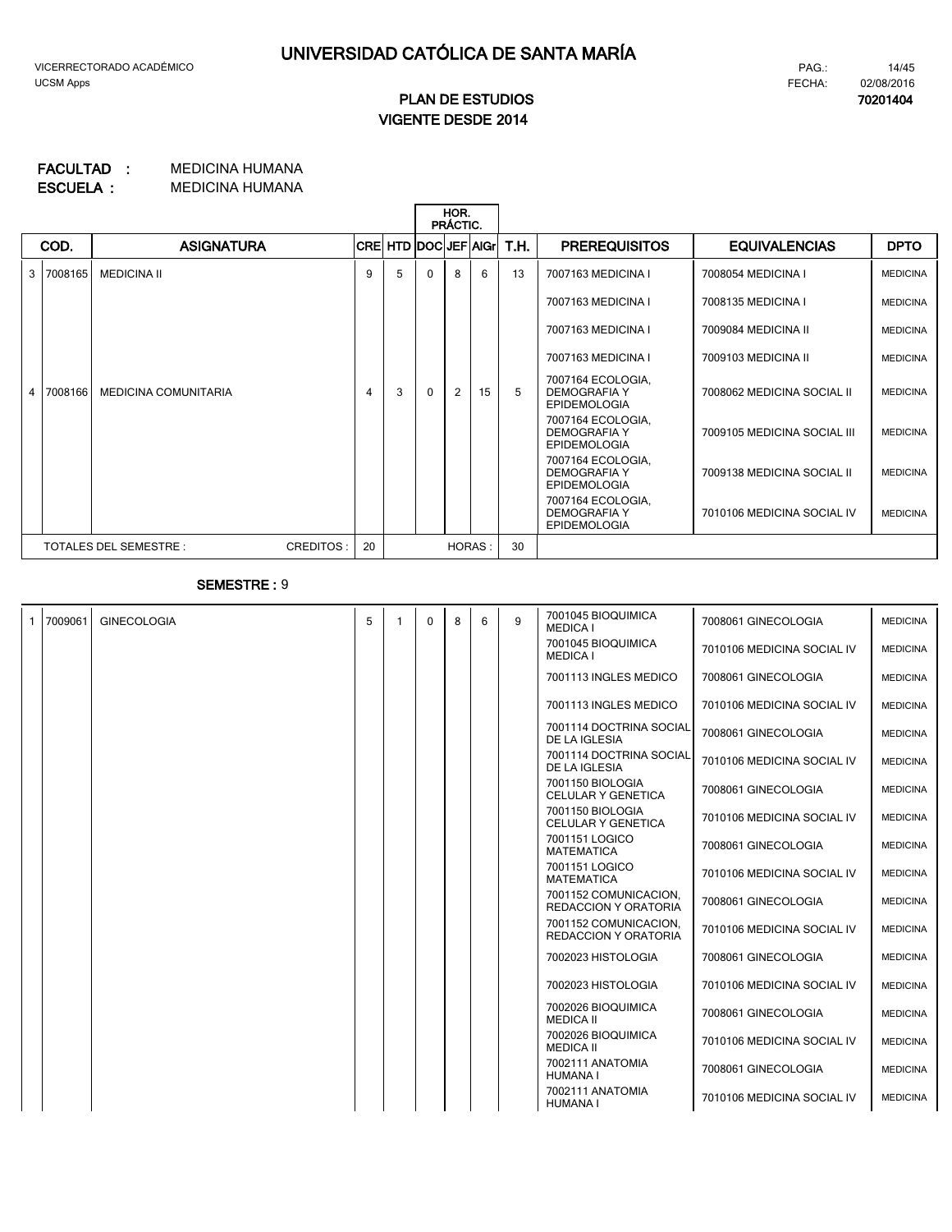# UNIVERSIDAD CATÓLICA DE SANTA MARÍA

VICERRECTORADO ACADÉMICO
UCSM Apps

FECHA: 02/08/2016

## PLAN DE ESTUDIOS
## VIGENTE DESDE 2014

**70201404**

**FACULTAD :** MEDICINA HUMANA
**ESCUELA :** MEDICINA HUMANA

| | COD. | ASIGNATURA | CRE | HTD | HOR. PRÁCTIC. DOC | JEF | AlGr | T.H. | PREREQUISITOS | EQUIVALENCIAS | DPTO |
|---|---|---|---|---|---|---|---|---|---|---|---|
| 3 | 7008165 | MEDICINA II | 9 | 5 | 0 | 8 | 6 | 13 | 7007163 MEDICINA I | 7008054 MEDICINA I | MEDICINA |
| | | | | | | | | | 7007163 MEDICINA I | 7008135 MEDICINA I | MEDICINA |
| | | | | | | | | | 7007163 MEDICINA I | 7009084 MEDICINA II | MEDICINA |
| | | | | | | | | | 7007163 MEDICINA I | 7009103 MEDICINA II | MEDICINA |
| 4 | 7008166 | MEDICINA COMUNITARIA | 4 | 3 | 0 | 2 | 15 | 5 | 7007164 ECOLOGIA, DEMOGRAFIA Y EPIDEMOLOGIA | 7008062 MEDICINA SOCIAL II | MEDICINA |
| | | | | | | | | | 7007164 ECOLOGIA, DEMOGRAFIA Y EPIDEMOLOGIA | 7009105 MEDICINA SOCIAL III | MEDICINA |
| | | | | | | | | | 7007164 ECOLOGIA, DEMOGRAFIA Y EPIDEMOLOGIA | 7009138 MEDICINA SOCIAL II | MEDICINA |
| | | | | | | | | | 7007164 ECOLOGIA, DEMOGRAFIA Y EPIDEMOLOGIA | 7010106 MEDICINA SOCIAL IV | MEDICINA |
| | TOTALES DEL SEMESTRE : | CREDITOS : | 20 | | | HORAS : | | 30 | | | |

**SEMESTRE :** 9

| | COD. | ASIGNATURA | CRE | HTD | DOC | JEF | AlGr | T.H. | PREREQUISITOS | EQUIVALENCIAS | DPTO |
|---|---|---|---|---|---|---|---|---|---|---|---|
| 1 | 7009061 | GINECOLOGIA | 5 | 1 | 0 | 8 | 6 | 9 | 7001045 BIOQUIMICA MEDICA I | 7008061 GINECOLOGIA | MEDICINA |
| | | | | | | | | | 7001045 BIOQUIMICA MEDICA I | 7010106 MEDICINA SOCIAL IV | MEDICINA |
| | | | | | | | | | 7001113 INGLES MEDICO | 7008061 GINECOLOGIA | MEDICINA |
| | | | | | | | | | 7001113 INGLES MEDICO | 7010106 MEDICINA SOCIAL IV | MEDICINA |
| | | | | | | | | | 7001114 DOCTRINA SOCIAL DE LA IGLESIA | 7008061 GINECOLOGIA | MEDICINA |
| | | | | | | | | | 7001114 DOCTRINA SOCIAL DE LA IGLESIA | 7010106 MEDICINA SOCIAL IV | MEDICINA |
| | | | | | | | | | 7001150 BIOLOGIA CELULAR Y GENETICA | 7008061 GINECOLOGIA | MEDICINA |
| | | | | | | | | | 7001150 BIOLOGIA CELULAR Y GENETICA | 7010106 MEDICINA SOCIAL IV | MEDICINA |
| | | | | | | | | | 7001151 LOGICO MATEMATICA | 7008061 GINECOLOGIA | MEDICINA |
| | | | | | | | | | 7001151 LOGICO MATEMATICA | 7010106 MEDICINA SOCIAL IV | MEDICINA |
| | | | | | | | | | 7001152 COMUNICACION, REDACCION Y ORATORIA | 7008061 GINECOLOGIA | MEDICINA |
| | | | | | | | | | 7001152 COMUNICACION, REDACCION Y ORATORIA | 7010106 MEDICINA SOCIAL IV | MEDICINA |
| | | | | | | | | | 7002023 HISTOLOGIA | 7008061 GINECOLOGIA | MEDICINA |
| | | | | | | | | | 7002023 HISTOLOGIA | 7010106 MEDICINA SOCIAL IV | MEDICINA |
| | | | | | | | | | 7002026 BIOQUIMICA MEDICA II | 7008061 GINECOLOGIA | MEDICINA |
| | | | | | | | | | 7002026 BIOQUIMICA MEDICA II | 7010106 MEDICINA SOCIAL IV | MEDICINA |
| | | | | | | | | | 7002111 ANATOMIA HUMANA I | 7008061 GINECOLOGIA | MEDICINA |
| | | | | | | | | | 7002111 ANATOMIA HUMANA I | 7010106 MEDICINA SOCIAL IV | MEDICINA |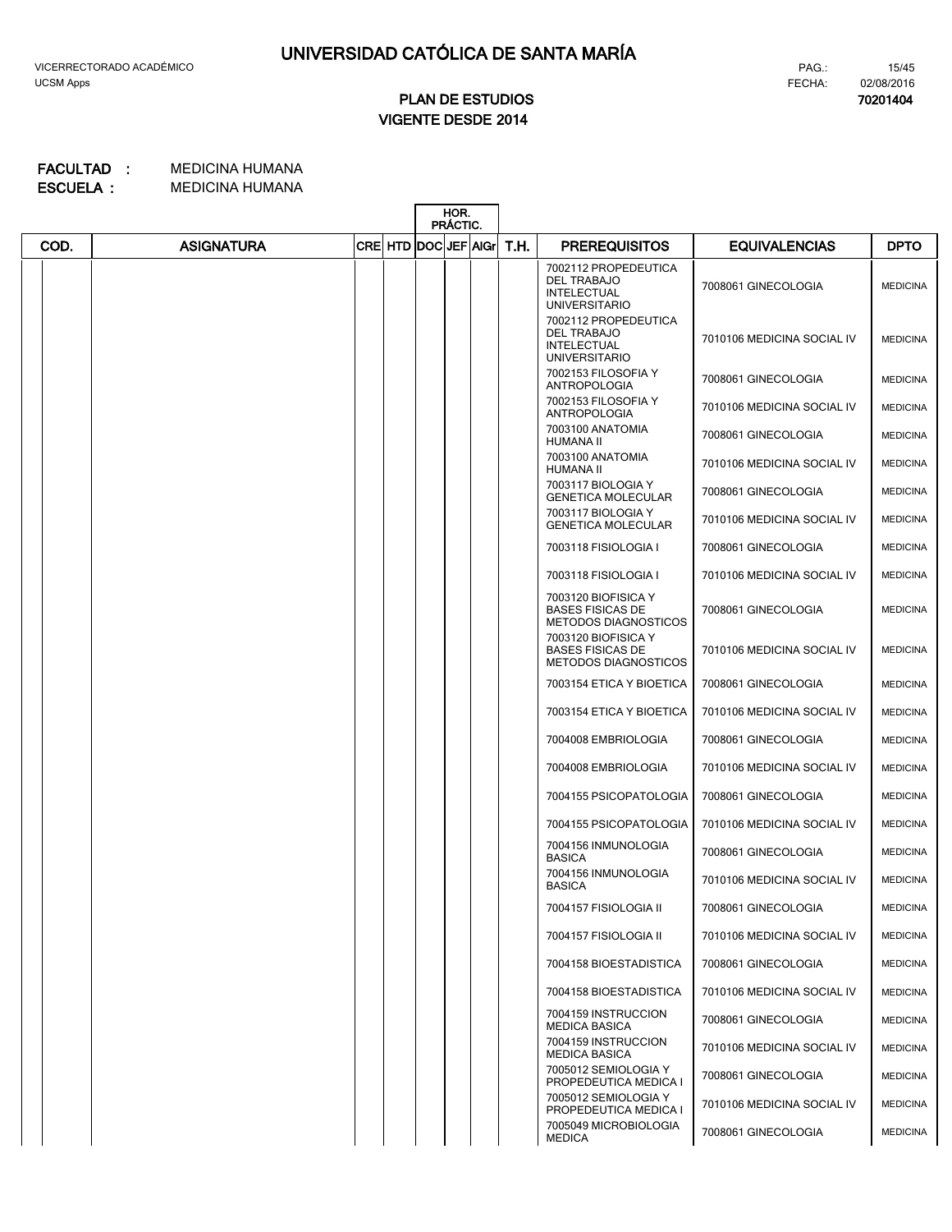# UNIVERSIDAD CATÓLICA DE SANTA MARÍA

VICERRECTORADO ACADÉMICO
UCSM Apps

PAG.: 15/45
FECHA: 02/08/2016

## PLAN DE ESTUDIOS
## VIGENTE DESDE 2014

**70201404**

**FACULTAD :** MEDICINA HUMANA
**ESCUELA :** MEDICINA HUMANA

| COD. | ASIGNATURA | CRE | HTD | HOR. PRÁCTIC. DOC | JEF | AIGr | T.H. | PREREQUISITOS | EQUIVALENCIAS | DPTO |
|---|---|---|---|---|---|---|---|---|---|---|
| | | | | | | | | 7002112 PROPEDEUTICA DEL TRABAJO INTELECTUAL UNIVERSITARIO | 7008061 GINECOLOGIA | MEDICINA |
| | | | | | | | | 7002112 PROPEDEUTICA DEL TRABAJO INTELECTUAL UNIVERSITARIO | 7010106 MEDICINA SOCIAL IV | MEDICINA |
| | | | | | | | | 7002153 FILOSOFIA Y ANTROPOLOGIA | 7008061 GINECOLOGIA | MEDICINA |
| | | | | | | | | 7002153 FILOSOFIA Y ANTROPOLOGIA | 7010106 MEDICINA SOCIAL IV | MEDICINA |
| | | | | | | | | 7003100 ANATOMIA HUMANA II | 7008061 GINECOLOGIA | MEDICINA |
| | | | | | | | | 7003100 ANATOMIA HUMANA II | 7010106 MEDICINA SOCIAL IV | MEDICINA |
| | | | | | | | | 7003117 BIOLOGIA Y GENETICA MOLECULAR | 7008061 GINECOLOGIA | MEDICINA |
| | | | | | | | | 7003117 BIOLOGIA Y GENETICA MOLECULAR | 7010106 MEDICINA SOCIAL IV | MEDICINA |
| | | | | | | | | 7003118 FISIOLOGIA I | 7008061 GINECOLOGIA | MEDICINA |
| | | | | | | | | 7003118 FISIOLOGIA I | 7010106 MEDICINA SOCIAL IV | MEDICINA |
| | | | | | | | | 7003120 BIOFISICA Y BASES FISICAS DE METODOS DIAGNOSTICOS | 7008061 GINECOLOGIA | MEDICINA |
| | | | | | | | | 7003120 BIOFISICA Y BASES FISICAS DE METODOS DIAGNOSTICOS | 7010106 MEDICINA SOCIAL IV | MEDICINA |
| | | | | | | | | 7003154 ETICA Y BIOETICA | 7008061 GINECOLOGIA | MEDICINA |
| | | | | | | | | 7003154 ETICA Y BIOETICA | 7010106 MEDICINA SOCIAL IV | MEDICINA |
| | | | | | | | | 7004008 EMBRIOLOGIA | 7008061 GINECOLOGIA | MEDICINA |
| | | | | | | | | 7004008 EMBRIOLOGIA | 7010106 MEDICINA SOCIAL IV | MEDICINA |
| | | | | | | | | 7004155 PSICOPATOLOGIA | 7008061 GINECOLOGIA | MEDICINA |
| | | | | | | | | 7004155 PSICOPATOLOGIA | 7010106 MEDICINA SOCIAL IV | MEDICINA |
| | | | | | | | | 7004156 INMUNOLOGIA BASICA | 7008061 GINECOLOGIA | MEDICINA |
| | | | | | | | | 7004156 INMUNOLOGIA BASICA | 7010106 MEDICINA SOCIAL IV | MEDICINA |
| | | | | | | | | 7004157 FISIOLOGIA II | 7008061 GINECOLOGIA | MEDICINA |
| | | | | | | | | 7004157 FISIOLOGIA II | 7010106 MEDICINA SOCIAL IV | MEDICINA |
| | | | | | | | | 7004158 BIOESTADISTICA | 7008061 GINECOLOGIA | MEDICINA |
| | | | | | | | | 7004158 BIOESTADISTICA | 7010106 MEDICINA SOCIAL IV | MEDICINA |
| | | | | | | | | 7004159 INSTRUCCION MEDICA BASICA | 7008061 GINECOLOGIA | MEDICINA |
| | | | | | | | | 7004159 INSTRUCCION MEDICA BASICA | 7010106 MEDICINA SOCIAL IV | MEDICINA |
| | | | | | | | | 7005012 SEMIOLOGIA Y PROPEDEUTICA MEDICA I | 7008061 GINECOLOGIA | MEDICINA |
| | | | | | | | | 7005012 SEMIOLOGIA Y PROPEDEUTICA MEDICA I | 7010106 MEDICINA SOCIAL IV | MEDICINA |
| | | | | | | | | 7005049 MICROBIOLOGIA MEDICA | 7008061 GINECOLOGIA | MEDICINA |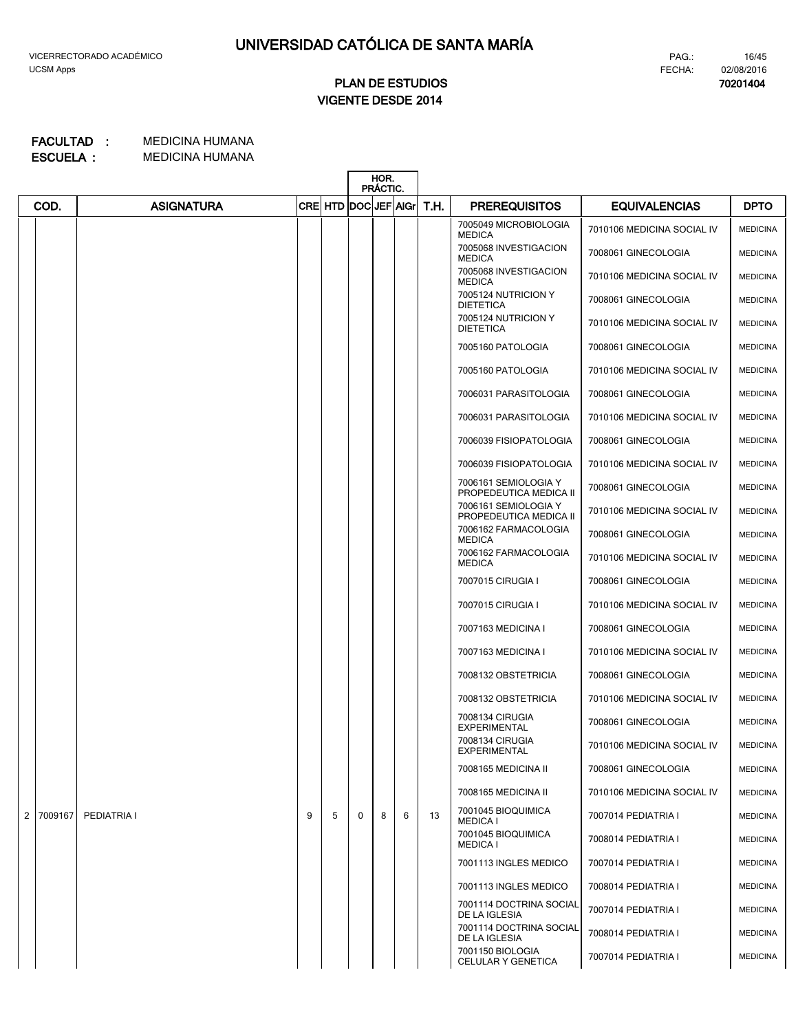# UNIVERSIDAD CATÓLICA DE SANTA MARÍA

VICERRECTORADO ACADÉMICO
UCSM Apps

PAG.: 16/45
FECHA: 02/08/2016
**70201404**

## PLAN DE ESTUDIOS
## VIGENTE DESDE 2014

**FACULTAD :** MEDICINA HUMANA
**ESCUELA :** MEDICINA HUMANA

| | COD. | ASIGNATURA | CRE | HTD | HOR. PRÁCTIC. DOC | JEF | AIGr | T.H. | PREREQUISITOS | EQUIVALENCIAS | DPTO |
|---|---|---|---|---|---|---|---|---|---|---|---|
| | | | | | | | | | 7005049 MICROBIOLOGIA MEDICA | 7010106 MEDICINA SOCIAL IV | MEDICINA |
| | | | | | | | | | 7005068 INVESTIGACION MEDICA | 7008061 GINECOLOGIA | MEDICINA |
| | | | | | | | | | 7005068 INVESTIGACION MEDICA | 7010106 MEDICINA SOCIAL IV | MEDICINA |
| | | | | | | | | | 7005124 NUTRICION Y DIETETICA | 7008061 GINECOLOGIA | MEDICINA |
| | | | | | | | | | 7005124 NUTRICION Y DIETETICA | 7010106 MEDICINA SOCIAL IV | MEDICINA |
| | | | | | | | | | 7005160 PATOLOGIA | 7008061 GINECOLOGIA | MEDICINA |
| | | | | | | | | | 7005160 PATOLOGIA | 7010106 MEDICINA SOCIAL IV | MEDICINA |
| | | | | | | | | | 7006031 PARASITOLOGIA | 7008061 GINECOLOGIA | MEDICINA |
| | | | | | | | | | 7006031 PARASITOLOGIA | 7010106 MEDICINA SOCIAL IV | MEDICINA |
| | | | | | | | | | 7006039 FISIOPATOLOGIA | 7008061 GINECOLOGIA | MEDICINA |
| | | | | | | | | | 7006039 FISIOPATOLOGIA | 7010106 MEDICINA SOCIAL IV | MEDICINA |
| | | | | | | | | | 7006161 SEMIOLOGIA Y PROPEDEUTICA MEDICA II | 7008061 GINECOLOGIA | MEDICINA |
| | | | | | | | | | 7006161 SEMIOLOGIA Y PROPEDEUTICA MEDICA II | 7010106 MEDICINA SOCIAL IV | MEDICINA |
| | | | | | | | | | 7006162 FARMACOLOGIA MEDICA | 7008061 GINECOLOGIA | MEDICINA |
| | | | | | | | | | 7006162 FARMACOLOGIA MEDICA | 7010106 MEDICINA SOCIAL IV | MEDICINA |
| | | | | | | | | | 7007015 CIRUGIA I | 7008061 GINECOLOGIA | MEDICINA |
| | | | | | | | | | 7007015 CIRUGIA I | 7010106 MEDICINA SOCIAL IV | MEDICINA |
| | | | | | | | | | 7007163 MEDICINA I | 7008061 GINECOLOGIA | MEDICINA |
| | | | | | | | | | 7007163 MEDICINA I | 7010106 MEDICINA SOCIAL IV | MEDICINA |
| | | | | | | | | | 7008132 OBSTETRICIA | 7008061 GINECOLOGIA | MEDICINA |
| | | | | | | | | | 7008132 OBSTETRICIA | 7010106 MEDICINA SOCIAL IV | MEDICINA |
| | | | | | | | | | 7008134 CIRUGIA EXPERIMENTAL | 7008061 GINECOLOGIA | MEDICINA |
| | | | | | | | | | 7008134 CIRUGIA EXPERIMENTAL | 7010106 MEDICINA SOCIAL IV | MEDICINA |
| | | | | | | | | | 7008165 MEDICINA II | 7008061 GINECOLOGIA | MEDICINA |
| | | | | | | | | | 7008165 MEDICINA II | 7010106 MEDICINA SOCIAL IV | MEDICINA |
| 2 | 7009167 | PEDIATRIA I | 9 | 5 | 0 | 8 | 6 | 13 | 7001045 BIOQUIMICA MEDICA I | 7007014 PEDIATRIA I | MEDICINA |
| | | | | | | | | | 7001045 BIOQUIMICA MEDICA I | 7008014 PEDIATRIA I | MEDICINA |
| | | | | | | | | | 7001113 INGLES MEDICO | 7007014 PEDIATRIA I | MEDICINA |
| | | | | | | | | | 7001113 INGLES MEDICO | 7008014 PEDIATRIA I | MEDICINA |
| | | | | | | | | | 7001114 DOCTRINA SOCIAL DE LA IGLESIA | 7007014 PEDIATRIA I | MEDICINA |
| | | | | | | | | | 7001114 DOCTRINA SOCIAL DE LA IGLESIA | 7008014 PEDIATRIA I | MEDICINA |
| | | | | | | | | | 7001150 BIOLOGIA CELULAR Y GENETICA | 7007014 PEDIATRIA I | MEDICINA |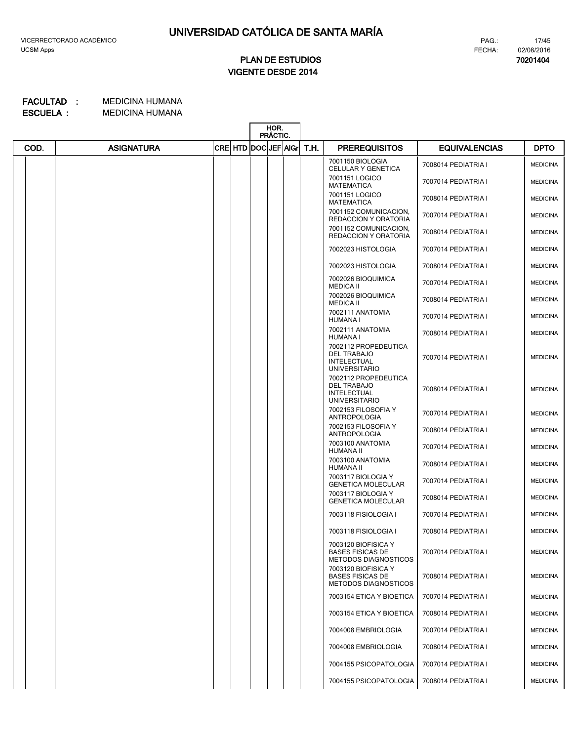# UNIVERSIDAD CATÓLICA DE SANTA MARÍA

VICERRECTORADO ACADÉMICO
UCSM Apps

PAG.: 17/45
FECHA: 02/08/2016
**70201404**

## PLAN DE ESTUDIOS
## VIGENTE DESDE 2014

**FACULTAD :** MEDICINA HUMANA
**ESCUELA :** MEDICINA HUMANA

| COD. | ASIGNATURA | CRE | HTD | HOR. PRÁCTIC. DOC | JEF | AlGr | T.H. | PREREQUISITOS | EQUIVALENCIAS | DPTO |
|---|---|---|---|---|---|---|---|---|---|---|
| | | | | | | | | 7001150 BIOLOGIA CELULAR Y GENETICA | 7008014 PEDIATRIA I | MEDICINA |
| | | | | | | | | 7001151 LOGICO MATEMATICA | 7007014 PEDIATRIA I | MEDICINA |
| | | | | | | | | 7001151 LOGICO MATEMATICA | 7008014 PEDIATRIA I | MEDICINA |
| | | | | | | | | 7001152 COMUNICACION, REDACCION Y ORATORIA | 7007014 PEDIATRIA I | MEDICINA |
| | | | | | | | | 7001152 COMUNICACION, REDACCION Y ORATORIA | 7008014 PEDIATRIA I | MEDICINA |
| | | | | | | | | 7002023 HISTOLOGIA | 7007014 PEDIATRIA I | MEDICINA |
| | | | | | | | | 7002023 HISTOLOGIA | 7008014 PEDIATRIA I | MEDICINA |
| | | | | | | | | 7002026 BIOQUIMICA MEDICA II | 7007014 PEDIATRIA I | MEDICINA |
| | | | | | | | | 7002026 BIOQUIMICA MEDICA II | 7008014 PEDIATRIA I | MEDICINA |
| | | | | | | | | 7002111 ANATOMIA HUMANA I | 7007014 PEDIATRIA I | MEDICINA |
| | | | | | | | | 7002111 ANATOMIA HUMANA I | 7008014 PEDIATRIA I | MEDICINA |
| | | | | | | | | 7002112 PROPEDEUTICA DEL TRABAJO INTELECTUAL UNIVERSITARIO | 7007014 PEDIATRIA I | MEDICINA |
| | | | | | | | | 7002112 PROPEDEUTICA DEL TRABAJO INTELECTUAL UNIVERSITARIO | 7008014 PEDIATRIA I | MEDICINA |
| | | | | | | | | 7002153 FILOSOFIA Y ANTROPOLOGIA | 7007014 PEDIATRIA I | MEDICINA |
| | | | | | | | | 7002153 FILOSOFIA Y ANTROPOLOGIA | 7008014 PEDIATRIA I | MEDICINA |
| | | | | | | | | 7003100 ANATOMIA HUMANA II | 7007014 PEDIATRIA I | MEDICINA |
| | | | | | | | | 7003100 ANATOMIA HUMANA II | 7008014 PEDIATRIA I | MEDICINA |
| | | | | | | | | 7003117 BIOLOGIA Y GENETICA MOLECULAR | 7007014 PEDIATRIA I | MEDICINA |
| | | | | | | | | 7003117 BIOLOGIA Y GENETICA MOLECULAR | 7008014 PEDIATRIA I | MEDICINA |
| | | | | | | | | 7003118 FISIOLOGIA I | 7007014 PEDIATRIA I | MEDICINA |
| | | | | | | | | 7003118 FISIOLOGIA I | 7008014 PEDIATRIA I | MEDICINA |
| | | | | | | | | 7003120 BIOFISICA Y BASES FISICAS DE METODOS DIAGNOSTICOS | 7007014 PEDIATRIA I | MEDICINA |
| | | | | | | | | 7003120 BIOFISICA Y BASES FISICAS DE METODOS DIAGNOSTICOS | 7008014 PEDIATRIA I | MEDICINA |
| | | | | | | | | 7003154 ETICA Y BIOETICA | 7007014 PEDIATRIA I | MEDICINA |
| | | | | | | | | 7003154 ETICA Y BIOETICA | 7008014 PEDIATRIA I | MEDICINA |
| | | | | | | | | 7004008 EMBRIOLOGIA | 7007014 PEDIATRIA I | MEDICINA |
| | | | | | | | | 7004008 EMBRIOLOGIA | 7008014 PEDIATRIA I | MEDICINA |
| | | | | | | | | 7004155 PSICOPATOLOGIA | 7007014 PEDIATRIA I | MEDICINA |
| | | | | | | | | 7004155 PSICOPATOLOGIA | 7008014 PEDIATRIA I | MEDICINA |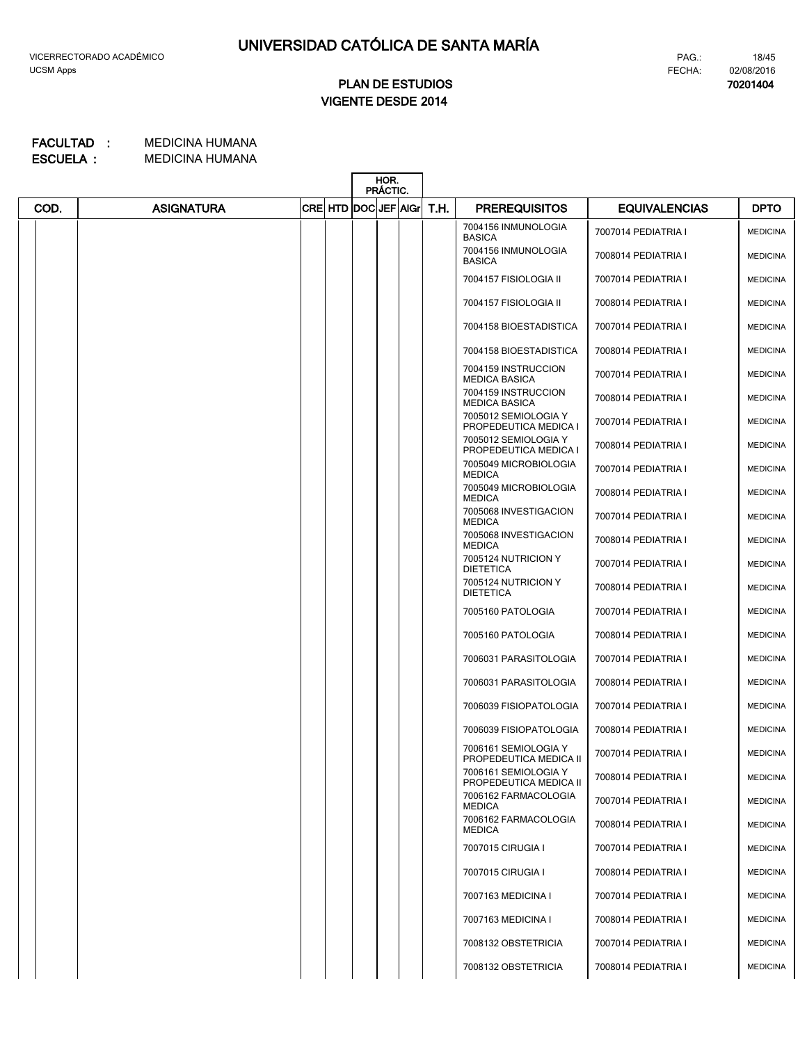# UNIVERSIDAD CATÓLICA DE SANTA MARÍA

VICERRECTORADO ACADÉMICO
UCSM Apps

PAG.: 18/45
FECHA: 02/08/2016

**PLAN DE ESTUDIOS**
**VIGENTE DESDE 2014**

**70201404**

**FACULTAD :** MEDICINA HUMANA
**ESCUELA :** MEDICINA HUMANA

| COD. | ASIGNATURA | CRE | HTD | HOR. PRÁCTIC. DOC | JEF | AlGr | T.H. | PREREQUISITOS | EQUIVALENCIAS | DPTO |
|---|---|---|---|---|---|---|---|---|---|---|
| | | | | | | | | 7004156 INMUNOLOGIA BASICA | 7007014 PEDIATRIA I | MEDICINA |
| | | | | | | | | 7004156 INMUNOLOGIA BASICA | 7008014 PEDIATRIA I | MEDICINA |
| | | | | | | | | 7004157 FISIOLOGIA II | 7007014 PEDIATRIA I | MEDICINA |
| | | | | | | | | 7004157 FISIOLOGIA II | 7008014 PEDIATRIA I | MEDICINA |
| | | | | | | | | 7004158 BIOESTADISTICA | 7007014 PEDIATRIA I | MEDICINA |
| | | | | | | | | 7004158 BIOESTADISTICA | 7008014 PEDIATRIA I | MEDICINA |
| | | | | | | | | 7004159 INSTRUCCION MEDICA BASICA | 7007014 PEDIATRIA I | MEDICINA |
| | | | | | | | | 7004159 INSTRUCCION MEDICA BASICA | 7008014 PEDIATRIA I | MEDICINA |
| | | | | | | | | 7005012 SEMIOLOGIA Y PROPEDEUTICA MEDICA I | 7007014 PEDIATRIA I | MEDICINA |
| | | | | | | | | 7005012 SEMIOLOGIA Y PROPEDEUTICA MEDICA I | 7008014 PEDIATRIA I | MEDICINA |
| | | | | | | | | 7005049 MICROBIOLOGIA MEDICA | 7007014 PEDIATRIA I | MEDICINA |
| | | | | | | | | 7005049 MICROBIOLOGIA MEDICA | 7008014 PEDIATRIA I | MEDICINA |
| | | | | | | | | 7005068 INVESTIGACION MEDICA | 7007014 PEDIATRIA I | MEDICINA |
| | | | | | | | | 7005068 INVESTIGACION MEDICA | 7008014 PEDIATRIA I | MEDICINA |
| | | | | | | | | 7005124 NUTRICION Y DIETETICA | 7007014 PEDIATRIA I | MEDICINA |
| | | | | | | | | 7005124 NUTRICION Y DIETETICA | 7008014 PEDIATRIA I | MEDICINA |
| | | | | | | | | 7005160 PATOLOGIA | 7007014 PEDIATRIA I | MEDICINA |
| | | | | | | | | 7005160 PATOLOGIA | 7008014 PEDIATRIA I | MEDICINA |
| | | | | | | | | 7006031 PARASITOLOGIA | 7007014 PEDIATRIA I | MEDICINA |
| | | | | | | | | 7006031 PARASITOLOGIA | 7008014 PEDIATRIA I | MEDICINA |
| | | | | | | | | 7006039 FISIOPATOLOGIA | 7007014 PEDIATRIA I | MEDICINA |
| | | | | | | | | 7006039 FISIOPATOLOGIA | 7008014 PEDIATRIA I | MEDICINA |
| | | | | | | | | 7006161 SEMIOLOGIA Y PROPEDEUTICA MEDICA II | 7007014 PEDIATRIA I | MEDICINA |
| | | | | | | | | 7006161 SEMIOLOGIA Y PROPEDEUTICA MEDICA II | 7008014 PEDIATRIA I | MEDICINA |
| | | | | | | | | 7006162 FARMACOLOGIA MEDICA | 7007014 PEDIATRIA I | MEDICINA |
| | | | | | | | | 7006162 FARMACOLOGIA MEDICA | 7008014 PEDIATRIA I | MEDICINA |
| | | | | | | | | 7007015 CIRUGIA I | 7007014 PEDIATRIA I | MEDICINA |
| | | | | | | | | 7007015 CIRUGIA I | 7008014 PEDIATRIA I | MEDICINA |
| | | | | | | | | 7007163 MEDICINA I | 7007014 PEDIATRIA I | MEDICINA |
| | | | | | | | | 7007163 MEDICINA I | 7008014 PEDIATRIA I | MEDICINA |
| | | | | | | | | 7008132 OBSTETRICIA | 7007014 PEDIATRIA I | MEDICINA |
| | | | | | | | | 7008132 OBSTETRICIA | 7008014 PEDIATRIA I | MEDICINA |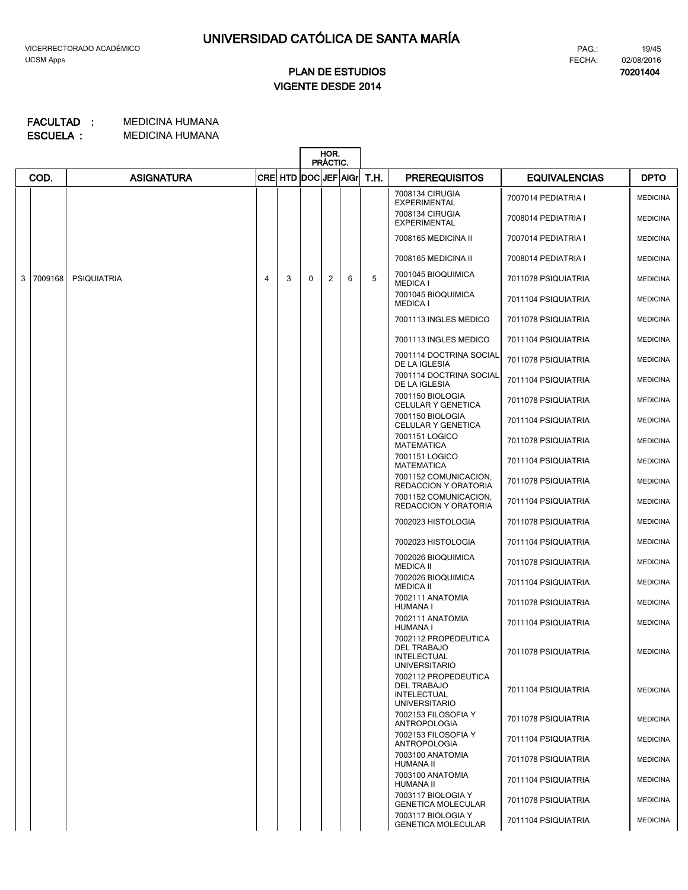# UNIVERSIDAD CATÓLICA DE SANTA MARÍA

VICERRECTORADO ACADÉMICO
UCSM Apps

PAG.: 19/45
FECHA: 02/08/2016
**70201404**

## PLAN DE ESTUDIOS
## VIGENTE DESDE 2014

**FACULTAD :** MEDICINA HUMANA
**ESCUELA :** MEDICINA HUMANA

| | COD. | ASIGNATURA | CRE | HTD | HOR. PRÁCTIC. DOC | JEF | AIGr | T.H. | PREREQUISITOS | EQUIVALENCIAS | DPTO |
|---|---|---|---|---|---|---|---|---|---|---|---|
| | | | | | | | | | 7008134 CIRUGIA EXPERIMENTAL | 7007014 PEDIATRIA I | MEDICINA |
| | | | | | | | | | 7008134 CIRUGIA EXPERIMENTAL | 7008014 PEDIATRIA I | MEDICINA |
| | | | | | | | | | 7008165 MEDICINA II | 7007014 PEDIATRIA I | MEDICINA |
| | | | | | | | | | 7008165 MEDICINA II | 7008014 PEDIATRIA I | MEDICINA |
| 3 | 7009168 | PSIQUIATRIA | 4 | 3 | 0 | 2 | 6 | 5 | 7001045 BIOQUIMICA MEDICA I | 7011078 PSIQUIATRIA | MEDICINA |
| | | | | | | | | | 7001045 BIOQUIMICA MEDICA I | 7011104 PSIQUIATRIA | MEDICINA |
| | | | | | | | | | 7001113 INGLES MEDICO | 7011078 PSIQUIATRIA | MEDICINA |
| | | | | | | | | | 7001113 INGLES MEDICO | 7011104 PSIQUIATRIA | MEDICINA |
| | | | | | | | | | 7001114 DOCTRINA SOCIAL DE LA IGLESIA | 7011078 PSIQUIATRIA | MEDICINA |
| | | | | | | | | | 7001114 DOCTRINA SOCIAL DE LA IGLESIA | 7011104 PSIQUIATRIA | MEDICINA |
| | | | | | | | | | 7001150 BIOLOGIA CELULAR Y GENETICA | 7011078 PSIQUIATRIA | MEDICINA |
| | | | | | | | | | 7001150 BIOLOGIA CELULAR Y GENETICA | 7011104 PSIQUIATRIA | MEDICINA |
| | | | | | | | | | 7001151 LOGICO MATEMATICA | 7011078 PSIQUIATRIA | MEDICINA |
| | | | | | | | | | 7001151 LOGICO MATEMATICA | 7011104 PSIQUIATRIA | MEDICINA |
| | | | | | | | | | 7001152 COMUNICACION, REDACCION Y ORATORIA | 7011078 PSIQUIATRIA | MEDICINA |
| | | | | | | | | | 7001152 COMUNICACION, REDACCION Y ORATORIA | 7011104 PSIQUIATRIA | MEDICINA |
| | | | | | | | | | 7002023 HISTOLOGIA | 7011078 PSIQUIATRIA | MEDICINA |
| | | | | | | | | | 7002023 HISTOLOGIA | 7011104 PSIQUIATRIA | MEDICINA |
| | | | | | | | | | 7002026 BIOQUIMICA MEDICA II | 7011078 PSIQUIATRIA | MEDICINA |
| | | | | | | | | | 7002026 BIOQUIMICA MEDICA II | 7011104 PSIQUIATRIA | MEDICINA |
| | | | | | | | | | 7002111 ANATOMIA HUMANA I | 7011078 PSIQUIATRIA | MEDICINA |
| | | | | | | | | | 7002111 ANATOMIA HUMANA I | 7011104 PSIQUIATRIA | MEDICINA |
| | | | | | | | | | 7002112 PROPEDEUTICA DEL TRABAJO INTELECTUAL UNIVERSITARIO | 7011078 PSIQUIATRIA | MEDICINA |
| | | | | | | | | | 7002112 PROPEDEUTICA DEL TRABAJO INTELECTUAL UNIVERSITARIO | 7011104 PSIQUIATRIA | MEDICINA |
| | | | | | | | | | 7002153 FILOSOFIA Y ANTROPOLOGIA | 7011078 PSIQUIATRIA | MEDICINA |
| | | | | | | | | | 7002153 FILOSOFIA Y ANTROPOLOGIA | 7011104 PSIQUIATRIA | MEDICINA |
| | | | | | | | | | 7003100 ANATOMIA HUMANA II | 7011078 PSIQUIATRIA | MEDICINA |
| | | | | | | | | | 7003100 ANATOMIA HUMANA II | 7011104 PSIQUIATRIA | MEDICINA |
| | | | | | | | | | 7003117 BIOLOGIA Y GENETICA MOLECULAR | 7011078 PSIQUIATRIA | MEDICINA |
| | | | | | | | | | 7003117 BIOLOGIA Y GENETICA MOLECULAR | 7011104 PSIQUIATRIA | MEDICINA |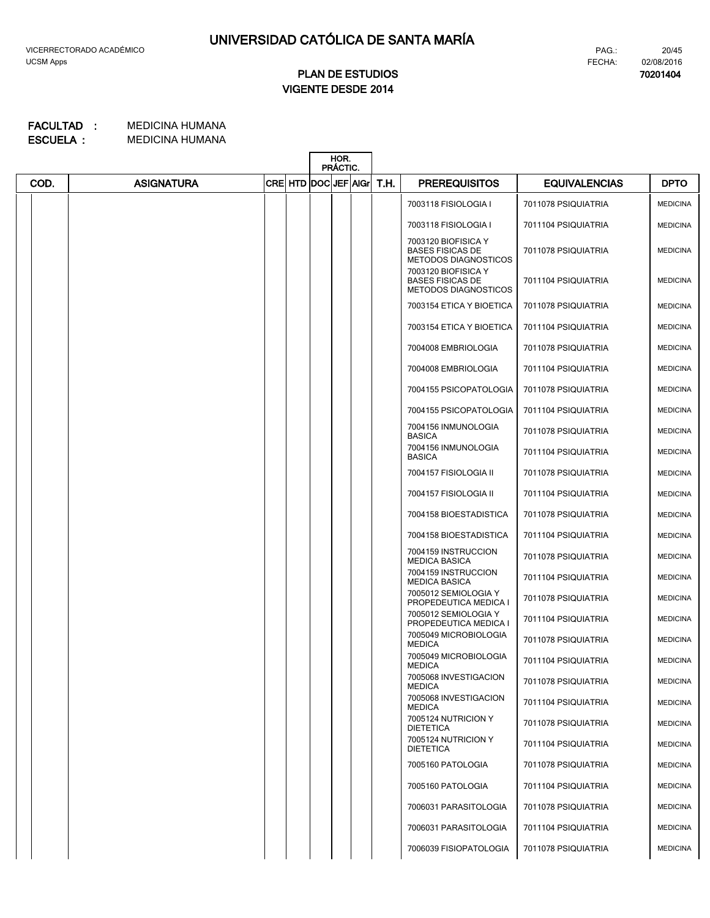# UNIVERSIDAD CATÓLICA DE SANTA MARÍA

VICERRECTORADO ACADÉMICO
UCSM Apps

PAG.: 20/45
FECHA: 02/08/2016

**PLAN DE ESTUDIOS**
**VIGENTE DESDE 2014**

**70201404**

**FACULTAD :** MEDICINA HUMANA
**ESCUELA :** MEDICINA HUMANA

| COD. | ASIGNATURA | CRE | HTD | HOR. PRÁCTIC. DOC | JEF | AlGr | T.H. | PREREQUISITOS | EQUIVALENCIAS | DPTO |
|---|---|---|---|---|---|---|---|---|---|---|
| | | | | | | | | 7003118 FISIOLOGIA I | 7011078 PSIQUIATRIA | MEDICINA |
| | | | | | | | | 7003118 FISIOLOGIA I | 7011104 PSIQUIATRIA | MEDICINA |
| | | | | | | | | 7003120 BIOFISICA Y BASES FISICAS DE METODOS DIAGNOSTICOS | 7011078 PSIQUIATRIA | MEDICINA |
| | | | | | | | | 7003120 BIOFISICA Y BASES FISICAS DE METODOS DIAGNOSTICOS | 7011104 PSIQUIATRIA | MEDICINA |
| | | | | | | | | 7003154 ETICA Y BIOETICA | 7011078 PSIQUIATRIA | MEDICINA |
| | | | | | | | | 7003154 ETICA Y BIOETICA | 7011104 PSIQUIATRIA | MEDICINA |
| | | | | | | | | 7004008 EMBRIOLOGIA | 7011078 PSIQUIATRIA | MEDICINA |
| | | | | | | | | 7004008 EMBRIOLOGIA | 7011104 PSIQUIATRIA | MEDICINA |
| | | | | | | | | 7004155 PSICOPATOLOGIA | 7011078 PSIQUIATRIA | MEDICINA |
| | | | | | | | | 7004155 PSICOPATOLOGIA | 7011104 PSIQUIATRIA | MEDICINA |
| | | | | | | | | 7004156 INMUNOLOGIA BASICA | 7011078 PSIQUIATRIA | MEDICINA |
| | | | | | | | | 7004156 INMUNOLOGIA BASICA | 7011104 PSIQUIATRIA | MEDICINA |
| | | | | | | | | 7004157 FISIOLOGIA II | 7011078 PSIQUIATRIA | MEDICINA |
| | | | | | | | | 7004157 FISIOLOGIA II | 7011104 PSIQUIATRIA | MEDICINA |
| | | | | | | | | 7004158 BIOESTADISTICA | 7011078 PSIQUIATRIA | MEDICINA |
| | | | | | | | | 7004158 BIOESTADISTICA | 7011104 PSIQUIATRIA | MEDICINA |
| | | | | | | | | 7004159 INSTRUCCION MEDICA BASICA | 7011078 PSIQUIATRIA | MEDICINA |
| | | | | | | | | 7004159 INSTRUCCION MEDICA BASICA | 7011104 PSIQUIATRIA | MEDICINA |
| | | | | | | | | 7005012 SEMIOLOGIA Y PROPEDEUTICA MEDICA I | 7011078 PSIQUIATRIA | MEDICINA |
| | | | | | | | | 7005012 SEMIOLOGIA Y PROPEDEUTICA MEDICA I | 7011104 PSIQUIATRIA | MEDICINA |
| | | | | | | | | 7005049 MICROBIOLOGIA MEDICA | 7011078 PSIQUIATRIA | MEDICINA |
| | | | | | | | | 7005049 MICROBIOLOGIA MEDICA | 7011104 PSIQUIATRIA | MEDICINA |
| | | | | | | | | 7005068 INVESTIGACION MEDICA | 7011078 PSIQUIATRIA | MEDICINA |
| | | | | | | | | 7005068 INVESTIGACION MEDICA | 7011104 PSIQUIATRIA | MEDICINA |
| | | | | | | | | 7005124 NUTRICION Y DIETETICA | 7011078 PSIQUIATRIA | MEDICINA |
| | | | | | | | | 7005124 NUTRICION Y DIETETICA | 7011104 PSIQUIATRIA | MEDICINA |
| | | | | | | | | 7005160 PATOLOGIA | 7011078 PSIQUIATRIA | MEDICINA |
| | | | | | | | | 7005160 PATOLOGIA | 7011104 PSIQUIATRIA | MEDICINA |
| | | | | | | | | 7006031 PARASITOLOGIA | 7011078 PSIQUIATRIA | MEDICINA |
| | | | | | | | | 7006031 PARASITOLOGIA | 7011104 PSIQUIATRIA | MEDICINA |
| | | | | | | | | 7006039 FISIOPATOLOGIA | 7011078 PSIQUIATRIA | MEDICINA |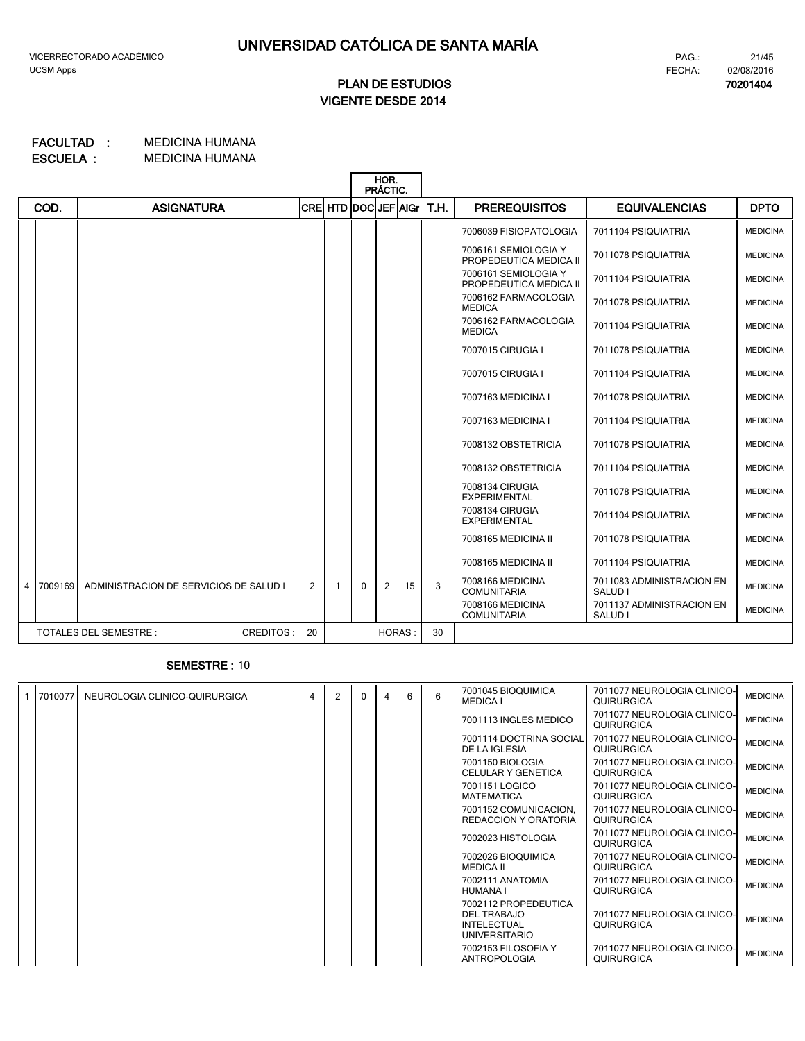# UNIVERSIDAD CATÓLICA DE SANTA MARÍA

VICERRECTORADO ACADÉMICO
UCSM Apps

PAG.: 21/45
FECHA: 02/08/2016
**70201404**

## PLAN DE ESTUDIOS
## VIGENTE DESDE 2014

**FACULTAD :** MEDICINA HUMANA
**ESCUELA :** MEDICINA HUMANA

| | COD. | ASIGNATURA | CRE | HTD | HOR. PRÁCTIC. DOC | JEF | AlGr | T.H. | PREREQUISITOS | EQUIVALENCIAS | DPTO |
|---|---|---|---|---|---|---|---|---|---|---|---|
| | | | | | | | | | 7006039 FISIOPATOLOGIA | 7011104 PSIQUIATRIA | MEDICINA |
| | | | | | | | | | 7006161 SEMIOLOGIA Y PROPEDEUTICA MEDICA II | 7011078 PSIQUIATRIA | MEDICINA |
| | | | | | | | | | 7006161 SEMIOLOGIA Y PROPEDEUTICA MEDICA II | 7011104 PSIQUIATRIA | MEDICINA |
| | | | | | | | | | 7006162 FARMACOLOGIA MEDICA | 7011078 PSIQUIATRIA | MEDICINA |
| | | | | | | | | | 7006162 FARMACOLOGIA MEDICA | 7011104 PSIQUIATRIA | MEDICINA |
| | | | | | | | | | 7007015 CIRUGIA I | 7011078 PSIQUIATRIA | MEDICINA |
| | | | | | | | | | 7007015 CIRUGIA I | 7011104 PSIQUIATRIA | MEDICINA |
| | | | | | | | | | 7007163 MEDICINA I | 7011078 PSIQUIATRIA | MEDICINA |
| | | | | | | | | | 7007163 MEDICINA I | 7011104 PSIQUIATRIA | MEDICINA |
| | | | | | | | | | 7008132 OBSTETRICIA | 7011078 PSIQUIATRIA | MEDICINA |
| | | | | | | | | | 7008132 OBSTETRICIA | 7011104 PSIQUIATRIA | MEDICINA |
| | | | | | | | | | 7008134 CIRUGIA EXPERIMENTAL | 7011078 PSIQUIATRIA | MEDICINA |
| | | | | | | | | | 7008134 CIRUGIA EXPERIMENTAL | 7011104 PSIQUIATRIA | MEDICINA |
| | | | | | | | | | 7008165 MEDICINA II | 7011078 PSIQUIATRIA | MEDICINA |
| | | | | | | | | | 7008165 MEDICINA II | 7011104 PSIQUIATRIA | MEDICINA |
| 4 | 7009169 | ADMINISTRACION DE SERVICIOS DE SALUD I | 2 | 1 | 0 | 2 | 15 | 3 | 7008166 MEDICINA COMUNITARIA | 7011083 ADMINISTRACION EN SALUD I | MEDICINA |
| | | | | | | | | | 7008166 MEDICINA COMUNITARIA | 7011137 ADMINISTRACION EN SALUD I | MEDICINA |
| | TOTALES DEL SEMESTRE : | CREDITOS : | 20 | | | | HORAS : | 30 | | | |

**SEMESTRE :** 10

| | COD. | ASIGNATURA | CRE | HTD | DOC | JEF | AlGr | T.H. | PREREQUISITOS | EQUIVALENCIAS | DPTO |
|---|---|---|---|---|---|---|---|---|---|---|---|
| 1 | 7010077 | NEUROLOGIA CLINICO-QUIRURGICA | 4 | 2 | 0 | 4 | 6 | 6 | 7001045 BIOQUIMICA MEDICA I | 7011077 NEUROLOGIA CLINICO-QUIRURGICA | MEDICINA |
| | | | | | | | | | 7001113 INGLES MEDICO | 7011077 NEUROLOGIA CLINICO-QUIRURGICA | MEDICINA |
| | | | | | | | | | 7001114 DOCTRINA SOCIAL DE LA IGLESIA | 7011077 NEUROLOGIA CLINICO-QUIRURGICA | MEDICINA |
| | | | | | | | | | 7001150 BIOLOGIA CELULAR Y GENETICA | 7011077 NEUROLOGIA CLINICO-QUIRURGICA | MEDICINA |
| | | | | | | | | | 7001151 LOGICO MATEMATICA | 7011077 NEUROLOGIA CLINICO-QUIRURGICA | MEDICINA |
| | | | | | | | | | 7001152 COMUNICACION, REDACCION Y ORATORIA | 7011077 NEUROLOGIA CLINICO-QUIRURGICA | MEDICINA |
| | | | | | | | | | 7002023 HISTOLOGIA | 7011077 NEUROLOGIA CLINICO-QUIRURGICA | MEDICINA |
| | | | | | | | | | 7002026 BIOQUIMICA MEDICA II | 7011077 NEUROLOGIA CLINICO-QUIRURGICA | MEDICINA |
| | | | | | | | | | 7002111 ANATOMIA HUMANA I | 7011077 NEUROLOGIA CLINICO-QUIRURGICA | MEDICINA |
| | | | | | | | | | 7002112 PROPEDEUTICA DEL TRABAJO INTELECTUAL UNIVERSITARIO | 7011077 NEUROLOGIA CLINICO-QUIRURGICA | MEDICINA |
| | | | | | | | | | 7002153 FILOSOFIA Y ANTROPOLOGIA | 7011077 NEUROLOGIA CLINICO-QUIRURGICA | MEDICINA |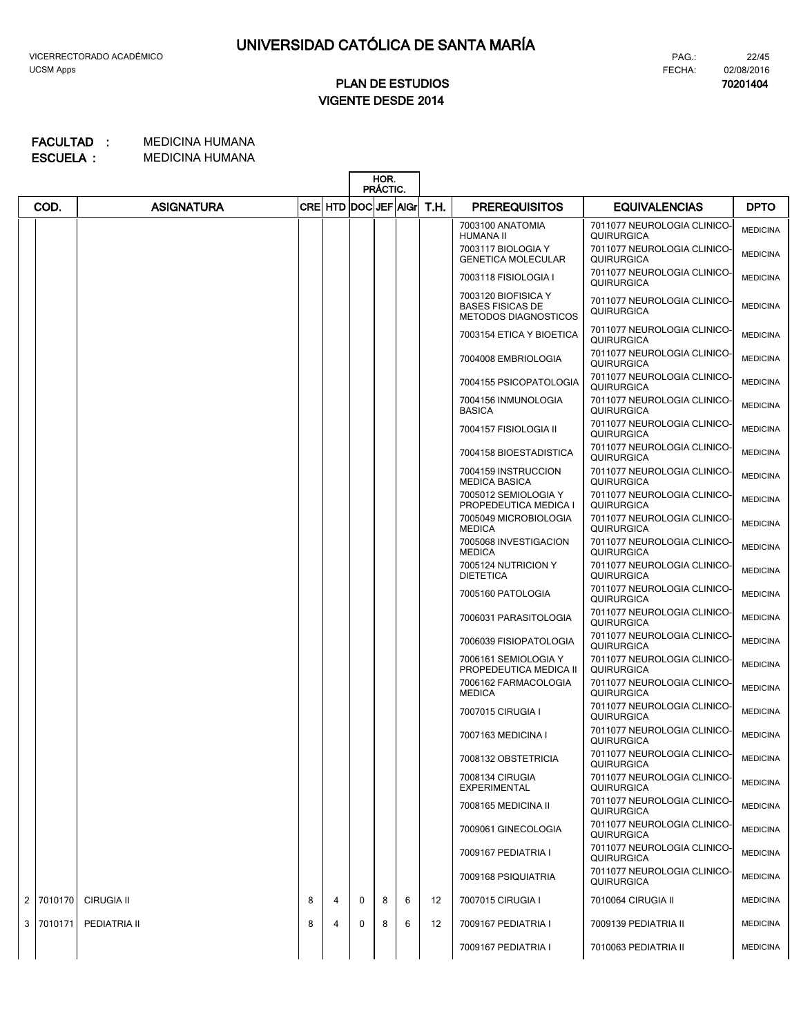# UNIVERSIDAD CATÓLICA DE SANTA MARÍA

VICERRECTORADO ACADÉMICO
UCSM Apps

PAG.: 22/45
FECHA: 02/08/2016
**70201404**

## PLAN DE ESTUDIOS
## VIGENTE DESDE 2014

**FACULTAD :** MEDICINA HUMANA
**ESCUELA :** MEDICINA HUMANA

| | COD. | ASIGNATURA | CRE | HTD | HOR. PRÁCTIC. DOC | JEF | AIGr | T.H. | PREREQUISITOS | EQUIVALENCIAS | DPTO |
|---|---|---|---|---|---|---|---|---|---|---|---|
| | | | | | | | | | 7003100 ANATOMIA HUMANA II | 7011077 NEUROLOGIA CLINICO-QUIRURGICA | MEDICINA |
| | | | | | | | | | 7003117 BIOLOGIA Y GENETICA MOLECULAR | 7011077 NEUROLOGIA CLINICO-QUIRURGICA | MEDICINA |
| | | | | | | | | | 7003118 FISIOLOGIA I | 7011077 NEUROLOGIA CLINICO-QUIRURGICA | MEDICINA |
| | | | | | | | | | 7003120 BIOFISICA Y BASES FISICAS DE METODOS DIAGNOSTICOS | 7011077 NEUROLOGIA CLINICO-QUIRURGICA | MEDICINA |
| | | | | | | | | | 7003154 ETICA Y BIOETICA | 7011077 NEUROLOGIA CLINICO-QUIRURGICA | MEDICINA |
| | | | | | | | | | 7004008 EMBRIOLOGIA | 7011077 NEUROLOGIA CLINICO-QUIRURGICA | MEDICINA |
| | | | | | | | | | 7004155 PSICOPATOLOGIA | 7011077 NEUROLOGIA CLINICO-QUIRURGICA | MEDICINA |
| | | | | | | | | | 7004156 INMUNOLOGIA BASICA | 7011077 NEUROLOGIA CLINICO-QUIRURGICA | MEDICINA |
| | | | | | | | | | 7004157 FISIOLOGIA II | 7011077 NEUROLOGIA CLINICO-QUIRURGICA | MEDICINA |
| | | | | | | | | | 7004158 BIOESTADISTICA | 7011077 NEUROLOGIA CLINICO-QUIRURGICA | MEDICINA |
| | | | | | | | | | 7004159 INSTRUCCION MEDICA BASICA | 7011077 NEUROLOGIA CLINICO-QUIRURGICA | MEDICINA |
| | | | | | | | | | 7005012 SEMIOLOGIA Y PROPEDEUTICA MEDICA I | 7011077 NEUROLOGIA CLINICO-QUIRURGICA | MEDICINA |
| | | | | | | | | | 7005049 MICROBIOLOGIA MEDICA | 7011077 NEUROLOGIA CLINICO-QUIRURGICA | MEDICINA |
| | | | | | | | | | 7005068 INVESTIGACION MEDICA | 7011077 NEUROLOGIA CLINICO-QUIRURGICA | MEDICINA |
| | | | | | | | | | 7005124 NUTRICION Y DIETETICA | 7011077 NEUROLOGIA CLINICO-QUIRURGICA | MEDICINA |
| | | | | | | | | | 7005160 PATOLOGIA | 7011077 NEUROLOGIA CLINICO-QUIRURGICA | MEDICINA |
| | | | | | | | | | 7006031 PARASITOLOGIA | 7011077 NEUROLOGIA CLINICO-QUIRURGICA | MEDICINA |
| | | | | | | | | | 7006039 FISIOPATOLOGIA | 7011077 NEUROLOGIA CLINICO-QUIRURGICA | MEDICINA |
| | | | | | | | | | 7006161 SEMIOLOGIA Y PROPEDEUTICA MEDICA II | 7011077 NEUROLOGIA CLINICO-QUIRURGICA | MEDICINA |
| | | | | | | | | | 7006162 FARMACOLOGIA MEDICA | 7011077 NEUROLOGIA CLINICO-QUIRURGICA | MEDICINA |
| | | | | | | | | | 7007015 CIRUGIA I | 7011077 NEUROLOGIA CLINICO-QUIRURGICA | MEDICINA |
| | | | | | | | | | 7007163 MEDICINA I | 7011077 NEUROLOGIA CLINICO-QUIRURGICA | MEDICINA |
| | | | | | | | | | 7008132 OBSTETRICIA | 7011077 NEUROLOGIA CLINICO-QUIRURGICA | MEDICINA |
| | | | | | | | | | 7008134 CIRUGIA EXPERIMENTAL | 7011077 NEUROLOGIA CLINICO-QUIRURGICA | MEDICINA |
| | | | | | | | | | 7008165 MEDICINA II | 7011077 NEUROLOGIA CLINICO-QUIRURGICA | MEDICINA |
| | | | | | | | | | 7009061 GINECOLOGIA | 7011077 NEUROLOGIA CLINICO-QUIRURGICA | MEDICINA |
| | | | | | | | | | 7009167 PEDIATRIA I | 7011077 NEUROLOGIA CLINICO-QUIRURGICA | MEDICINA |
| | | | | | | | | | 7009168 PSIQUIATRIA | 7011077 NEUROLOGIA CLINICO-QUIRURGICA | MEDICINA |
| 2 | 7010170 | CIRUGIA II | 8 | 4 | 0 | 8 | 6 | 12 | 7007015 CIRUGIA I | 7010064 CIRUGIA II | MEDICINA |
| 3 | 7010171 | PEDIATRIA II | 8 | 4 | 0 | 8 | 6 | 12 | 7009167 PEDIATRIA I | 7009139 PEDIATRIA II | MEDICINA |
| | | | | | | | | | 7009167 PEDIATRIA I | 7010063 PEDIATRIA II | MEDICINA |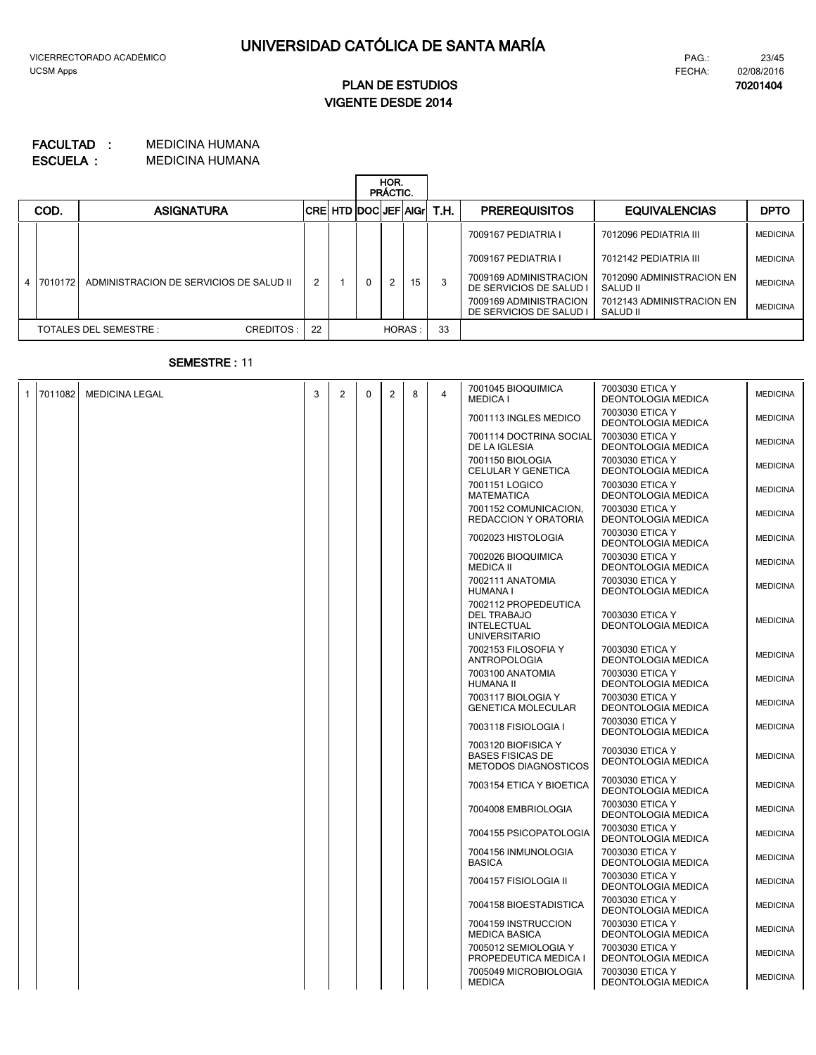# UNIVERSIDAD CATÓLICA DE SANTA MARÍA

VICERRECTORADO ACADÉMICO
UCSM Apps

FECHA: 02/08/2016
**70201404**

## PLAN DE ESTUDIOS
## VIGENTE DESDE 2014

**FACULTAD :** MEDICINA HUMANA
**ESCUELA :** MEDICINA HUMANA

| | COD. | ASIGNATURA | CRE | HTD | HOR. PRÁCTIC. DOC | JEF | AlGr | T.H. | PREREQUISITOS | EQUIVALENCIAS | DPTO |
|---|---|---|---|---|---|---|---|---|---|---|---|
| 4 | 7010172 | ADMINISTRACION DE SERVICIOS DE SALUD II | 2 | 1 | 0 | 2 | 15 | 3 | 7009167 PEDIATRIA I | 7012096 PEDIATRIA III | MEDICINA |
| | | | | | | | | | 7009167 PEDIATRIA I | 7012142 PEDIATRIA III | MEDICINA |
| | | | | | | | | | 7009169 ADMINISTRACION DE SERVICIOS DE SALUD I | 7012090 ADMINISTRACION EN SALUD II | MEDICINA |
| | | | | | | | | | 7009169 ADMINISTRACION DE SERVICIOS DE SALUD I | 7012143 ADMINISTRACION EN SALUD II | MEDICINA |
| | | TOTALES DEL SEMESTRE : CREDITOS : | 22 | | | HORAS : | | 33 | | | |

**SEMESTRE :** 11

| | COD. | ASIGNATURA | CRE | HTD | DOC | JEF | AlGr | T.H. | PREREQUISITOS | EQUIVALENCIAS | DPTO |
|---|---|---|---|---|---|---|---|---|---|---|---|
| 1 | 7011082 | MEDICINA LEGAL | 3 | 2 | 0 | 2 | 8 | 4 | 7001045 BIOQUIMICA MEDICA I | 7003030 ETICA Y DEONTOLOGIA MEDICA | MEDICINA |
| | | | | | | | | | 7001113 INGLES MEDICO | 7003030 ETICA Y DEONTOLOGIA MEDICA | MEDICINA |
| | | | | | | | | | 7001114 DOCTRINA SOCIAL DE LA IGLESIA | 7003030 ETICA Y DEONTOLOGIA MEDICA | MEDICINA |
| | | | | | | | | | 7001150 BIOLOGIA CELULAR Y GENETICA | 7003030 ETICA Y DEONTOLOGIA MEDICA | MEDICINA |
| | | | | | | | | | 7001151 LOGICO MATEMATICA | 7003030 ETICA Y DEONTOLOGIA MEDICA | MEDICINA |
| | | | | | | | | | 7001152 COMUNICACION, REDACCION Y ORATORIA | 7003030 ETICA Y DEONTOLOGIA MEDICA | MEDICINA |
| | | | | | | | | | 7002023 HISTOLOGIA | 7003030 ETICA Y DEONTOLOGIA MEDICA | MEDICINA |
| | | | | | | | | | 7002026 BIOQUIMICA MEDICA II | 7003030 ETICA Y DEONTOLOGIA MEDICA | MEDICINA |
| | | | | | | | | | 7002111 ANATOMIA HUMANA I | 7003030 ETICA Y DEONTOLOGIA MEDICA | MEDICINA |
| | | | | | | | | | 7002112 PROPEDEUTICA DEL TRABAJO INTELECTUAL UNIVERSITARIO | 7003030 ETICA Y DEONTOLOGIA MEDICA | MEDICINA |
| | | | | | | | | | 7002153 FILOSOFIA Y ANTROPOLOGIA | 7003030 ETICA Y DEONTOLOGIA MEDICA | MEDICINA |
| | | | | | | | | | 7003100 ANATOMIA HUMANA II | 7003030 ETICA Y DEONTOLOGIA MEDICA | MEDICINA |
| | | | | | | | | | 7003117 BIOLOGIA Y GENETICA MOLECULAR | 7003030 ETICA Y DEONTOLOGIA MEDICA | MEDICINA |
| | | | | | | | | | 7003118 FISIOLOGIA I | 7003030 ETICA Y DEONTOLOGIA MEDICA | MEDICINA |
| | | | | | | | | | 7003120 BIOFISICA Y BASES FISICAS DE METODOS DIAGNOSTICOS | 7003030 ETICA Y DEONTOLOGIA MEDICA | MEDICINA |
| | | | | | | | | | 7003154 ETICA Y BIOETICA | 7003030 ETICA Y DEONTOLOGIA MEDICA | MEDICINA |
| | | | | | | | | | 7004008 EMBRIOLOGIA | 7003030 ETICA Y DEONTOLOGIA MEDICA | MEDICINA |
| | | | | | | | | | 7004155 PSICOPATOLOGIA | 7003030 ETICA Y DEONTOLOGIA MEDICA | MEDICINA |
| | | | | | | | | | 7004156 INMUNOLOGIA BASICA | 7003030 ETICA Y DEONTOLOGIA MEDICA | MEDICINA |
| | | | | | | | | | 7004157 FISIOLOGIA II | 7003030 ETICA Y DEONTOLOGIA MEDICA | MEDICINA |
| | | | | | | | | | 7004158 BIOESTADISTICA | 7003030 ETICA Y DEONTOLOGIA MEDICA | MEDICINA |
| | | | | | | | | | 7004159 INSTRUCCION MEDICA BASICA | 7003030 ETICA Y DEONTOLOGIA MEDICA | MEDICINA |
| | | | | | | | | | 7005012 SEMIOLOGIA Y PROPEDEUTICA MEDICA I | 7003030 ETICA Y DEONTOLOGIA MEDICA | MEDICINA |
| | | | | | | | | | 7005049 MICROBIOLOGIA MEDICA | 7003030 ETICA Y DEONTOLOGIA MEDICA | MEDICINA |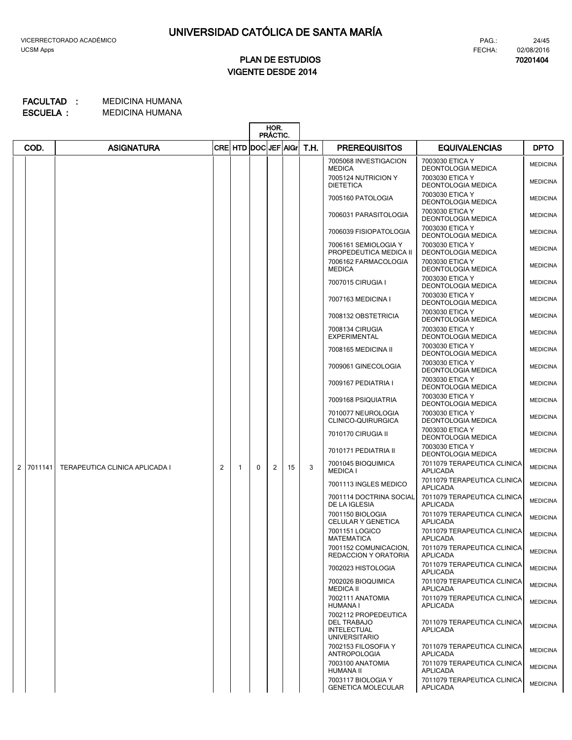# UNIVERSIDAD CATÓLICA DE SANTA MARÍA

VICERRECTORADO ACADÉMICO
UCSM Apps

PAG.: 24/45
FECHA: 02/08/2016
70201404

## PLAN DE ESTUDIOS
## VIGENTE DESDE 2014

**FACULTAD :** MEDICINA HUMANA
**ESCUELA :** MEDICINA HUMANA

| | COD. | ASIGNATURA | CRE | HTD | HOR. PRÁCTIC. DOC | JEF | AlGr | T.H. | PREREQUISITOS | EQUIVALENCIAS | DPTO |
|---|---|---|---|---|---|---|---|---|---|---|---|
| | | | | | | | | | 7005068 INVESTIGACION MEDICA | 7003030 ETICA Y DEONTOLOGIA MEDICA | MEDICINA |
| | | | | | | | | | 7005124 NUTRICION Y DIETETICA | 7003030 ETICA Y DEONTOLOGIA MEDICA | MEDICINA |
| | | | | | | | | | 7005160 PATOLOGIA | 7003030 ETICA Y DEONTOLOGIA MEDICA | MEDICINA |
| | | | | | | | | | 7006031 PARASITOLOGIA | 7003030 ETICA Y DEONTOLOGIA MEDICA | MEDICINA |
| | | | | | | | | | 7006039 FISIOPATOLOGIA | 7003030 ETICA Y DEONTOLOGIA MEDICA | MEDICINA |
| | | | | | | | | | 7006161 SEMIOLOGIA Y PROPEDEUTICA MEDICA II | 7003030 ETICA Y DEONTOLOGIA MEDICA | MEDICINA |
| | | | | | | | | | 7006162 FARMACOLOGIA MEDICA | 7003030 ETICA Y DEONTOLOGIA MEDICA | MEDICINA |
| | | | | | | | | | 7007015 CIRUGIA I | 7003030 ETICA Y DEONTOLOGIA MEDICA | MEDICINA |
| | | | | | | | | | 7007163 MEDICINA I | 7003030 ETICA Y DEONTOLOGIA MEDICA | MEDICINA |
| | | | | | | | | | 7008132 OBSTETRICIA | 7003030 ETICA Y DEONTOLOGIA MEDICA | MEDICINA |
| | | | | | | | | | 7008134 CIRUGIA EXPERIMENTAL | 7003030 ETICA Y DEONTOLOGIA MEDICA | MEDICINA |
| | | | | | | | | | 7008165 MEDICINA II | 7003030 ETICA Y DEONTOLOGIA MEDICA | MEDICINA |
| | | | | | | | | | 7009061 GINECOLOGIA | 7003030 ETICA Y DEONTOLOGIA MEDICA | MEDICINA |
| | | | | | | | | | 7009167 PEDIATRIA I | 7003030 ETICA Y DEONTOLOGIA MEDICA | MEDICINA |
| | | | | | | | | | 7009168 PSIQUIATRIA | 7003030 ETICA Y DEONTOLOGIA MEDICA | MEDICINA |
| | | | | | | | | | 7010077 NEUROLOGIA CLINICO-QUIRURGICA | 7003030 ETICA Y DEONTOLOGIA MEDICA | MEDICINA |
| | | | | | | | | | 7010170 CIRUGIA II | 7003030 ETICA Y DEONTOLOGIA MEDICA | MEDICINA |
| | | | | | | | | | 7010171 PEDIATRIA II | 7003030 ETICA Y DEONTOLOGIA MEDICA | MEDICINA |
| 2 | 7011141 | TERAPEUTICA CLINICA APLICADA I | 2 | 1 | 0 | 2 | 15 | 3 | 7001045 BIOQUIMICA MEDICA I | 7011079 TERAPEUTICA CLINICA APLICADA | MEDICINA |
| | | | | | | | | | 7001113 INGLES MEDICO | 7011079 TERAPEUTICA CLINICA APLICADA | MEDICINA |
| | | | | | | | | | 7001114 DOCTRINA SOCIAL DE LA IGLESIA | 7011079 TERAPEUTICA CLINICA APLICADA | MEDICINA |
| | | | | | | | | | 7001150 BIOLOGIA CELULAR Y GENETICA | 7011079 TERAPEUTICA CLINICA APLICADA | MEDICINA |
| | | | | | | | | | 7001151 LOGICO MATEMATICA | 7011079 TERAPEUTICA CLINICA APLICADA | MEDICINA |
| | | | | | | | | | 7001152 COMUNICACION, REDACCION Y ORATORIA | 7011079 TERAPEUTICA CLINICA APLICADA | MEDICINA |
| | | | | | | | | | 7002023 HISTOLOGIA | 7011079 TERAPEUTICA CLINICA APLICADA | MEDICINA |
| | | | | | | | | | 7002026 BIOQUIMICA MEDICA II | 7011079 TERAPEUTICA CLINICA APLICADA | MEDICINA |
| | | | | | | | | | 7002111 ANATOMIA HUMANA I | 7011079 TERAPEUTICA CLINICA APLICADA | MEDICINA |
| | | | | | | | | | 7002112 PROPEDEUTICA DEL TRABAJO INTELECTUAL UNIVERSITARIO | 7011079 TERAPEUTICA CLINICA APLICADA | MEDICINA |
| | | | | | | | | | 7002153 FILOSOFIA Y ANTROPOLOGIA | 7011079 TERAPEUTICA CLINICA APLICADA | MEDICINA |
| | | | | | | | | | 7003100 ANATOMIA HUMANA II | 7011079 TERAPEUTICA CLINICA APLICADA | MEDICINA |
| | | | | | | | | | 7003117 BIOLOGIA Y GENETICA MOLECULAR | 7011079 TERAPEUTICA CLINICA APLICADA | MEDICINA |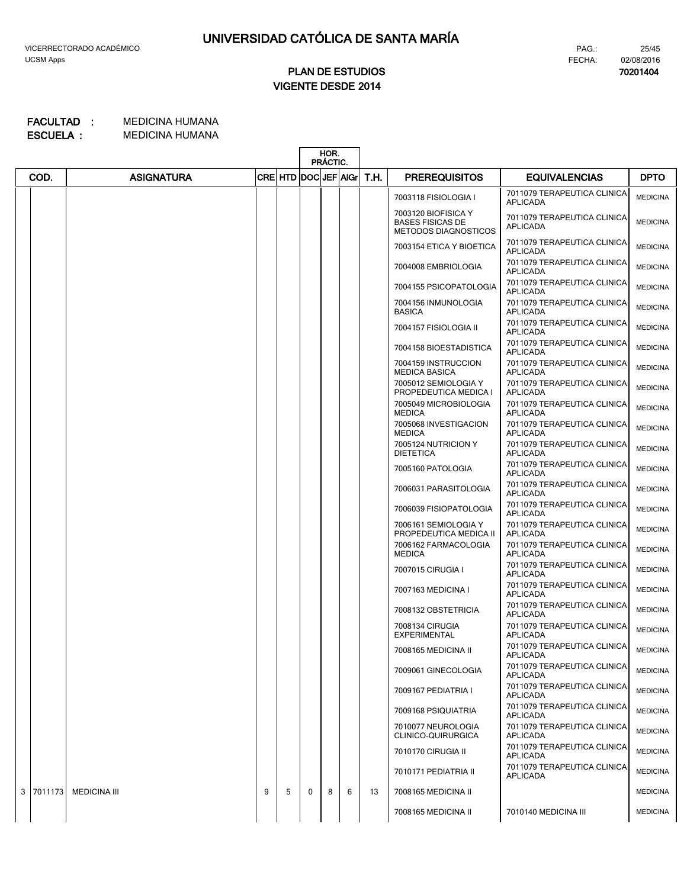# UNIVERSIDAD CATÓLICA DE SANTA MARÍA

VICERRECTORADO ACADÉMICO
UCSM Apps

PAG.: 25/45
FECHA: 02/08/2016
**70201404**

## PLAN DE ESTUDIOS
## VIGENTE DESDE 2014

**FACULTAD :** MEDICINA HUMANA
**ESCUELA :** MEDICINA HUMANA

| | COD. | ASIGNATURA | CRE | HTD | HOR. PRÁCTIC. DOC | JEF | AlGr | T.H. | PREREQUISITOS | EQUIVALENCIAS | DPTO |
|---|---|---|---|---|---|---|---|---|---|---|---|
| | | | | | | | | | 7003118 FISIOLOGIA I | 7011079 TERAPEUTICA CLINICA APLICADA | MEDICINA |
| | | | | | | | | | 7003120 BIOFISICA Y BASES FISICAS DE METODOS DIAGNOSTICOS | 7011079 TERAPEUTICA CLINICA APLICADA | MEDICINA |
| | | | | | | | | | 7003154 ETICA Y BIOETICA | 7011079 TERAPEUTICA CLINICA APLICADA | MEDICINA |
| | | | | | | | | | 7004008 EMBRIOLOGIA | 7011079 TERAPEUTICA CLINICA APLICADA | MEDICINA |
| | | | | | | | | | 7004155 PSICOPATOLOGIA | 7011079 TERAPEUTICA CLINICA APLICADA | MEDICINA |
| | | | | | | | | | 7004156 INMUNOLOGIA BASICA | 7011079 TERAPEUTICA CLINICA APLICADA | MEDICINA |
| | | | | | | | | | 7004157 FISIOLOGIA II | 7011079 TERAPEUTICA CLINICA APLICADA | MEDICINA |
| | | | | | | | | | 7004158 BIOESTADISTICA | 7011079 TERAPEUTICA CLINICA APLICADA | MEDICINA |
| | | | | | | | | | 7004159 INSTRUCCION MEDICA BASICA | 7011079 TERAPEUTICA CLINICA APLICADA | MEDICINA |
| | | | | | | | | | 7005012 SEMIOLOGIA Y PROPEDEUTICA MEDICA I | 7011079 TERAPEUTICA CLINICA APLICADA | MEDICINA |
| | | | | | | | | | 7005049 MICROBIOLOGIA MEDICA | 7011079 TERAPEUTICA CLINICA APLICADA | MEDICINA |
| | | | | | | | | | 7005068 INVESTIGACION MEDICA | 7011079 TERAPEUTICA CLINICA APLICADA | MEDICINA |
| | | | | | | | | | 7005124 NUTRICION Y DIETETICA | 7011079 TERAPEUTICA CLINICA APLICADA | MEDICINA |
| | | | | | | | | | 7005160 PATOLOGIA | 7011079 TERAPEUTICA CLINICA APLICADA | MEDICINA |
| | | | | | | | | | 7006031 PARASITOLOGIA | 7011079 TERAPEUTICA CLINICA APLICADA | MEDICINA |
| | | | | | | | | | 7006039 FISIOPATOLOGIA | 7011079 TERAPEUTICA CLINICA APLICADA | MEDICINA |
| | | | | | | | | | 7006161 SEMIOLOGIA Y PROPEDEUTICA MEDICA II | 7011079 TERAPEUTICA CLINICA APLICADA | MEDICINA |
| | | | | | | | | | 7006162 FARMACOLOGIA MEDICA | 7011079 TERAPEUTICA CLINICA APLICADA | MEDICINA |
| | | | | | | | | | 7007015 CIRUGIA I | 7011079 TERAPEUTICA CLINICA APLICADA | MEDICINA |
| | | | | | | | | | 7007163 MEDICINA I | 7011079 TERAPEUTICA CLINICA APLICADA | MEDICINA |
| | | | | | | | | | 7008132 OBSTETRICIA | 7011079 TERAPEUTICA CLINICA APLICADA | MEDICINA |
| | | | | | | | | | 7008134 CIRUGIA EXPERIMENTAL | 7011079 TERAPEUTICA CLINICA APLICADA | MEDICINA |
| | | | | | | | | | 7008165 MEDICINA II | 7011079 TERAPEUTICA CLINICA APLICADA | MEDICINA |
| | | | | | | | | | 7009061 GINECOLOGIA | 7011079 TERAPEUTICA CLINICA APLICADA | MEDICINA |
| | | | | | | | | | 7009167 PEDIATRIA I | 7011079 TERAPEUTICA CLINICA APLICADA | MEDICINA |
| | | | | | | | | | 7009168 PSIQUIATRIA | 7011079 TERAPEUTICA CLINICA APLICADA | MEDICINA |
| | | | | | | | | | 7010077 NEUROLOGIA CLINICO-QUIRURGICA | 7011079 TERAPEUTICA CLINICA APLICADA | MEDICINA |
| | | | | | | | | | 7010170 CIRUGIA II | 7011079 TERAPEUTICA CLINICA APLICADA | MEDICINA |
| | | | | | | | | | 7010171 PEDIATRIA II | 7011079 TERAPEUTICA CLINICA APLICADA | MEDICINA |
| 3 | 7011173 | MEDICINA III | 9 | 5 | 0 | 8 | 6 | 13 | 7008165 MEDICINA II | | MEDICINA |
| | | | | | | | | | 7008165 MEDICINA II | 7010140 MEDICINA III | MEDICINA |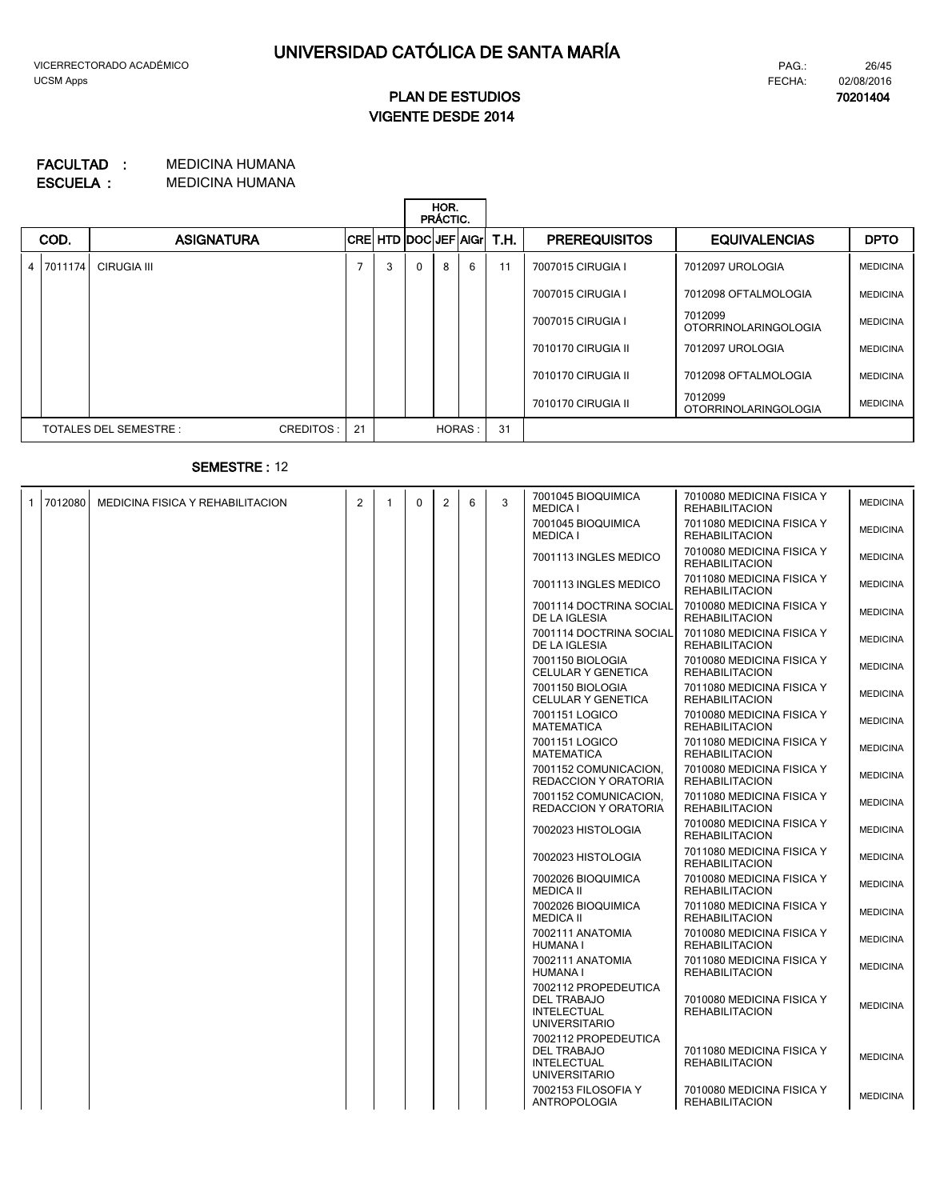# UNIVERSIDAD CATÓLICA DE SANTA MARÍA

VICERRECTORADO ACADÉMICO
UCSM Apps

FECHA: 02/08/2016

**70201404**

## PLAN DE ESTUDIOS
## VIGENTE DESDE 2014

**FACULTAD :** MEDICINA HUMANA
**ESCUELA :** MEDICINA HUMANA

| | COD. | ASIGNATURA | CRE | HTD | HOR. PRÁCTIC. DOC | JEF | AIGr | T.H. | PREREQUISITOS | EQUIVALENCIAS | DPTO |
|---|---|---|---|---|---|---|---|---|---|---|---|
| 4 | 7011174 | CIRUGIA III | 7 | 3 | 0 | 8 | 6 | 11 | 7007015 CIRUGIA I | 7012097 UROLOGIA | MEDICINA |
| | | | | | | | | | 7007015 CIRUGIA I | 7012098 OFTALMOLOGIA | MEDICINA |
| | | | | | | | | | 7007015 CIRUGIA I | 7012099 OTORRINOLARINGOLOGIA | MEDICINA |
| | | | | | | | | | 7010170 CIRUGIA II | 7012097 UROLOGIA | MEDICINA |
| | | | | | | | | | 7010170 CIRUGIA II | 7012098 OFTALMOLOGIA | MEDICINA |
| | | | | | | | | | 7010170 CIRUGIA II | 7012099 OTORRINOLARINGOLOGIA | MEDICINA |
| | TOTALES DEL SEMESTRE : | CREDITOS : | 21 | | | HORAS : | | 31 | | | |

**SEMESTRE :** 12

| | COD. | ASIGNATURA | CRE | HTD | DOC | JEF | AIGr | T.H. | PREREQUISITOS | EQUIVALENCIAS | DPTO |
|---|---|---|---|---|---|---|---|---|---|---|---|
| 1 | 7012080 | MEDICINA FISICA Y REHABILITACION | 2 | 1 | 0 | 2 | 6 | 3 | 7001045 BIOQUIMICA MEDICA I | 7010080 MEDICINA FISICA Y REHABILITACION | MEDICINA |
| | | | | | | | | | 7001045 BIOQUIMICA MEDICA I | 7011080 MEDICINA FISICA Y REHABILITACION | MEDICINA |
| | | | | | | | | | 7001113 INGLES MEDICO | 7010080 MEDICINA FISICA Y REHABILITACION | MEDICINA |
| | | | | | | | | | 7001113 INGLES MEDICO | 7011080 MEDICINA FISICA Y REHABILITACION | MEDICINA |
| | | | | | | | | | 7001114 DOCTRINA SOCIAL DE LA IGLESIA | 7010080 MEDICINA FISICA Y REHABILITACION | MEDICINA |
| | | | | | | | | | 7001114 DOCTRINA SOCIAL DE LA IGLESIA | 7011080 MEDICINA FISICA Y REHABILITACION | MEDICINA |
| | | | | | | | | | 7001150 BIOLOGIA CELULAR Y GENETICA | 7010080 MEDICINA FISICA Y REHABILITACION | MEDICINA |
| | | | | | | | | | 7001150 BIOLOGIA CELULAR Y GENETICA | 7011080 MEDICINA FISICA Y REHABILITACION | MEDICINA |
| | | | | | | | | | 7001151 LOGICO MATEMATICA | 7010080 MEDICINA FISICA Y REHABILITACION | MEDICINA |
| | | | | | | | | | 7001151 LOGICO MATEMATICA | 7011080 MEDICINA FISICA Y REHABILITACION | MEDICINA |
| | | | | | | | | | 7001152 COMUNICACION, REDACCION Y ORATORIA | 7010080 MEDICINA FISICA Y REHABILITACION | MEDICINA |
| | | | | | | | | | 7001152 COMUNICACION, REDACCION Y ORATORIA | 7011080 MEDICINA FISICA Y REHABILITACION | MEDICINA |
| | | | | | | | | | 7002023 HISTOLOGIA | 7010080 MEDICINA FISICA Y REHABILITACION | MEDICINA |
| | | | | | | | | | 7002023 HISTOLOGIA | 7011080 MEDICINA FISICA Y REHABILITACION | MEDICINA |
| | | | | | | | | | 7002026 BIOQUIMICA MEDICA II | 7010080 MEDICINA FISICA Y REHABILITACION | MEDICINA |
| | | | | | | | | | 7002026 BIOQUIMICA MEDICA II | 7011080 MEDICINA FISICA Y REHABILITACION | MEDICINA |
| | | | | | | | | | 7002111 ANATOMIA HUMANA I | 7010080 MEDICINA FISICA Y REHABILITACION | MEDICINA |
| | | | | | | | | | 7002111 ANATOMIA HUMANA I | 7011080 MEDICINA FISICA Y REHABILITACION | MEDICINA |
| | | | | | | | | | 7002112 PROPEDEUTICA DEL TRABAJO INTELECTUAL UNIVERSITARIO | 7010080 MEDICINA FISICA Y REHABILITACION | MEDICINA |
| | | | | | | | | | 7002112 PROPEDEUTICA DEL TRABAJO INTELECTUAL UNIVERSITARIO | 7011080 MEDICINA FISICA Y REHABILITACION | MEDICINA |
| | | | | | | | | | 7002153 FILOSOFIA Y ANTROPOLOGIA | 7010080 MEDICINA FISICA Y REHABILITACION | MEDICINA |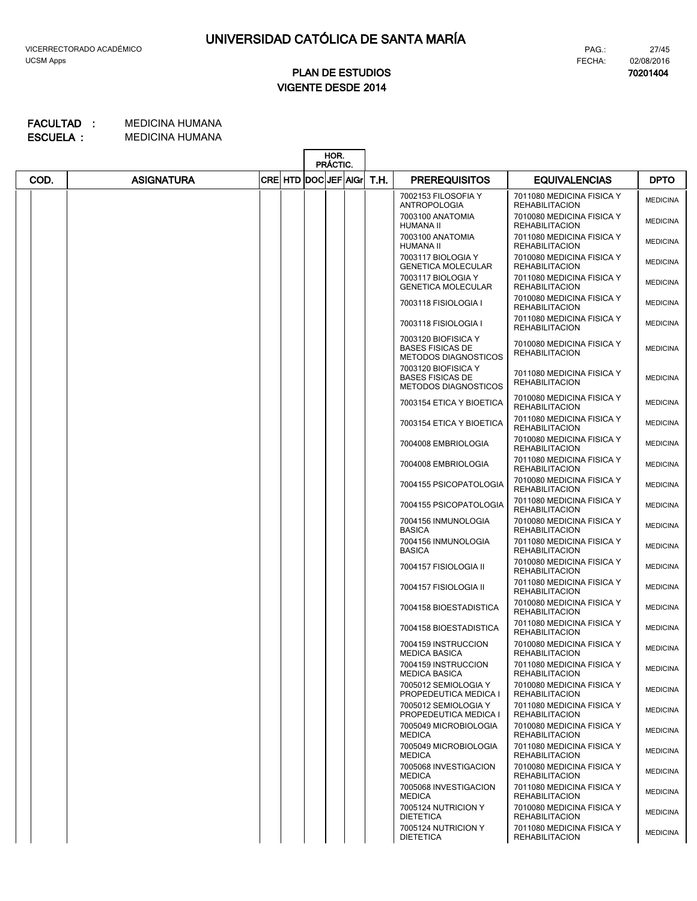# UNIVERSIDAD CATÓLICA DE SANTA MARÍA

VICERRECTORADO ACADÉMICO
UCSM Apps

FECHA: 02/08/2016

## PLAN DE ESTUDIOS
## VIGENTE DESDE 2014

**70201404**

**FACULTAD :** MEDICINA HUMANA
**ESCUELA :** MEDICINA HUMANA

| COD. | ASIGNATURA | CRE | HTD | HOR. PRÁCTIC. DOC | JEF | AIGr | T.H. | PREREQUISITOS | EQUIVALENCIAS | DPTO |
|---|---|---|---|---|---|---|---|---|---|---|
| | | | | | | | | 7002153 FILOSOFIA Y ANTROPOLOGIA | 7011080 MEDICINA FISICA Y REHABILITACION | MEDICINA |
| | | | | | | | | 7003100 ANATOMIA HUMANA II | 7010080 MEDICINA FISICA Y REHABILITACION | MEDICINA |
| | | | | | | | | 7003100 ANATOMIA HUMANA II | 7011080 MEDICINA FISICA Y REHABILITACION | MEDICINA |
| | | | | | | | | 7003117 BIOLOGIA Y GENETICA MOLECULAR | 7010080 MEDICINA FISICA Y REHABILITACION | MEDICINA |
| | | | | | | | | 7003117 BIOLOGIA Y GENETICA MOLECULAR | 7011080 MEDICINA FISICA Y REHABILITACION | MEDICINA |
| | | | | | | | | 7003118 FISIOLOGIA I | 7010080 MEDICINA FISICA Y REHABILITACION | MEDICINA |
| | | | | | | | | 7003118 FISIOLOGIA I | 7011080 MEDICINA FISICA Y REHABILITACION | MEDICINA |
| | | | | | | | | 7003120 BIOFISICA Y BASES FISICAS DE METODOS DIAGNOSTICOS | 7010080 MEDICINA FISICA Y REHABILITACION | MEDICINA |
| | | | | | | | | 7003120 BIOFISICA Y BASES FISICAS DE METODOS DIAGNOSTICOS | 7011080 MEDICINA FISICA Y REHABILITACION | MEDICINA |
| | | | | | | | | 7003154 ETICA Y BIOETICA | 7010080 MEDICINA FISICA Y REHABILITACION | MEDICINA |
| | | | | | | | | 7003154 ETICA Y BIOETICA | 7011080 MEDICINA FISICA Y REHABILITACION | MEDICINA |
| | | | | | | | | 7004008 EMBRIOLOGIA | 7010080 MEDICINA FISICA Y REHABILITACION | MEDICINA |
| | | | | | | | | 7004008 EMBRIOLOGIA | 7011080 MEDICINA FISICA Y REHABILITACION | MEDICINA |
| | | | | | | | | 7004155 PSICOPATOLOGIA | 7010080 MEDICINA FISICA Y REHABILITACION | MEDICINA |
| | | | | | | | | 7004155 PSICOPATOLOGIA | 7011080 MEDICINA FISICA Y REHABILITACION | MEDICINA |
| | | | | | | | | 7004156 INMUNOLOGIA BASICA | 7010080 MEDICINA FISICA Y REHABILITACION | MEDICINA |
| | | | | | | | | 7004156 INMUNOLOGIA BASICA | 7011080 MEDICINA FISICA Y REHABILITACION | MEDICINA |
| | | | | | | | | 7004157 FISIOLOGIA II | 7010080 MEDICINA FISICA Y REHABILITACION | MEDICINA |
| | | | | | | | | 7004157 FISIOLOGIA II | 7011080 MEDICINA FISICA Y REHABILITACION | MEDICINA |
| | | | | | | | | 7004158 BIOESTADISTICA | 7010080 MEDICINA FISICA Y REHABILITACION | MEDICINA |
| | | | | | | | | 7004158 BIOESTADISTICA | 7011080 MEDICINA FISICA Y REHABILITACION | MEDICINA |
| | | | | | | | | 7004159 INSTRUCCION MEDICA BASICA | 7010080 MEDICINA FISICA Y REHABILITACION | MEDICINA |
| | | | | | | | | 7004159 INSTRUCCION MEDICA BASICA | 7011080 MEDICINA FISICA Y REHABILITACION | MEDICINA |
| | | | | | | | | 7005012 SEMIOLOGIA Y PROPEDEUTICA MEDICA I | 7010080 MEDICINA FISICA Y REHABILITACION | MEDICINA |
| | | | | | | | | 7005012 SEMIOLOGIA Y PROPEDEUTICA MEDICA I | 7011080 MEDICINA FISICA Y REHABILITACION | MEDICINA |
| | | | | | | | | 7005049 MICROBIOLOGIA MEDICA | 7010080 MEDICINA FISICA Y REHABILITACION | MEDICINA |
| | | | | | | | | 7005049 MICROBIOLOGIA MEDICA | 7011080 MEDICINA FISICA Y REHABILITACION | MEDICINA |
| | | | | | | | | 7005068 INVESTIGACION MEDICA | 7010080 MEDICINA FISICA Y REHABILITACION | MEDICINA |
| | | | | | | | | 7005068 INVESTIGACION MEDICA | 7011080 MEDICINA FISICA Y REHABILITACION | MEDICINA |
| | | | | | | | | 7005124 NUTRICION Y DIETETICA | 7010080 MEDICINA FISICA Y REHABILITACION | MEDICINA |
| | | | | | | | | 7005124 NUTRICION Y DIETETICA | 7011080 MEDICINA FISICA Y REHABILITACION | MEDICINA |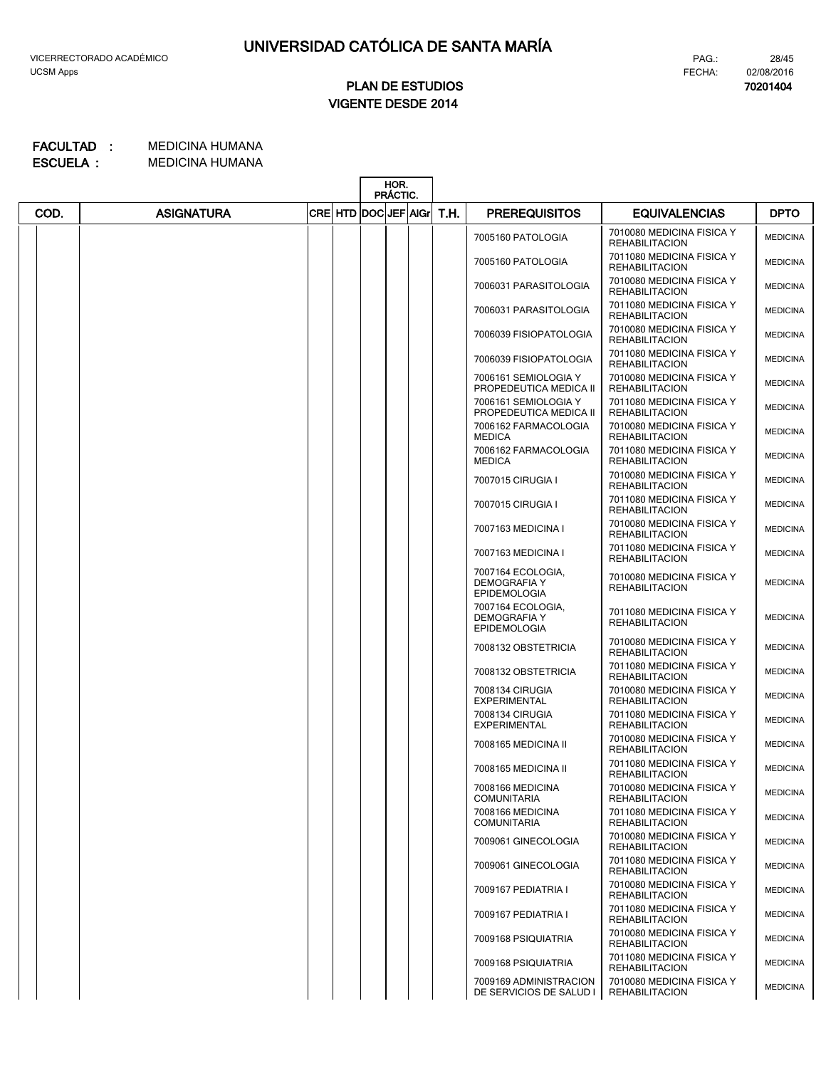# UNIVERSIDAD CATÓLICA DE SANTA MARÍA

VICERRECTORADO ACADÉMICO
UCSM Apps

FECHA: 02/08/2016

**PLAN DE ESTUDIOS**
**VIGENTE DESDE 2014**

**70201404**

**FACULTAD :** MEDICINA HUMANA
**ESCUELA :** MEDICINA HUMANA

| COD. | ASIGNATURA | CRE | HTD | HOR. PRÁCTIC. DOC | JEF | AIGr | T.H. | PREREQUISITOS | EQUIVALENCIAS | DPTO |
|---|---|---|---|---|---|---|---|---|---|---|
| | | | | | | | | 7005160 PATOLOGIA | 7010080 MEDICINA FISICA Y REHABILITACION | MEDICINA |
| | | | | | | | | 7005160 PATOLOGIA | 7011080 MEDICINA FISICA Y REHABILITACION | MEDICINA |
| | | | | | | | | 7006031 PARASITOLOGIA | 7010080 MEDICINA FISICA Y REHABILITACION | MEDICINA |
| | | | | | | | | 7006031 PARASITOLOGIA | 7011080 MEDICINA FISICA Y REHABILITACION | MEDICINA |
| | | | | | | | | 7006039 FISIOPATOLOGIA | 7010080 MEDICINA FISICA Y REHABILITACION | MEDICINA |
| | | | | | | | | 7006039 FISIOPATOLOGIA | 7011080 MEDICINA FISICA Y REHABILITACION | MEDICINA |
| | | | | | | | | 7006161 SEMIOLOGIA Y PROPEDEUTICA MEDICA II | 7010080 MEDICINA FISICA Y REHABILITACION | MEDICINA |
| | | | | | | | | 7006161 SEMIOLOGIA Y PROPEDEUTICA MEDICA II | 7011080 MEDICINA FISICA Y REHABILITACION | MEDICINA |
| | | | | | | | | 7006162 FARMACOLOGIA MEDICA | 7010080 MEDICINA FISICA Y REHABILITACION | MEDICINA |
| | | | | | | | | 7006162 FARMACOLOGIA MEDICA | 7011080 MEDICINA FISICA Y REHABILITACION | MEDICINA |
| | | | | | | | | 7007015 CIRUGIA I | 7010080 MEDICINA FISICA Y REHABILITACION | MEDICINA |
| | | | | | | | | 7007015 CIRUGIA I | 7011080 MEDICINA FISICA Y REHABILITACION | MEDICINA |
| | | | | | | | | 7007163 MEDICINA I | 7010080 MEDICINA FISICA Y REHABILITACION | MEDICINA |
| | | | | | | | | 7007163 MEDICINA I | 7011080 MEDICINA FISICA Y REHABILITACION | MEDICINA |
| | | | | | | | | 7007164 ECOLOGIA, DEMOGRAFIA Y EPIDEMOLOGIA | 7010080 MEDICINA FISICA Y REHABILITACION | MEDICINA |
| | | | | | | | | 7007164 ECOLOGIA, DEMOGRAFIA Y EPIDEMOLOGIA | 7011080 MEDICINA FISICA Y REHABILITACION | MEDICINA |
| | | | | | | | | 7008132 OBSTETRICIA | 7010080 MEDICINA FISICA Y REHABILITACION | MEDICINA |
| | | | | | | | | 7008132 OBSTETRICIA | 7011080 MEDICINA FISICA Y REHABILITACION | MEDICINA |
| | | | | | | | | 7008134 CIRUGIA EXPERIMENTAL | 7010080 MEDICINA FISICA Y REHABILITACION | MEDICINA |
| | | | | | | | | 7008134 CIRUGIA EXPERIMENTAL | 7011080 MEDICINA FISICA Y REHABILITACION | MEDICINA |
| | | | | | | | | 7008165 MEDICINA II | 7010080 MEDICINA FISICA Y REHABILITACION | MEDICINA |
| | | | | | | | | 7008165 MEDICINA II | 7011080 MEDICINA FISICA Y REHABILITACION | MEDICINA |
| | | | | | | | | 7008166 MEDICINA COMUNITARIA | 7010080 MEDICINA FISICA Y REHABILITACION | MEDICINA |
| | | | | | | | | 7008166 MEDICINA COMUNITARIA | 7011080 MEDICINA FISICA Y REHABILITACION | MEDICINA |
| | | | | | | | | 7009061 GINECOLOGIA | 7010080 MEDICINA FISICA Y REHABILITACION | MEDICINA |
| | | | | | | | | 7009061 GINECOLOGIA | 7011080 MEDICINA FISICA Y REHABILITACION | MEDICINA |
| | | | | | | | | 7009167 PEDIATRIA I | 7010080 MEDICINA FISICA Y REHABILITACION | MEDICINA |
| | | | | | | | | 7009167 PEDIATRIA I | 7011080 MEDICINA FISICA Y REHABILITACION | MEDICINA |
| | | | | | | | | 7009168 PSIQUIATRIA | 7010080 MEDICINA FISICA Y REHABILITACION | MEDICINA |
| | | | | | | | | 7009168 PSIQUIATRIA | 7011080 MEDICINA FISICA Y REHABILITACION | MEDICINA |
| | | | | | | | | 7009169 ADMINISTRACION DE SERVICIOS DE SALUD I | 7010080 MEDICINA FISICA Y REHABILITACION | MEDICINA |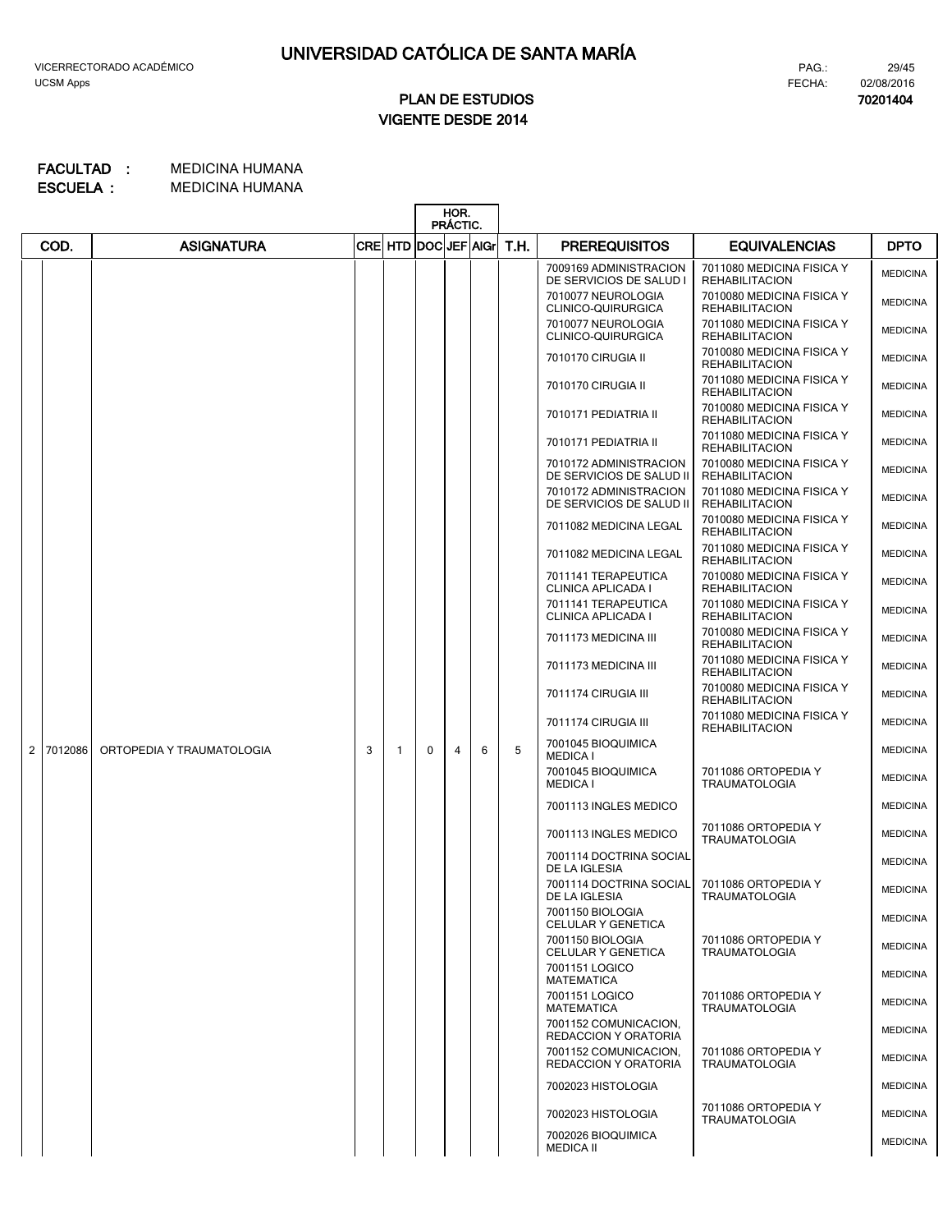# UNIVERSIDAD CATÓLICA DE SANTA MARÍA

VICERRECTORADO ACADÉMICO
UCSM Apps

PAG.: 29/45
FECHA: 02/08/2016
**70201404**

## PLAN DE ESTUDIOS
## VIGENTE DESDE 2014

**FACULTAD :** MEDICINA HUMANA
**ESCUELA :** MEDICINA HUMANA

| | COD. | ASIGNATURA | CRE | HTD | HOR. PRÁCTIC. DOC | JEF | AIGr | T.H. | PREREQUISITOS | EQUIVALENCIAS | DPTO |
|---|---|---|---|---|---|---|---|---|---|---|---|
| | | | | | | | | | 7009169 ADMINISTRACION DE SERVICIOS DE SALUD I | 7011080 MEDICINA FISICA Y REHABILITACION | MEDICINA |
| | | | | | | | | | 7010077 NEUROLOGIA CLINICO-QUIRURGICA | 7010080 MEDICINA FISICA Y REHABILITACION | MEDICINA |
| | | | | | | | | | 7010077 NEUROLOGIA CLINICO-QUIRURGICA | 7011080 MEDICINA FISICA Y REHABILITACION | MEDICINA |
| | | | | | | | | | 7010170 CIRUGIA II | 7010080 MEDICINA FISICA Y REHABILITACION | MEDICINA |
| | | | | | | | | | 7010170 CIRUGIA II | 7011080 MEDICINA FISICA Y REHABILITACION | MEDICINA |
| | | | | | | | | | 7010171 PEDIATRIA II | 7010080 MEDICINA FISICA Y REHABILITACION | MEDICINA |
| | | | | | | | | | 7010171 PEDIATRIA II | 7011080 MEDICINA FISICA Y REHABILITACION | MEDICINA |
| | | | | | | | | | 7010172 ADMINISTRACION DE SERVICIOS DE SALUD II | 7010080 MEDICINA FISICA Y REHABILITACION | MEDICINA |
| | | | | | | | | | 7010172 ADMINISTRACION DE SERVICIOS DE SALUD II | 7011080 MEDICINA FISICA Y REHABILITACION | MEDICINA |
| | | | | | | | | | 7011082 MEDICINA LEGAL | 7010080 MEDICINA FISICA Y REHABILITACION | MEDICINA |
| | | | | | | | | | 7011082 MEDICINA LEGAL | 7011080 MEDICINA FISICA Y REHABILITACION | MEDICINA |
| | | | | | | | | | 7011141 TERAPEUTICA CLINICA APLICADA I | 7010080 MEDICINA FISICA Y REHABILITACION | MEDICINA |
| | | | | | | | | | 7011141 TERAPEUTICA CLINICA APLICADA I | 7011080 MEDICINA FISICA Y REHABILITACION | MEDICINA |
| | | | | | | | | | 7011173 MEDICINA III | 7010080 MEDICINA FISICA Y REHABILITACION | MEDICINA |
| | | | | | | | | | 7011173 MEDICINA III | 7011080 MEDICINA FISICA Y REHABILITACION | MEDICINA |
| | | | | | | | | | 7011174 CIRUGIA III | 7010080 MEDICINA FISICA Y REHABILITACION | MEDICINA |
| | | | | | | | | | 7011174 CIRUGIA III | 7011080 MEDICINA FISICA Y REHABILITACION | MEDICINA |
| 2 | 7012086 | ORTOPEDIA Y TRAUMATOLOGIA | 3 | 1 | 0 | 4 | 6 | 5 | 7001045 BIOQUIMICA MEDICA I | | MEDICINA |
| | | | | | | | | | 7001045 BIOQUIMICA MEDICA I | 7011086 ORTOPEDIA Y TRAUMATOLOGIA | MEDICINA |
| | | | | | | | | | 7001113 INGLES MEDICO | | MEDICINA |
| | | | | | | | | | 7001113 INGLES MEDICO | 7011086 ORTOPEDIA Y TRAUMATOLOGIA | MEDICINA |
| | | | | | | | | | 7001114 DOCTRINA SOCIAL DE LA IGLESIA | | MEDICINA |
| | | | | | | | | | 7001114 DOCTRINA SOCIAL DE LA IGLESIA | 7011086 ORTOPEDIA Y TRAUMATOLOGIA | MEDICINA |
| | | | | | | | | | 7001150 BIOLOGIA CELULAR Y GENETICA | | MEDICINA |
| | | | | | | | | | 7001150 BIOLOGIA CELULAR Y GENETICA | 7011086 ORTOPEDIA Y TRAUMATOLOGIA | MEDICINA |
| | | | | | | | | | 7001151 LOGICO MATEMATICA | | MEDICINA |
| | | | | | | | | | 7001151 LOGICO MATEMATICA | 7011086 ORTOPEDIA Y TRAUMATOLOGIA | MEDICINA |
| | | | | | | | | | 7001152 COMUNICACION, REDACCION Y ORATORIA | | MEDICINA |
| | | | | | | | | | 7001152 COMUNICACION, REDACCION Y ORATORIA | 7011086 ORTOPEDIA Y TRAUMATOLOGIA | MEDICINA |
| | | | | | | | | | 7002023 HISTOLOGIA | | MEDICINA |
| | | | | | | | | | 7002023 HISTOLOGIA | 7011086 ORTOPEDIA Y TRAUMATOLOGIA | MEDICINA |
| | | | | | | | | | 7002026 BIOQUIMICA MEDICA II | | MEDICINA |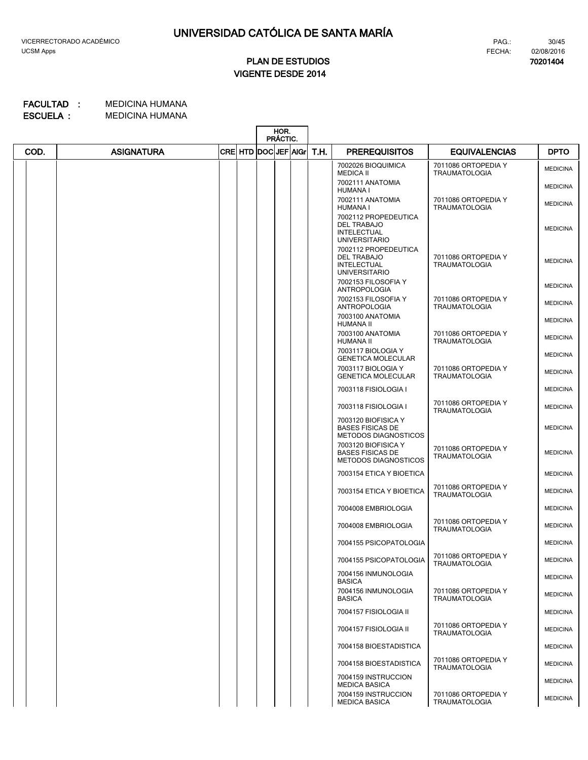# UNIVERSIDAD CATÓLICA DE SANTA MARÍA

VICERRECTORADO ACADÉMICO
UCSM Apps

PAG.: 30/45
FECHA: 02/08/2016
**70201404**

## PLAN DE ESTUDIOS
## VIGENTE DESDE 2014

**FACULTAD :** MEDICINA HUMANA
**ESCUELA :** MEDICINA HUMANA

| COD. | ASIGNATURA | CRE | HTD | HOR. PRÁCTIC. DOC | JEF | AlGr | T.H. | PREREQUISITOS | EQUIVALENCIAS | DPTO |
|---|---|---|---|---|---|---|---|---|---|---|
| | | | | | | | | 7002026 BIOQUIMICA MEDICA II | 7011086 ORTOPEDIA Y TRAUMATOLOGIA | MEDICINA |
| | | | | | | | | 7002111 ANATOMIA HUMANA I | | MEDICINA |
| | | | | | | | | 7002111 ANATOMIA HUMANA I | 7011086 ORTOPEDIA Y TRAUMATOLOGIA | MEDICINA |
| | | | | | | | | 7002112 PROPEDEUTICA DEL TRABAJO INTELECTUAL UNIVERSITARIO | | MEDICINA |
| | | | | | | | | 7002112 PROPEDEUTICA DEL TRABAJO INTELECTUAL UNIVERSITARIO | 7011086 ORTOPEDIA Y TRAUMATOLOGIA | MEDICINA |
| | | | | | | | | 7002153 FILOSOFIA Y ANTROPOLOGIA | | MEDICINA |
| | | | | | | | | 7002153 FILOSOFIA Y ANTROPOLOGIA | 7011086 ORTOPEDIA Y TRAUMATOLOGIA | MEDICINA |
| | | | | | | | | 7003100 ANATOMIA HUMANA II | | MEDICINA |
| | | | | | | | | 7003100 ANATOMIA HUMANA II | 7011086 ORTOPEDIA Y TRAUMATOLOGIA | MEDICINA |
| | | | | | | | | 7003117 BIOLOGIA Y GENETICA MOLECULAR | | MEDICINA |
| | | | | | | | | 7003117 BIOLOGIA Y GENETICA MOLECULAR | 7011086 ORTOPEDIA Y TRAUMATOLOGIA | MEDICINA |
| | | | | | | | | 7003118 FISIOLOGIA I | | MEDICINA |
| | | | | | | | | 7003118 FISIOLOGIA I | 7011086 ORTOPEDIA Y TRAUMATOLOGIA | MEDICINA |
| | | | | | | | | 7003120 BIOFISICA Y BASES FISICAS DE METODOS DIAGNOSTICOS | | MEDICINA |
| | | | | | | | | 7003120 BIOFISICA Y BASES FISICAS DE METODOS DIAGNOSTICOS | 7011086 ORTOPEDIA Y TRAUMATOLOGIA | MEDICINA |
| | | | | | | | | 7003154 ETICA Y BIOETICA | | MEDICINA |
| | | | | | | | | 7003154 ETICA Y BIOETICA | 7011086 ORTOPEDIA Y TRAUMATOLOGIA | MEDICINA |
| | | | | | | | | 7004008 EMBRIOLOGIA | | MEDICINA |
| | | | | | | | | 7004008 EMBRIOLOGIA | 7011086 ORTOPEDIA Y TRAUMATOLOGIA | MEDICINA |
| | | | | | | | | 7004155 PSICOPATOLOGIA | | MEDICINA |
| | | | | | | | | 7004155 PSICOPATOLOGIA | 7011086 ORTOPEDIA Y TRAUMATOLOGIA | MEDICINA |
| | | | | | | | | 7004156 INMUNOLOGIA BASICA | | MEDICINA |
| | | | | | | | | 7004156 INMUNOLOGIA BASICA | 7011086 ORTOPEDIA Y TRAUMATOLOGIA | MEDICINA |
| | | | | | | | | 7004157 FISIOLOGIA II | | MEDICINA |
| | | | | | | | | 7004157 FISIOLOGIA II | 7011086 ORTOPEDIA Y TRAUMATOLOGIA | MEDICINA |
| | | | | | | | | 7004158 BIOESTADISTICA | | MEDICINA |
| | | | | | | | | 7004158 BIOESTADISTICA | 7011086 ORTOPEDIA Y TRAUMATOLOGIA | MEDICINA |
| | | | | | | | | 7004159 INSTRUCCION MEDICA BASICA | | MEDICINA |
| | | | | | | | | 7004159 INSTRUCCION MEDICA BASICA | 7011086 ORTOPEDIA Y TRAUMATOLOGIA | MEDICINA |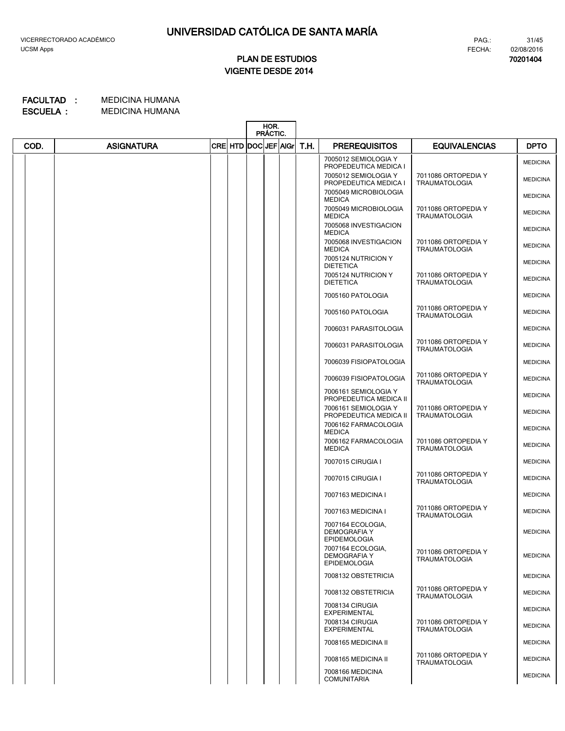# UNIVERSIDAD CATÓLICA DE SANTA MARÍA

VICERRECTORADO ACADÉMICO
UCSM Apps

FECHA: 02/08/2016

## PLAN DE ESTUDIOS
## VIGENTE DESDE 2014

70201404

**FACULTAD :** MEDICINA HUMANA
**ESCUELA :** MEDICINA HUMANA

| COD. | ASIGNATURA | CRE | HTD | HOR. PRÁCTIC. DOC | JEF | AIGr | T.H. | PREREQUISITOS | EQUIVALENCIAS | DPTO |
|---|---|---|---|---|---|---|---|---|---|---|
| | | | | | | | | 7005012 SEMIOLOGIA Y PROPEDEUTICA MEDICA I | | MEDICINA |
| | | | | | | | | 7005012 SEMIOLOGIA Y PROPEDEUTICA MEDICA I | 7011086 ORTOPEDIA Y TRAUMATOLOGIA | MEDICINA |
| | | | | | | | | 7005049 MICROBIOLOGIA MEDICA | | MEDICINA |
| | | | | | | | | 7005049 MICROBIOLOGIA MEDICA | 7011086 ORTOPEDIA Y TRAUMATOLOGIA | MEDICINA |
| | | | | | | | | 7005068 INVESTIGACION MEDICA | | MEDICINA |
| | | | | | | | | 7005068 INVESTIGACION MEDICA | 7011086 ORTOPEDIA Y TRAUMATOLOGIA | MEDICINA |
| | | | | | | | | 7005124 NUTRICION Y DIETETICA | | MEDICINA |
| | | | | | | | | 7005124 NUTRICION Y DIETETICA | 7011086 ORTOPEDIA Y TRAUMATOLOGIA | MEDICINA |
| | | | | | | | | 7005160 PATOLOGIA | | MEDICINA |
| | | | | | | | | 7005160 PATOLOGIA | 7011086 ORTOPEDIA Y TRAUMATOLOGIA | MEDICINA |
| | | | | | | | | 7006031 PARASITOLOGIA | | MEDICINA |
| | | | | | | | | 7006031 PARASITOLOGIA | 7011086 ORTOPEDIA Y TRAUMATOLOGIA | MEDICINA |
| | | | | | | | | 7006039 FISIOPATOLOGIA | | MEDICINA |
| | | | | | | | | 7006039 FISIOPATOLOGIA | 7011086 ORTOPEDIA Y TRAUMATOLOGIA | MEDICINA |
| | | | | | | | | 7006161 SEMIOLOGIA Y PROPEDEUTICA MEDICA II | | MEDICINA |
| | | | | | | | | 7006161 SEMIOLOGIA Y PROPEDEUTICA MEDICA II | 7011086 ORTOPEDIA Y TRAUMATOLOGIA | MEDICINA |
| | | | | | | | | 7006162 FARMACOLOGIA MEDICA | | MEDICINA |
| | | | | | | | | 7006162 FARMACOLOGIA MEDICA | 7011086 ORTOPEDIA Y TRAUMATOLOGIA | MEDICINA |
| | | | | | | | | 7007015 CIRUGIA I | | MEDICINA |
| | | | | | | | | 7007015 CIRUGIA I | 7011086 ORTOPEDIA Y TRAUMATOLOGIA | MEDICINA |
| | | | | | | | | 7007163 MEDICINA I | | MEDICINA |
| | | | | | | | | 7007163 MEDICINA I | 7011086 ORTOPEDIA Y TRAUMATOLOGIA | MEDICINA |
| | | | | | | | | 7007164 ECOLOGIA, DEMOGRAFIA Y EPIDEMOLOGIA | | MEDICINA |
| | | | | | | | | 7007164 ECOLOGIA, DEMOGRAFIA Y EPIDEMOLOGIA | 7011086 ORTOPEDIA Y TRAUMATOLOGIA | MEDICINA |
| | | | | | | | | 7008132 OBSTETRICIA | | MEDICINA |
| | | | | | | | | 7008132 OBSTETRICIA | 7011086 ORTOPEDIA Y TRAUMATOLOGIA | MEDICINA |
| | | | | | | | | 7008134 CIRUGIA EXPERIMENTAL | | MEDICINA |
| | | | | | | | | 7008134 CIRUGIA EXPERIMENTAL | 7011086 ORTOPEDIA Y TRAUMATOLOGIA | MEDICINA |
| | | | | | | | | 7008165 MEDICINA II | | MEDICINA |
| | | | | | | | | 7008165 MEDICINA II | 7011086 ORTOPEDIA Y TRAUMATOLOGIA | MEDICINA |
| | | | | | | | | 7008166 MEDICINA COMUNITARIA | | MEDICINA |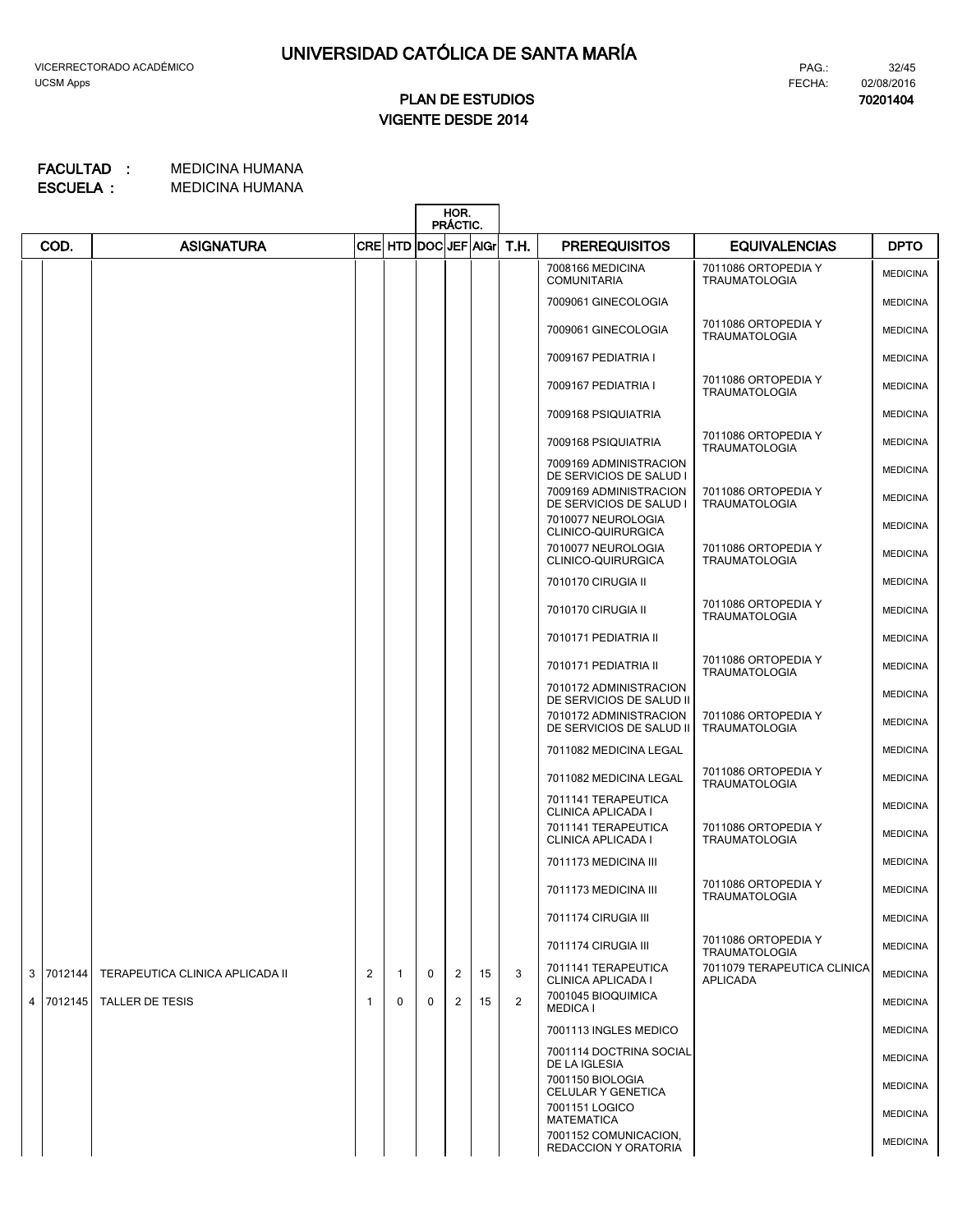# UNIVERSIDAD CATÓLICA DE SANTA MARÍA

VICERRECTORADO ACADÉMICO
UCSM Apps

FECHA: 02/08/2016

## PLAN DE ESTUDIOS
## VIGENTE DESDE 2014

70201404

**FACULTAD :** MEDICINA HUMANA
**ESCUELA :** MEDICINA HUMANA

| | COD. | ASIGNATURA | CRE | HTD | HOR. PRÁCTIC. DOC | JEF | AlGr | T.H. | PREREQUISITOS | EQUIVALENCIAS | DPTO |
|---|---|---|---|---|---|---|---|---|---|---|---|
| | | | | | | | | | 7008166 MEDICINA COMUNITARIA | 7011086 ORTOPEDIA Y TRAUMATOLOGIA | MEDICINA |
| | | | | | | | | | 7009061 GINECOLOGIA | | MEDICINA |
| | | | | | | | | | 7009061 GINECOLOGIA | 7011086 ORTOPEDIA Y TRAUMATOLOGIA | MEDICINA |
| | | | | | | | | | 7009167 PEDIATRIA I | | MEDICINA |
| | | | | | | | | | 7009167 PEDIATRIA I | 7011086 ORTOPEDIA Y TRAUMATOLOGIA | MEDICINA |
| | | | | | | | | | 7009168 PSIQUIATRIA | | MEDICINA |
| | | | | | | | | | 7009168 PSIQUIATRIA | 7011086 ORTOPEDIA Y TRAUMATOLOGIA | MEDICINA |
| | | | | | | | | | 7009169 ADMINISTRACION DE SERVICIOS DE SALUD I | | MEDICINA |
| | | | | | | | | | 7009169 ADMINISTRACION DE SERVICIOS DE SALUD I | 7011086 ORTOPEDIA Y TRAUMATOLOGIA | MEDICINA |
| | | | | | | | | | 7010077 NEUROLOGIA CLINICO-QUIRURGICA | | MEDICINA |
| | | | | | | | | | 7010077 NEUROLOGIA CLINICO-QUIRURGICA | 7011086 ORTOPEDIA Y TRAUMATOLOGIA | MEDICINA |
| | | | | | | | | | 7010170 CIRUGIA II | | MEDICINA |
| | | | | | | | | | 7010170 CIRUGIA II | 7011086 ORTOPEDIA Y TRAUMATOLOGIA | MEDICINA |
| | | | | | | | | | 7010171 PEDIATRIA II | | MEDICINA |
| | | | | | | | | | 7010171 PEDIATRIA II | 7011086 ORTOPEDIA Y TRAUMATOLOGIA | MEDICINA |
| | | | | | | | | | 7010172 ADMINISTRACION DE SERVICIOS DE SALUD II | | MEDICINA |
| | | | | | | | | | 7010172 ADMINISTRACION DE SERVICIOS DE SALUD II | 7011086 ORTOPEDIA Y TRAUMATOLOGIA | MEDICINA |
| | | | | | | | | | 7011082 MEDICINA LEGAL | | MEDICINA |
| | | | | | | | | | 7011082 MEDICINA LEGAL | 7011086 ORTOPEDIA Y TRAUMATOLOGIA | MEDICINA |
| | | | | | | | | | 7011141 TERAPEUTICA CLINICA APLICADA I | | MEDICINA |
| | | | | | | | | | 7011141 TERAPEUTICA CLINICA APLICADA I | 7011086 ORTOPEDIA Y TRAUMATOLOGIA | MEDICINA |
| | | | | | | | | | 7011173 MEDICINA III | | MEDICINA |
| | | | | | | | | | 7011173 MEDICINA III | 7011086 ORTOPEDIA Y TRAUMATOLOGIA | MEDICINA |
| | | | | | | | | | 7011174 CIRUGIA III | | MEDICINA |
| | | | | | | | | | 7011174 CIRUGIA III | 7011086 ORTOPEDIA Y TRAUMATOLOGIA | MEDICINA |
| 3 | 7012144 | TERAPEUTICA CLINICA APLICADA II | 2 | 1 | 0 | 2 | 15 | 3 | 7011141 TERAPEUTICA CLINICA APLICADA I | 7011079 TERAPEUTICA CLINICA APLICADA | MEDICINA |
| 4 | 7012145 | TALLER DE TESIS | 1 | 0 | 0 | 2 | 15 | 2 | 7001045 BIOQUIMICA MEDICA I | | MEDICINA |
| | | | | | | | | | 7001113 INGLES MEDICO | | MEDICINA |
| | | | | | | | | | 7001114 DOCTRINA SOCIAL DE LA IGLESIA | | MEDICINA |
| | | | | | | | | | 7001150 BIOLOGIA CELULAR Y GENETICA | | MEDICINA |
| | | | | | | | | | 7001151 LOGICO MATEMATICA | | MEDICINA |
| | | | | | | | | | 7001152 COMUNICACION, REDACCION Y ORATORIA | | MEDICINA |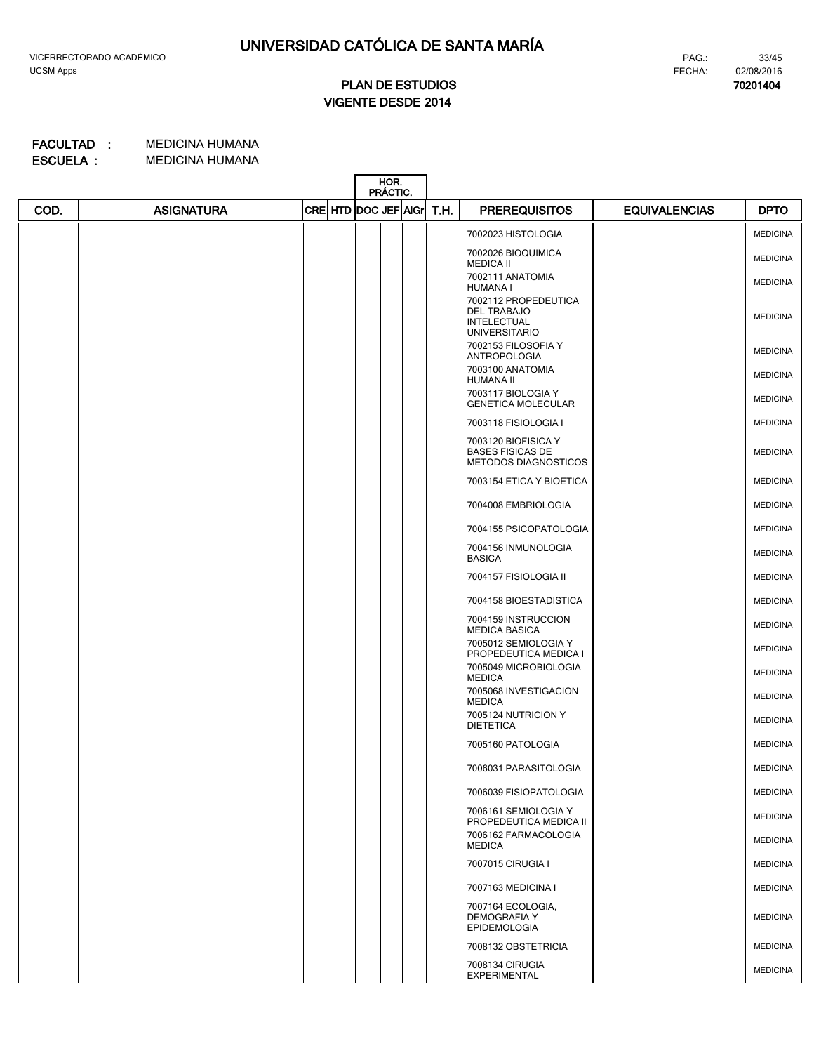# UNIVERSIDAD CATÓLICA DE SANTA MARÍA

VICERRECTORADO ACADÉMICO
UCSM Apps

PAG.: 33/45
FECHA: 02/08/2016
**70201404**

## PLAN DE ESTUDIOS
## VIGENTE DESDE 2014

**FACULTAD :** MEDICINA HUMANA
**ESCUELA :** MEDICINA HUMANA

| COD. | ASIGNATURA | CRE | HTD | HOR. PRÁCTIC. DOC | JEF | AIGr | T.H. | PREREQUISITOS | EQUIVALENCIAS | DPTO |
|---|---|---|---|---|---|---|---|---|---|---|
| | | | | | | | | 7002023 HISTOLOGIA | | MEDICINA |
| | | | | | | | | 7002026 BIOQUIMICA MEDICA II | | MEDICINA |
| | | | | | | | | 7002111 ANATOMIA HUMANA I | | MEDICINA |
| | | | | | | | | 7002112 PROPEDEUTICA DEL TRABAJO INTELECTUAL UNIVERSITARIO | | MEDICINA |
| | | | | | | | | 7002153 FILOSOFIA Y ANTROPOLOGIA | | MEDICINA |
| | | | | | | | | 7003100 ANATOMIA HUMANA II | | MEDICINA |
| | | | | | | | | 7003117 BIOLOGIA Y GENETICA MOLECULAR | | MEDICINA |
| | | | | | | | | 7003118 FISIOLOGIA I | | MEDICINA |
| | | | | | | | | 7003120 BIOFISICA Y BASES FISICAS DE METODOS DIAGNOSTICOS | | MEDICINA |
| | | | | | | | | 7003154 ETICA Y BIOETICA | | MEDICINA |
| | | | | | | | | 7004008 EMBRIOLOGIA | | MEDICINA |
| | | | | | | | | 7004155 PSICOPATOLOGIA | | MEDICINA |
| | | | | | | | | 7004156 INMUNOLOGIA BASICA | | MEDICINA |
| | | | | | | | | 7004157 FISIOLOGIA II | | MEDICINA |
| | | | | | | | | 7004158 BIOESTADISTICA | | MEDICINA |
| | | | | | | | | 7004159 INSTRUCCION MEDICA BASICA | | MEDICINA |
| | | | | | | | | 7005012 SEMIOLOGIA Y PROPEDEUTICA MEDICA I | | MEDICINA |
| | | | | | | | | 7005049 MICROBIOLOGIA MEDICA | | MEDICINA |
| | | | | | | | | 7005068 INVESTIGACION MEDICA | | MEDICINA |
| | | | | | | | | 7005124 NUTRICION Y DIETETICA | | MEDICINA |
| | | | | | | | | 7005160 PATOLOGIA | | MEDICINA |
| | | | | | | | | 7006031 PARASITOLOGIA | | MEDICINA |
| | | | | | | | | 7006039 FISIOPATOLOGIA | | MEDICINA |
| | | | | | | | | 7006161 SEMIOLOGIA Y PROPEDEUTICA MEDICA II | | MEDICINA |
| | | | | | | | | 7006162 FARMACOLOGIA MEDICA | | MEDICINA |
| | | | | | | | | 7007015 CIRUGIA I | | MEDICINA |
| | | | | | | | | 7007163 MEDICINA I | | MEDICINA |
| | | | | | | | | 7007164 ECOLOGIA, DEMOGRAFIA Y EPIDEMOLOGIA | | MEDICINA |
| | | | | | | | | 7008132 OBSTETRICIA | | MEDICINA |
| | | | | | | | | 7008134 CIRUGIA EXPERIMENTAL | | MEDICINA |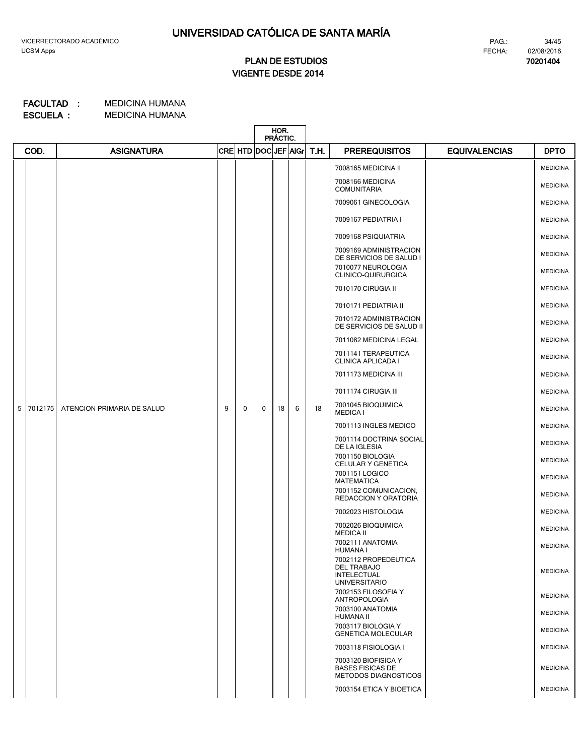# UNIVERSIDAD CATÓLICA DE SANTA MARÍA

VICERRECTORADO ACADÉMICO
UCSM Apps

PAG.: 34/45
FECHA: 02/08/2016
70201404

## PLAN DE ESTUDIOS
## VIGENTE DESDE 2014

**FACULTAD :** MEDICINA HUMANA
**ESCUELA :** MEDICINA HUMANA

| | COD. | ASIGNATURA | CRE | HTD | HOR. PRÁCTIC. DOC | JEF | AIGr | T.H. | PREREQUISITOS | EQUIVALENCIAS | DPTO |
|---|---|---|---|---|---|---|---|---|---|---|---|
| | | | | | | | | | 7008165 MEDICINA II | | MEDICINA |
| | | | | | | | | | 7008166 MEDICINA COMUNITARIA | | MEDICINA |
| | | | | | | | | | 7009061 GINECOLOGIA | | MEDICINA |
| | | | | | | | | | 7009167 PEDIATRIA I | | MEDICINA |
| | | | | | | | | | 7009168 PSIQUIATRIA | | MEDICINA |
| | | | | | | | | | 7009169 ADMINISTRACION DE SERVICIOS DE SALUD I | | MEDICINA |
| | | | | | | | | | 7010077 NEUROLOGIA CLINICO-QUIRURGICA | | MEDICINA |
| | | | | | | | | | 7010170 CIRUGIA II | | MEDICINA |
| | | | | | | | | | 7010171 PEDIATRIA II | | MEDICINA |
| | | | | | | | | | 7010172 ADMINISTRACION DE SERVICIOS DE SALUD II | | MEDICINA |
| | | | | | | | | | 7011082 MEDICINA LEGAL | | MEDICINA |
| | | | | | | | | | 7011141 TERAPEUTICA CLINICA APLICADA I | | MEDICINA |
| | | | | | | | | | 7011173 MEDICINA III | | MEDICINA |
| | | | | | | | | | 7011174 CIRUGIA III | | MEDICINA |
| 5 | 7012175 | ATENCION PRIMARIA DE SALUD | 9 | 0 | 0 | 18 | 6 | 18 | 7001045 BIOQUIMICA MEDICA I | | MEDICINA |
| | | | | | | | | | 7001113 INGLES MEDICO | | MEDICINA |
| | | | | | | | | | 7001114 DOCTRINA SOCIAL DE LA IGLESIA | | MEDICINA |
| | | | | | | | | | 7001150 BIOLOGIA CELULAR Y GENETICA | | MEDICINA |
| | | | | | | | | | 7001151 LOGICO MATEMATICA | | MEDICINA |
| | | | | | | | | | 7001152 COMUNICACION, REDACCION Y ORATORIA | | MEDICINA |
| | | | | | | | | | 7002023 HISTOLOGIA | | MEDICINA |
| | | | | | | | | | 7002026 BIOQUIMICA MEDICA II | | MEDICINA |
| | | | | | | | | | 7002111 ANATOMIA HUMANA I | | MEDICINA |
| | | | | | | | | | 7002112 PROPEDEUTICA DEL TRABAJO INTELECTUAL UNIVERSITARIO | | MEDICINA |
| | | | | | | | | | 7002153 FILOSOFIA Y ANTROPOLOGIA | | MEDICINA |
| | | | | | | | | | 7003100 ANATOMIA HUMANA II | | MEDICINA |
| | | | | | | | | | 7003117 BIOLOGIA Y GENETICA MOLECULAR | | MEDICINA |
| | | | | | | | | | 7003118 FISIOLOGIA I | | MEDICINA |
| | | | | | | | | | 7003120 BIOFISICA Y BASES FISICAS DE METODOS DIAGNOSTICOS | | MEDICINA |
| | | | | | | | | | 7003154 ETICA Y BIOETICA | | MEDICINA |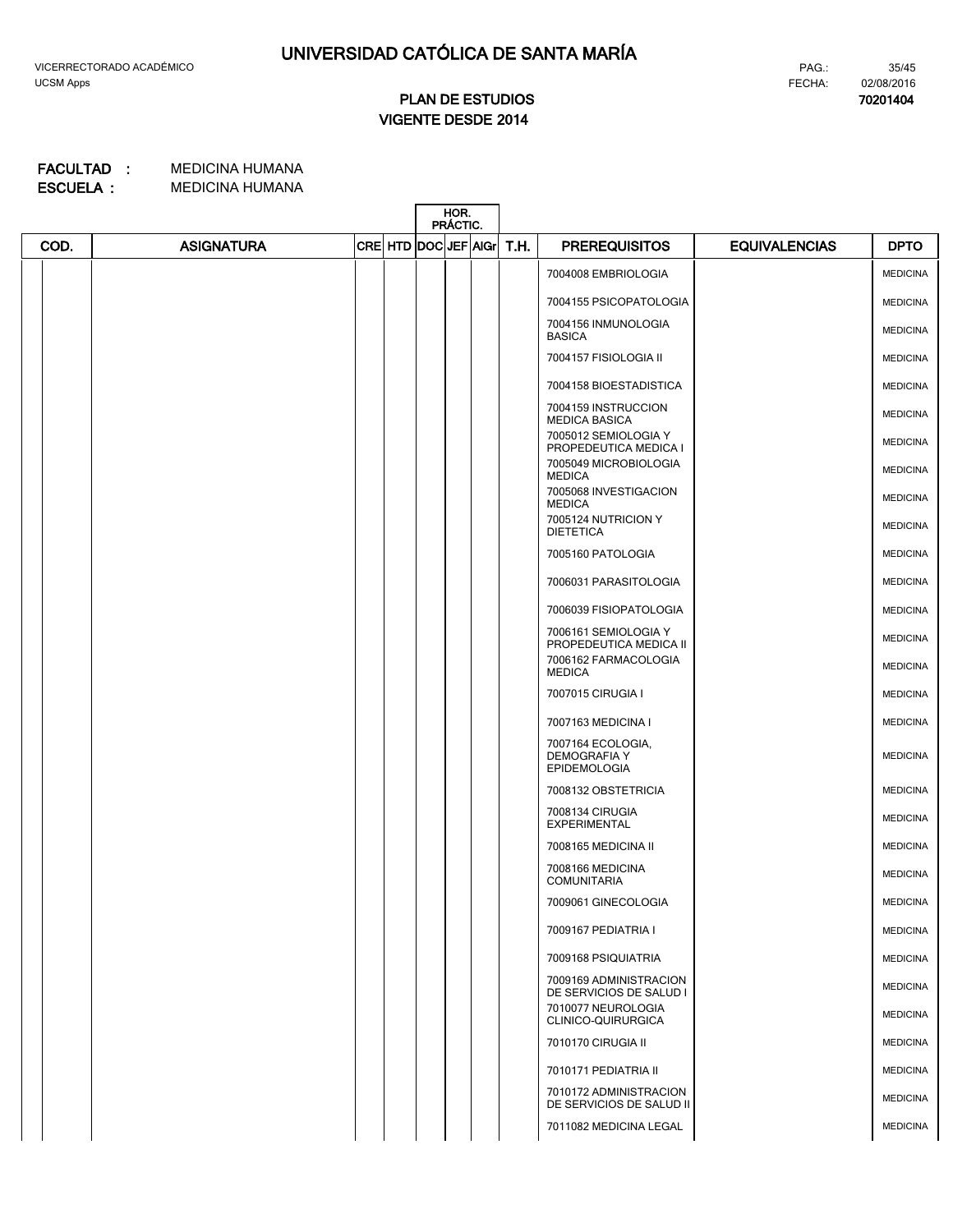# UNIVERSIDAD CATÓLICA DE SANTA MARÍA

VICERRECTORADO ACADÉMICO
UCSM Apps

PAG.: 35/45
FECHA: 02/08/2016
**70201404**

## PLAN DE ESTUDIOS
## VIGENTE DESDE 2014

**FACULTAD :** MEDICINA HUMANA
**ESCUELA :** MEDICINA HUMANA

| COD. | ASIGNATURA | CRE | HTD | HOR. PRÁCTIC. DOC | JEF | AlGr | T.H. | PREREQUISITOS | EQUIVALENCIAS | DPTO |
|---|---|---|---|---|---|---|---|---|---|---|
| | | | | | | | | 7004008 EMBRIOLOGIA | | MEDICINA |
| | | | | | | | | 7004155 PSICOPATOLOGIA | | MEDICINA |
| | | | | | | | | 7004156 INMUNOLOGIA BASICA | | MEDICINA |
| | | | | | | | | 7004157 FISIOLOGIA II | | MEDICINA |
| | | | | | | | | 7004158 BIOESTADISTICA | | MEDICINA |
| | | | | | | | | 7004159 INSTRUCCION MEDICA BASICA | | MEDICINA |
| | | | | | | | | 7005012 SEMIOLOGIA Y PROPEDEUTICA MEDICA I | | MEDICINA |
| | | | | | | | | 7005049 MICROBIOLOGIA MEDICA | | MEDICINA |
| | | | | | | | | 7005068 INVESTIGACION MEDICA | | MEDICINA |
| | | | | | | | | 7005124 NUTRICION Y DIETETICA | | MEDICINA |
| | | | | | | | | 7005160 PATOLOGIA | | MEDICINA |
| | | | | | | | | 7006031 PARASITOLOGIA | | MEDICINA |
| | | | | | | | | 7006039 FISIOPATOLOGIA | | MEDICINA |
| | | | | | | | | 7006161 SEMIOLOGIA Y PROPEDEUTICA MEDICA II | | MEDICINA |
| | | | | | | | | 7006162 FARMACOLOGIA MEDICA | | MEDICINA |
| | | | | | | | | 7007015 CIRUGIA I | | MEDICINA |
| | | | | | | | | 7007163 MEDICINA I | | MEDICINA |
| | | | | | | | | 7007164 ECOLOGIA, DEMOGRAFIA Y EPIDEMOLOGIA | | MEDICINA |
| | | | | | | | | 7008132 OBSTETRICIA | | MEDICINA |
| | | | | | | | | 7008134 CIRUGIA EXPERIMENTAL | | MEDICINA |
| | | | | | | | | 7008165 MEDICINA II | | MEDICINA |
| | | | | | | | | 7008166 MEDICINA COMUNITARIA | | MEDICINA |
| | | | | | | | | 7009061 GINECOLOGIA | | MEDICINA |
| | | | | | | | | 7009167 PEDIATRIA I | | MEDICINA |
| | | | | | | | | 7009168 PSIQUIATRIA | | MEDICINA |
| | | | | | | | | 7009169 ADMINISTRACION DE SERVICIOS DE SALUD I | | MEDICINA |
| | | | | | | | | 7010077 NEUROLOGIA CLINICO-QUIRURGICA | | MEDICINA |
| | | | | | | | | 7010170 CIRUGIA II | | MEDICINA |
| | | | | | | | | 7010171 PEDIATRIA II | | MEDICINA |
| | | | | | | | | 7010172 ADMINISTRACION DE SERVICIOS DE SALUD II | | MEDICINA |
| | | | | | | | | 7011082 MEDICINA LEGAL | | MEDICINA |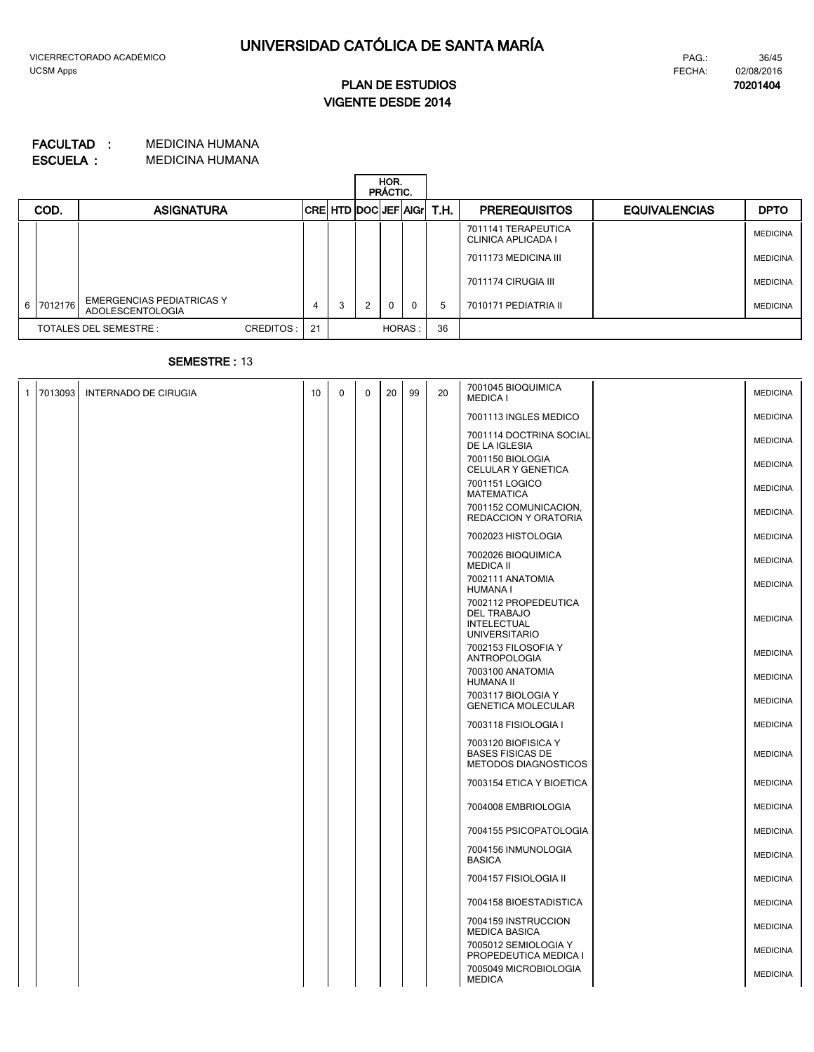# UNIVERSIDAD CATÓLICA DE SANTA MARÍA

VICERRECTORADO ACADÉMICO
UCSM Apps

FECHA: 02/08/2016

**70201404**

## PLAN DE ESTUDIOS
## VIGENTE DESDE 2014

**FACULTAD :** MEDICINA HUMANA
**ESCUELA :** MEDICINA HUMANA

| | COD. | ASIGNATURA | CRE | HTD | HOR. PRÁCTIC. DOC | JEF | AlGr | T.H. | PREREQUISITOS | EQUIVALENCIAS | DPTO |
|---|---|---|---|---|---|---|---|---|---|---|---|
| | | | | | | | | | 7011141 TERAPEUTICA CLINICA APLICADA I | | MEDICINA |
| | | | | | | | | | 7011173 MEDICINA III | | MEDICINA |
| | | | | | | | | | 7011174 CIRUGIA III | | MEDICINA |
| 6 | 7012176 | EMERGENCIAS PEDIATRICAS Y ADOLESCENTOLOGIA | 4 | 3 | 2 | 0 | 0 | 5 | 7010171 PEDIATRIA II | | MEDICINA |
| | TOTALES DEL SEMESTRE : | CREDITOS : | 21 | | | | HORAS : | 36 | | | |

**SEMESTRE :** 13

| | COD. | ASIGNATURA | CRE | HTD | DOC | JEF | AlGr | T.H. | PREREQUISITOS | EQUIVALENCIAS | DPTO |
|---|---|---|---|---|---|---|---|---|---|---|---|
| 1 | 7013093 | INTERNADO DE CIRUGIA | 10 | 0 | 0 | 20 | 99 | 20 | 7001045 BIOQUIMICA MEDICA I | | MEDICINA |
| | | | | | | | | | 7001113 INGLES MEDICO | | MEDICINA |
| | | | | | | | | | 7001114 DOCTRINA SOCIAL DE LA IGLESIA | | MEDICINA |
| | | | | | | | | | 7001150 BIOLOGIA CELULAR Y GENETICA | | MEDICINA |
| | | | | | | | | | 7001151 LOGICO MATEMATICA | | MEDICINA |
| | | | | | | | | | 7001152 COMUNICACION, REDACCION Y ORATORIA | | MEDICINA |
| | | | | | | | | | 7002023 HISTOLOGIA | | MEDICINA |
| | | | | | | | | | 7002026 BIOQUIMICA MEDICA II | | MEDICINA |
| | | | | | | | | | 7002111 ANATOMIA HUMANA I | | MEDICINA |
| | | | | | | | | | 7002112 PROPEDEUTICA DEL TRABAJO INTELECTUAL UNIVERSITARIO | | MEDICINA |
| | | | | | | | | | 7002153 FILOSOFIA Y ANTROPOLOGIA | | MEDICINA |
| | | | | | | | | | 7003100 ANATOMIA HUMANA II | | MEDICINA |
| | | | | | | | | | 7003117 BIOLOGIA Y GENETICA MOLECULAR | | MEDICINA |
| | | | | | | | | | 7003118 FISIOLOGIA I | | MEDICINA |
| | | | | | | | | | 7003120 BIOFISICA Y BASES FISICAS DE METODOS DIAGNOSTICOS | | MEDICINA |
| | | | | | | | | | 7003154 ETICA Y BIOETICA | | MEDICINA |
| | | | | | | | | | 7004008 EMBRIOLOGIA | | MEDICINA |
| | | | | | | | | | 7004155 PSICOPATOLOGIA | | MEDICINA |
| | | | | | | | | | 7004156 INMUNOLOGIA BASICA | | MEDICINA |
| | | | | | | | | | 7004157 FISIOLOGIA II | | MEDICINA |
| | | | | | | | | | 7004158 BIOESTADISTICA | | MEDICINA |
| | | | | | | | | | 7004159 INSTRUCCION MEDICA BASICA | | MEDICINA |
| | | | | | | | | | 7005012 SEMIOLOGIA Y PROPEDEUTICA MEDICA I | | MEDICINA |
| | | | | | | | | | 7005049 MICROBIOLOGIA MEDICA | | MEDICINA |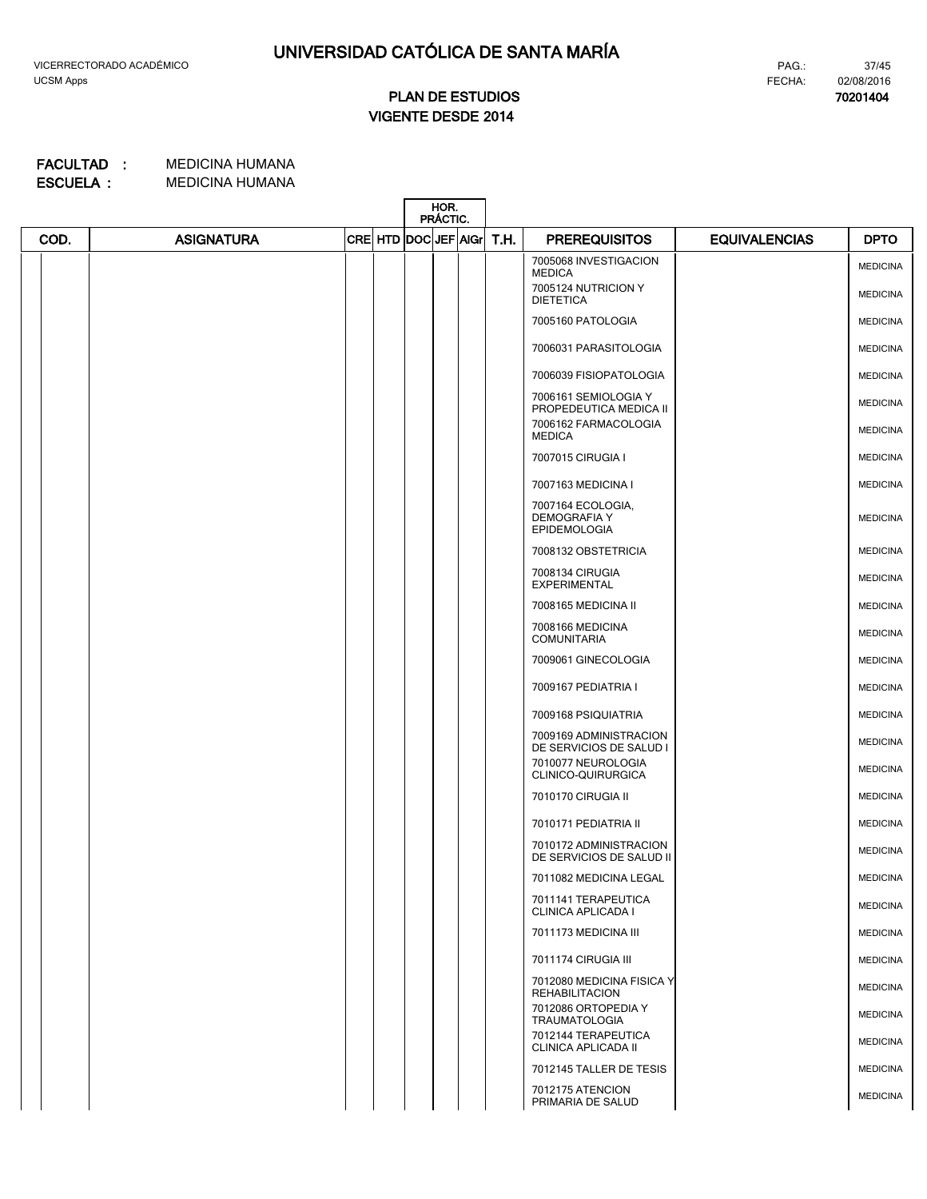# UNIVERSIDAD CATÓLICA DE SANTA MARÍA

VICERRECTORADO ACADÉMICO
UCSM Apps

PAG.: 37/45
FECHA: 02/08/2016
**70201404**

## PLAN DE ESTUDIOS
## VIGENTE DESDE 2014

**FACULTAD :** MEDICINA HUMANA
**ESCUELA :** MEDICINA HUMANA

| COD. | ASIGNATURA | CRE | HTD | HOR. PRÁCTIC. DOC | JEF | AIGr | T.H. | PREREQUISITOS | EQUIVALENCIAS | DPTO |
|---|---|---|---|---|---|---|---|---|---|---|
| | | | | | | | | 7005068 INVESTIGACION MEDICA | | MEDICINA |
| | | | | | | | | 7005124 NUTRICION Y DIETETICA | | MEDICINA |
| | | | | | | | | 7005160 PATOLOGIA | | MEDICINA |
| | | | | | | | | 7006031 PARASITOLOGIA | | MEDICINA |
| | | | | | | | | 7006039 FISIOPATOLOGIA | | MEDICINA |
| | | | | | | | | 7006161 SEMIOLOGIA Y PROPEDEUTICA MEDICA II | | MEDICINA |
| | | | | | | | | 7006162 FARMACOLOGIA MEDICA | | MEDICINA |
| | | | | | | | | 7007015 CIRUGIA I | | MEDICINA |
| | | | | | | | | 7007163 MEDICINA I | | MEDICINA |
| | | | | | | | | 7007164 ECOLOGIA, DEMOGRAFIA Y EPIDEMOLOGIA | | MEDICINA |
| | | | | | | | | 7008132 OBSTETRICIA | | MEDICINA |
| | | | | | | | | 7008134 CIRUGIA EXPERIMENTAL | | MEDICINA |
| | | | | | | | | 7008165 MEDICINA II | | MEDICINA |
| | | | | | | | | 7008166 MEDICINA COMUNITARIA | | MEDICINA |
| | | | | | | | | 7009061 GINECOLOGIA | | MEDICINA |
| | | | | | | | | 7009167 PEDIATRIA I | | MEDICINA |
| | | | | | | | | 7009168 PSIQUIATRIA | | MEDICINA |
| | | | | | | | | 7009169 ADMINISTRACION DE SERVICIOS DE SALUD I | | MEDICINA |
| | | | | | | | | 7010077 NEUROLOGIA CLINICO-QUIRURGICA | | MEDICINA |
| | | | | | | | | 7010170 CIRUGIA II | | MEDICINA |
| | | | | | | | | 7010171 PEDIATRIA II | | MEDICINA |
| | | | | | | | | 7010172 ADMINISTRACION DE SERVICIOS DE SALUD II | | MEDICINA |
| | | | | | | | | 7011082 MEDICINA LEGAL | | MEDICINA |
| | | | | | | | | 7011141 TERAPEUTICA CLINICA APLICADA I | | MEDICINA |
| | | | | | | | | 7011173 MEDICINA III | | MEDICINA |
| | | | | | | | | 7011174 CIRUGIA III | | MEDICINA |
| | | | | | | | | 7012080 MEDICINA FISICA Y REHABILITACION | | MEDICINA |
| | | | | | | | | 7012086 ORTOPEDIA Y TRAUMATOLOGIA | | MEDICINA |
| | | | | | | | | 7012144 TERAPEUTICA CLINICA APLICADA II | | MEDICINA |
| | | | | | | | | 7012145 TALLER DE TESIS | | MEDICINA |
| | | | | | | | | 7012175 ATENCION PRIMARIA DE SALUD | | MEDICINA |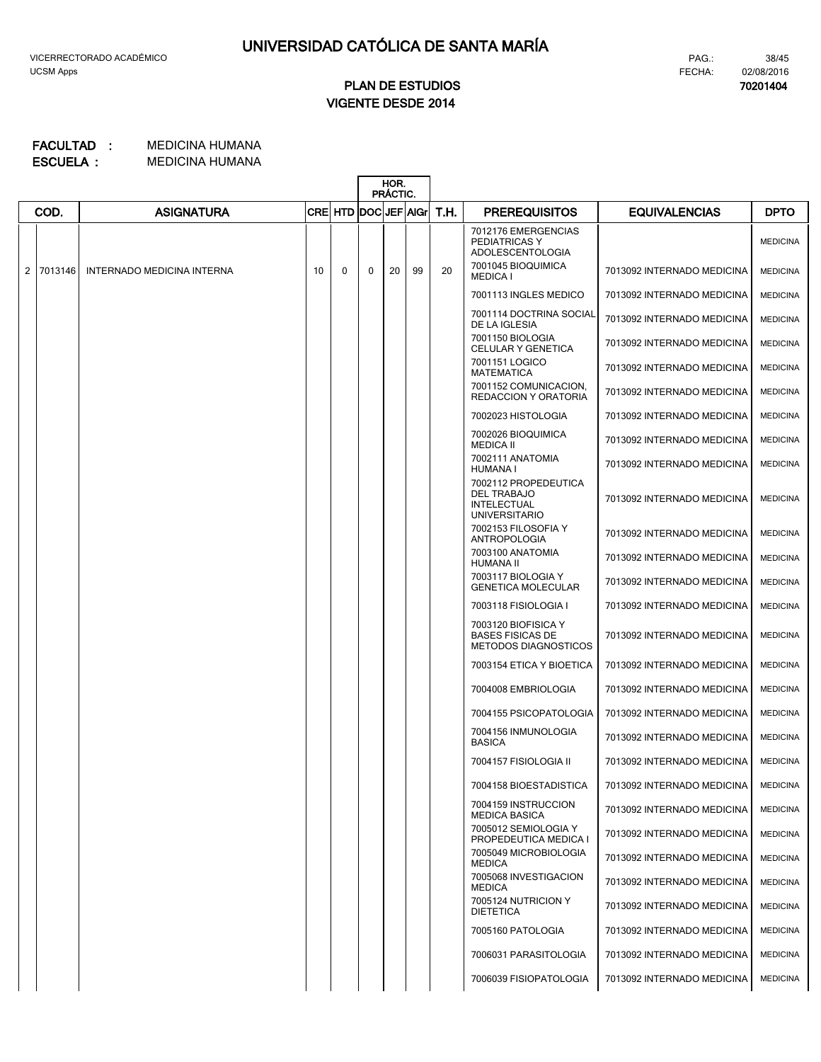# UNIVERSIDAD CATÓLICA DE SANTA MARÍA

VICERRECTORADO ACADÉMICO
UCSM Apps

PAG.: 38/45
FECHA: 02/08/2016
**70201404**

## PLAN DE ESTUDIOS
## VIGENTE DESDE 2014

**FACULTAD :** MEDICINA HUMANA
**ESCUELA :** MEDICINA HUMANA

| | COD. | ASIGNATURA | CRE | HTD | HOR. PRÁCTIC. DOC | JEF | AlGr | T.H. | PREREQUISITOS | EQUIVALENCIAS | DPTO |
|---|---|---|---|---|---|---|---|---|---|---|---|
| | | | | | | | | | 7012176 EMERGENCIAS PEDIATRICAS Y ADOLESCENTOLOGIA | | MEDICINA |
| 2 | 7013146 | INTERNADO MEDICINA INTERNA | 10 | 0 | 0 | 20 | 99 | 20 | 7001045 BIOQUIMICA MEDICA I | 7013092 INTERNADO MEDICINA | MEDICINA |
| | | | | | | | | | 7001113 INGLES MEDICO | 7013092 INTERNADO MEDICINA | MEDICINA |
| | | | | | | | | | 7001114 DOCTRINA SOCIAL DE LA IGLESIA | 7013092 INTERNADO MEDICINA | MEDICINA |
| | | | | | | | | | 7001150 BIOLOGIA CELULAR Y GENETICA | 7013092 INTERNADO MEDICINA | MEDICINA |
| | | | | | | | | | 7001151 LOGICO MATEMATICA | 7013092 INTERNADO MEDICINA | MEDICINA |
| | | | | | | | | | 7001152 COMUNICACION, REDACCION Y ORATORIA | 7013092 INTERNADO MEDICINA | MEDICINA |
| | | | | | | | | | 7002023 HISTOLOGIA | 7013092 INTERNADO MEDICINA | MEDICINA |
| | | | | | | | | | 7002026 BIOQUIMICA MEDICA II | 7013092 INTERNADO MEDICINA | MEDICINA |
| | | | | | | | | | 7002111 ANATOMIA HUMANA I | 7013092 INTERNADO MEDICINA | MEDICINA |
| | | | | | | | | | 7002112 PROPEDEUTICA DEL TRABAJO INTELECTUAL UNIVERSITARIO | 7013092 INTERNADO MEDICINA | MEDICINA |
| | | | | | | | | | 7002153 FILOSOFIA Y ANTROPOLOGIA | 7013092 INTERNADO MEDICINA | MEDICINA |
| | | | | | | | | | 7003100 ANATOMIA HUMANA II | 7013092 INTERNADO MEDICINA | MEDICINA |
| | | | | | | | | | 7003117 BIOLOGIA Y GENETICA MOLECULAR | 7013092 INTERNADO MEDICINA | MEDICINA |
| | | | | | | | | | 7003118 FISIOLOGIA I | 7013092 INTERNADO MEDICINA | MEDICINA |
| | | | | | | | | | 7003120 BIOFISICA Y BASES FISICAS DE METODOS DIAGNOSTICOS | 7013092 INTERNADO MEDICINA | MEDICINA |
| | | | | | | | | | 7003154 ETICA Y BIOETICA | 7013092 INTERNADO MEDICINA | MEDICINA |
| | | | | | | | | | 7004008 EMBRIOLOGIA | 7013092 INTERNADO MEDICINA | MEDICINA |
| | | | | | | | | | 7004155 PSICOPATOLOGIA | 7013092 INTERNADO MEDICINA | MEDICINA |
| | | | | | | | | | 7004156 INMUNOLOGIA BASICA | 7013092 INTERNADO MEDICINA | MEDICINA |
| | | | | | | | | | 7004157 FISIOLOGIA II | 7013092 INTERNADO MEDICINA | MEDICINA |
| | | | | | | | | | 7004158 BIOESTADISTICA | 7013092 INTERNADO MEDICINA | MEDICINA |
| | | | | | | | | | 7004159 INSTRUCCION MEDICA BASICA | 7013092 INTERNADO MEDICINA | MEDICINA |
| | | | | | | | | | 7005012 SEMIOLOGIA Y PROPEDEUTICA MEDICA I | 7013092 INTERNADO MEDICINA | MEDICINA |
| | | | | | | | | | 7005049 MICROBIOLOGIA MEDICA | 7013092 INTERNADO MEDICINA | MEDICINA |
| | | | | | | | | | 7005068 INVESTIGACION MEDICA | 7013092 INTERNADO MEDICINA | MEDICINA |
| | | | | | | | | | 7005124 NUTRICION Y DIETETICA | 7013092 INTERNADO MEDICINA | MEDICINA |
| | | | | | | | | | 7005160 PATOLOGIA | 7013092 INTERNADO MEDICINA | MEDICINA |
| | | | | | | | | | 7006031 PARASITOLOGIA | 7013092 INTERNADO MEDICINA | MEDICINA |
| | | | | | | | | | 7006039 FISIOPATOLOGIA | 7013092 INTERNADO MEDICINA | MEDICINA |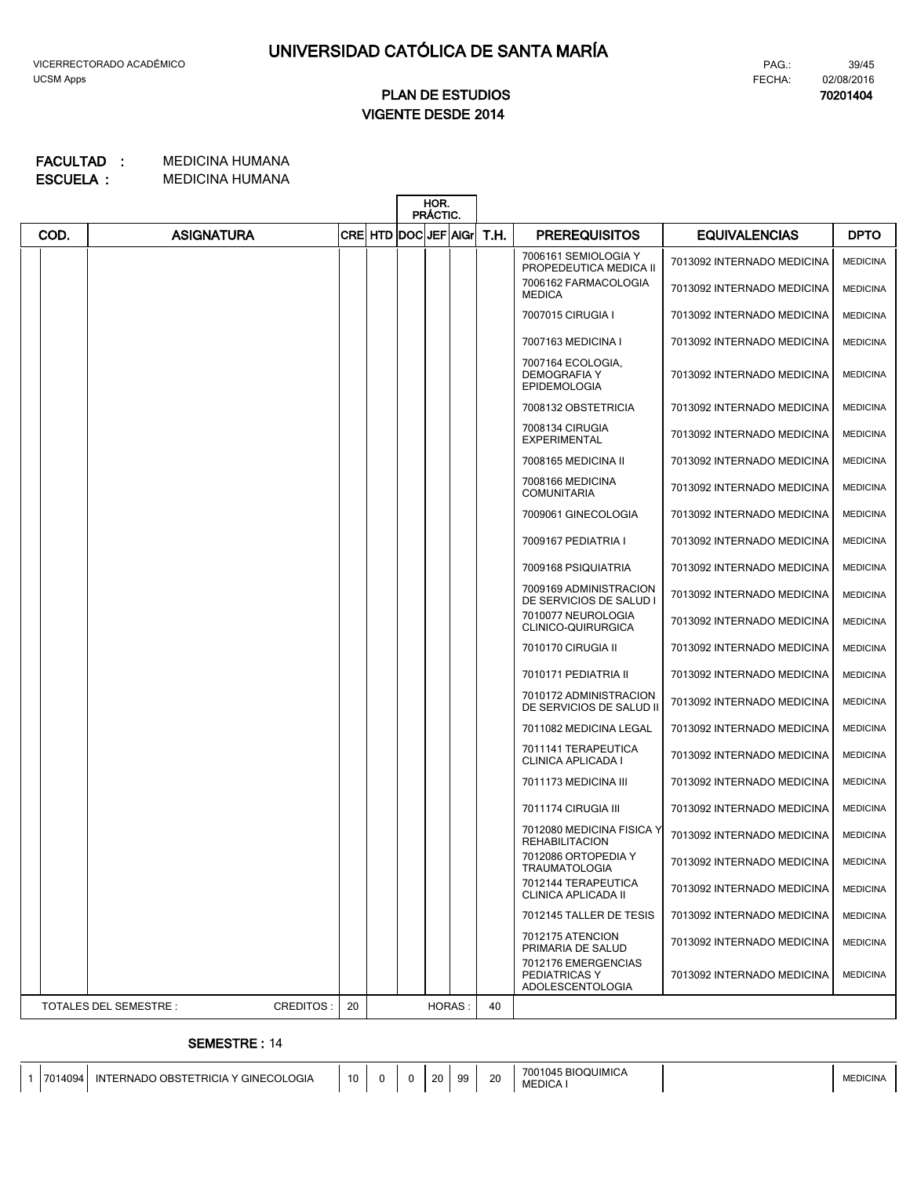# UNIVERSIDAD CATÓLICA DE SANTA MARÍA

VICERRECTORADO ACADÉMICO
UCSM Apps

PAG.: 39/45
FECHA: 02/08/2016
**70201404**

## PLAN DE ESTUDIOS
## VIGENTE DESDE 2014

**FACULTAD :** MEDICINA HUMANA
**ESCUELA :** MEDICINA HUMANA

| | COD. | ASIGNATURA | CRE | HTD | HOR. PRÁCTIC. DOC | JEF | AlGr | T.H. | PREREQUISITOS | EQUIVALENCIAS | DPTO |
|---|---|---|---|---|---|---|---|---|---|---|---|
| | | | | | | | | | 7006161 SEMIOLOGIA Y PROPEDEUTICA MEDICA II | 7013092 INTERNADO MEDICINA | MEDICINA |
| | | | | | | | | | 7006162 FARMACOLOGIA MEDICA | 7013092 INTERNADO MEDICINA | MEDICINA |
| | | | | | | | | | 7007015 CIRUGIA I | 7013092 INTERNADO MEDICINA | MEDICINA |
| | | | | | | | | | 7007163 MEDICINA I | 7013092 INTERNADO MEDICINA | MEDICINA |
| | | | | | | | | | 7007164 ECOLOGIA, DEMOGRAFIA Y EPIDEMOLOGIA | 7013092 INTERNADO MEDICINA | MEDICINA |
| | | | | | | | | | 7008132 OBSTETRICIA | 7013092 INTERNADO MEDICINA | MEDICINA |
| | | | | | | | | | 7008134 CIRUGIA EXPERIMENTAL | 7013092 INTERNADO MEDICINA | MEDICINA |
| | | | | | | | | | 7008165 MEDICINA II | 7013092 INTERNADO MEDICINA | MEDICINA |
| | | | | | | | | | 7008166 MEDICINA COMUNITARIA | 7013092 INTERNADO MEDICINA | MEDICINA |
| | | | | | | | | | 7009061 GINECOLOGIA | 7013092 INTERNADO MEDICINA | MEDICINA |
| | | | | | | | | | 7009167 PEDIATRIA I | 7013092 INTERNADO MEDICINA | MEDICINA |
| | | | | | | | | | 7009168 PSIQUIATRIA | 7013092 INTERNADO MEDICINA | MEDICINA |
| | | | | | | | | | 7009169 ADMINISTRACION DE SERVICIOS DE SALUD I | 7013092 INTERNADO MEDICINA | MEDICINA |
| | | | | | | | | | 7010077 NEUROLOGIA CLINICO-QUIRURGICA | 7013092 INTERNADO MEDICINA | MEDICINA |
| | | | | | | | | | 7010170 CIRUGIA II | 7013092 INTERNADO MEDICINA | MEDICINA |
| | | | | | | | | | 7010171 PEDIATRIA II | 7013092 INTERNADO MEDICINA | MEDICINA |
| | | | | | | | | | 7010172 ADMINISTRACION DE SERVICIOS DE SALUD II | 7013092 INTERNADO MEDICINA | MEDICINA |
| | | | | | | | | | 7011082 MEDICINA LEGAL | 7013092 INTERNADO MEDICINA | MEDICINA |
| | | | | | | | | | 7011141 TERAPEUTICA CLINICA APLICADA I | 7013092 INTERNADO MEDICINA | MEDICINA |
| | | | | | | | | | 7011173 MEDICINA III | 7013092 INTERNADO MEDICINA | MEDICINA |
| | | | | | | | | | 7011174 CIRUGIA III | 7013092 INTERNADO MEDICINA | MEDICINA |
| | | | | | | | | | 7012080 MEDICINA FISICA Y REHABILITACION | 7013092 INTERNADO MEDICINA | MEDICINA |
| | | | | | | | | | 7012086 ORTOPEDIA Y TRAUMATOLOGIA | 7013092 INTERNADO MEDICINA | MEDICINA |
| | | | | | | | | | 7012144 TERAPEUTICA CLINICA APLICADA II | 7013092 INTERNADO MEDICINA | MEDICINA |
| | | | | | | | | | 7012145 TALLER DE TESIS | 7013092 INTERNADO MEDICINA | MEDICINA |
| | | | | | | | | | 7012175 ATENCION PRIMARIA DE SALUD | 7013092 INTERNADO MEDICINA | MEDICINA |
| | | | | | | | | | 7012176 EMERGENCIAS PEDIATRICAS Y ADOLESCENTOLOGIA | 7013092 INTERNADO MEDICINA | MEDICINA |
| TOTALES DEL SEMESTRE : | | CREDITOS : | 20 | | | HORAS : | | 40 | | | |

**SEMESTRE :** 14

| | COD. | ASIGNATURA | CRE | HTD | DOC | JEF | AlGr | T.H. | PREREQUISITOS | EQUIVALENCIAS | DPTO |
|---|---|---|---|---|---|---|---|---|---|---|---|
| 1 | 7014094 | INTERNADO OBSTETRICIA Y GINECOLOGIA | 10 | 0 | 0 | 20 | 99 | 20 | 7001045 BIOQUIMICA MEDICA I | | MEDICINA |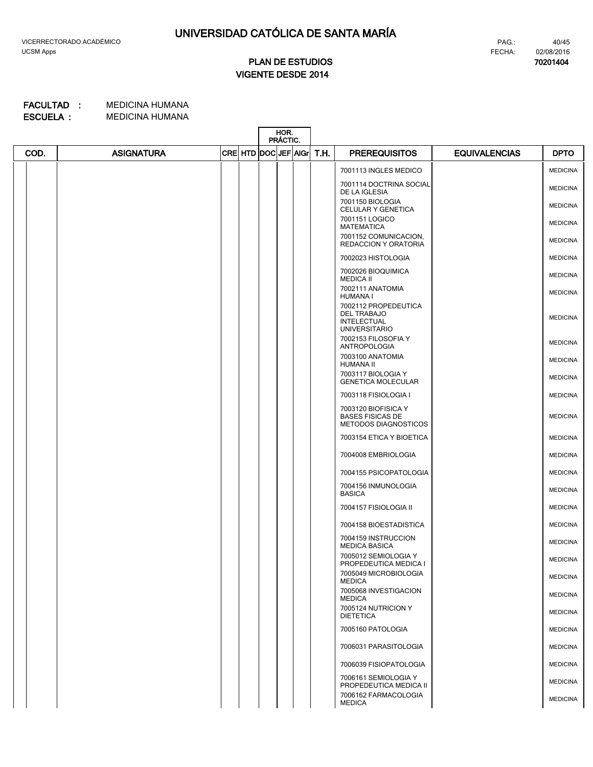# UNIVERSIDAD CATÓLICA DE SANTA MARÍA

VICERRECTORADO ACADÉMICO
UCSM Apps

PAG.: 40/45
FECHA: 02/08/2016
**70201404**

## PLAN DE ESTUDIOS
## VIGENTE DESDE 2014

**FACULTAD :** MEDICINA HUMANA
**ESCUELA :** MEDICINA HUMANA

| COD. | ASIGNATURA | CRE | HTD | HOR. PRÁCTIC. DOC | JEF | AIGr | T.H. | PREREQUISITOS | EQUIVALENCIAS | DPTO |
|---|---|---|---|---|---|---|---|---|---|---|
| | | | | | | | | 7001113 INGLES MEDICO | | MEDICINA |
| | | | | | | | | 7001114 DOCTRINA SOCIAL DE LA IGLESIA | | MEDICINA |
| | | | | | | | | 7001150 BIOLOGIA CELULAR Y GENETICA | | MEDICINA |
| | | | | | | | | 7001151 LOGICO MATEMATICA | | MEDICINA |
| | | | | | | | | 7001152 COMUNICACION, REDACCION Y ORATORIA | | MEDICINA |
| | | | | | | | | 7002023 HISTOLOGIA | | MEDICINA |
| | | | | | | | | 7002026 BIOQUIMICA MEDICA II | | MEDICINA |
| | | | | | | | | 7002111 ANATOMIA HUMANA I | | MEDICINA |
| | | | | | | | | 7002112 PROPEDEUTICA DEL TRABAJO INTELECTUAL UNIVERSITARIO | | MEDICINA |
| | | | | | | | | 7002153 FILOSOFIA Y ANTROPOLOGIA | | MEDICINA |
| | | | | | | | | 7003100 ANATOMIA HUMANA II | | MEDICINA |
| | | | | | | | | 7003117 BIOLOGIA Y GENETICA MOLECULAR | | MEDICINA |
| | | | | | | | | 7003118 FISIOLOGIA I | | MEDICINA |
| | | | | | | | | 7003120 BIOFISICA Y BASES FISICAS DE METODOS DIAGNOSTICOS | | MEDICINA |
| | | | | | | | | 7003154 ETICA Y BIOETICA | | MEDICINA |
| | | | | | | | | 7004008 EMBRIOLOGIA | | MEDICINA |
| | | | | | | | | 7004155 PSICOPATOLOGIA | | MEDICINA |
| | | | | | | | | 7004156 INMUNOLOGIA BASICA | | MEDICINA |
| | | | | | | | | 7004157 FISIOLOGIA II | | MEDICINA |
| | | | | | | | | 7004158 BIOESTADISTICA | | MEDICINA |
| | | | | | | | | 7004159 INSTRUCCION MEDICA BASICA | | MEDICINA |
| | | | | | | | | 7005012 SEMIOLOGIA Y PROPEDEUTICA MEDICA I | | MEDICINA |
| | | | | | | | | 7005049 MICROBIOLOGIA MEDICA | | MEDICINA |
| | | | | | | | | 7005068 INVESTIGACION MEDICA | | MEDICINA |
| | | | | | | | | 7005124 NUTRICION Y DIETETICA | | MEDICINA |
| | | | | | | | | 7005160 PATOLOGIA | | MEDICINA |
| | | | | | | | | 7006031 PARASITOLOGIA | | MEDICINA |
| | | | | | | | | 7006039 FISIOPATOLOGIA | | MEDICINA |
| | | | | | | | | 7006161 SEMIOLOGIA Y PROPEDEUTICA MEDICA II | | MEDICINA |
| | | | | | | | | 7006162 FARMACOLOGIA MEDICA | | MEDICINA |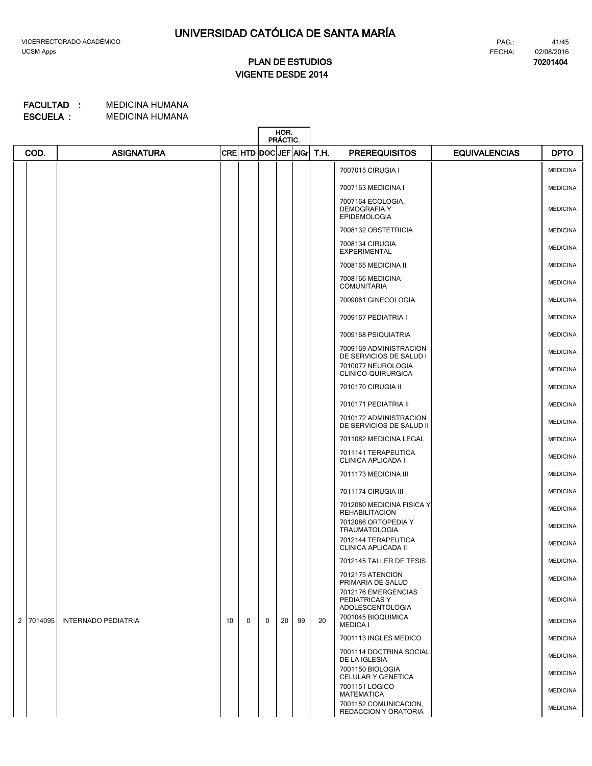# UNIVERSIDAD CATÓLICA DE SANTA MARÍA

VICERRECTORADO ACADÉMICO
UCSM Apps

FECHA: 02/08/2016
70201404

## PLAN DE ESTUDIOS
## VIGENTE DESDE 2014

**FACULTAD :** MEDICINA HUMANA
**ESCUELA :** MEDICINA HUMANA

| | COD. | ASIGNATURA | CRE | HTD | HOR. PRÁCTIC. DOC | JEF | AlGr | T.H. | PREREQUISITOS | EQUIVALENCIAS | DPTO |
|---|---|---|---|---|---|---|---|---|---|---|---|
| | | | | | | | | | 7007015 CIRUGIA I | | MEDICINA |
| | | | | | | | | | 7007163 MEDICINA I | | MEDICINA |
| | | | | | | | | | 7007164 ECOLOGIA, DEMOGRAFIA Y EPIDEMOLOGIA | | MEDICINA |
| | | | | | | | | | 7008132 OBSTETRICIA | | MEDICINA |
| | | | | | | | | | 7008134 CIRUGIA EXPERIMENTAL | | MEDICINA |
| | | | | | | | | | 7008165 MEDICINA II | | MEDICINA |
| | | | | | | | | | 7008166 MEDICINA COMUNITARIA | | MEDICINA |
| | | | | | | | | | 7009061 GINECOLOGIA | | MEDICINA |
| | | | | | | | | | 7009167 PEDIATRIA I | | MEDICINA |
| | | | | | | | | | 7009168 PSIQUIATRIA | | MEDICINA |
| | | | | | | | | | 7009169 ADMINISTRACION DE SERVICIOS DE SALUD I | | MEDICINA |
| | | | | | | | | | 7010077 NEUROLOGIA CLINICO-QUIRURGICA | | MEDICINA |
| | | | | | | | | | 7010170 CIRUGIA II | | MEDICINA |
| | | | | | | | | | 7010171 PEDIATRIA II | | MEDICINA |
| | | | | | | | | | 7010172 ADMINISTRACION DE SERVICIOS DE SALUD II | | MEDICINA |
| | | | | | | | | | 7011082 MEDICINA LEGAL | | MEDICINA |
| | | | | | | | | | 7011141 TERAPEUTICA CLINICA APLICADA I | | MEDICINA |
| | | | | | | | | | 7011173 MEDICINA III | | MEDICINA |
| | | | | | | | | | 7011174 CIRUGIA III | | MEDICINA |
| | | | | | | | | | 7012080 MEDICINA FISICA Y REHABILITACION | | MEDICINA |
| | | | | | | | | | 7012086 ORTOPEDIA Y TRAUMATOLOGIA | | MEDICINA |
| | | | | | | | | | 7012144 TERAPEUTICA CLINICA APLICADA II | | MEDICINA |
| | | | | | | | | | 7012145 TALLER DE TESIS | | MEDICINA |
| | | | | | | | | | 7012175 ATENCION PRIMARIA DE SALUD | | MEDICINA |
| | | | | | | | | | 7012176 EMERGENCIAS PEDIATRICAS Y ADOLESCENTOLOGIA | | MEDICINA |
| 2 | 7014095 | INTERNADO PEDIATRIA | 10 | 0 | 0 | 20 | 99 | 20 | 7001045 BIOQUIMICA MEDICA I | | MEDICINA |
| | | | | | | | | | 7001113 INGLES MEDICO | | MEDICINA |
| | | | | | | | | | 7001114 DOCTRINA SOCIAL DE LA IGLESIA | | MEDICINA |
| | | | | | | | | | 7001150 BIOLOGIA CELULAR Y GENETICA | | MEDICINA |
| | | | | | | | | | 7001151 LOGICO MATEMATICA | | MEDICINA |
| | | | | | | | | | 7001152 COMUNICACION, REDACCION Y ORATORIA | | MEDICINA |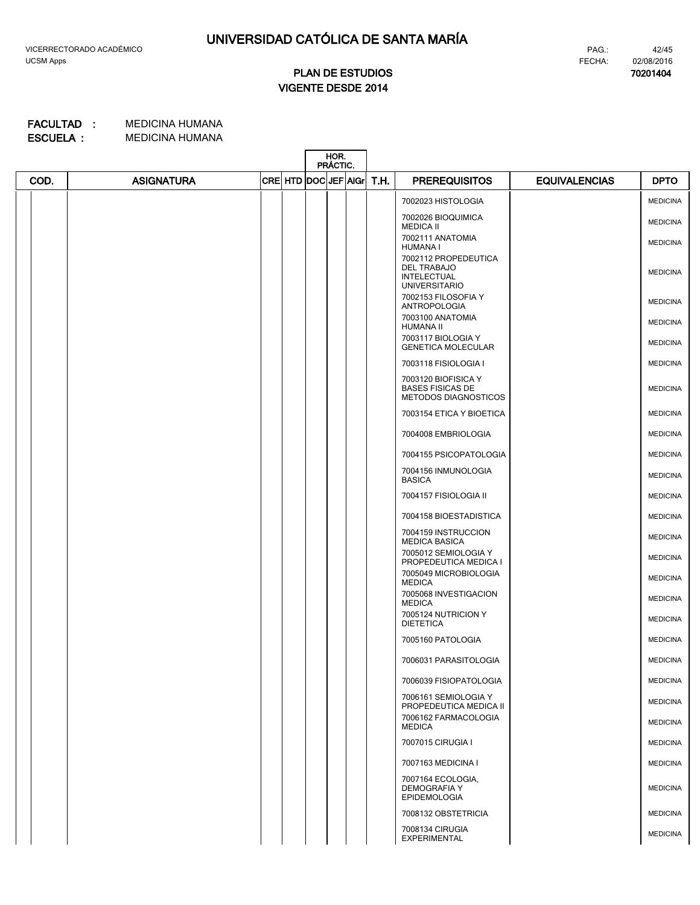# UNIVERSIDAD CATÓLICA DE SANTA MARÍA

VICERRECTORADO ACADÉMICO
UCSM Apps

PAG.: 42/45
FECHA: 02/08/2016

**PLAN DE ESTUDIOS**
**VIGENTE DESDE 2014**

**70201404**

**FACULTAD :** MEDICINA HUMANA
**ESCUELA :** MEDICINA HUMANA

| COD. | ASIGNATURA | CRE | HTD | HOR. PRÁCTIC. DOC | JEF | AlGr | T.H. | PREREQUISITOS | EQUIVALENCIAS | DPTO |
|---|---|---|---|---|---|---|---|---|---|---|
| | | | | | | | | 7002023 HISTOLOGIA | | MEDICINA |
| | | | | | | | | 7002026 BIOQUIMICA MEDICA II | | MEDICINA |
| | | | | | | | | 7002111 ANATOMIA HUMANA I | | MEDICINA |
| | | | | | | | | 7002112 PROPEDEUTICA DEL TRABAJO INTELECTUAL UNIVERSITARIO | | MEDICINA |
| | | | | | | | | 7002153 FILOSOFIA Y ANTROPOLOGIA | | MEDICINA |
| | | | | | | | | 7003100 ANATOMIA HUMANA II | | MEDICINA |
| | | | | | | | | 7003117 BIOLOGIA Y GENETICA MOLECULAR | | MEDICINA |
| | | | | | | | | 7003118 FISIOLOGIA I | | MEDICINA |
| | | | | | | | | 7003120 BIOFISICA Y BASES FISICAS DE METODOS DIAGNOSTICOS | | MEDICINA |
| | | | | | | | | 7003154 ETICA Y BIOETICA | | MEDICINA |
| | | | | | | | | 7004008 EMBRIOLOGIA | | MEDICINA |
| | | | | | | | | 7004155 PSICOPATOLOGIA | | MEDICINA |
| | | | | | | | | 7004156 INMUNOLOGIA BASICA | | MEDICINA |
| | | | | | | | | 7004157 FISIOLOGIA II | | MEDICINA |
| | | | | | | | | 7004158 BIOESTADISTICA | | MEDICINA |
| | | | | | | | | 7004159 INSTRUCCION MEDICA BASICA | | MEDICINA |
| | | | | | | | | 7005012 SEMIOLOGIA Y PROPEDEUTICA MEDICA I | | MEDICINA |
| | | | | | | | | 7005049 MICROBIOLOGIA MEDICA | | MEDICINA |
| | | | | | | | | 7005068 INVESTIGACION MEDICA | | MEDICINA |
| | | | | | | | | 7005124 NUTRICION Y DIETETICA | | MEDICINA |
| | | | | | | | | 7005160 PATOLOGIA | | MEDICINA |
| | | | | | | | | 7006031 PARASITOLOGIA | | MEDICINA |
| | | | | | | | | 7006039 FISIOPATOLOGIA | | MEDICINA |
| | | | | | | | | 7006161 SEMIOLOGIA Y PROPEDEUTICA MEDICA II | | MEDICINA |
| | | | | | | | | 7006162 FARMACOLOGIA MEDICA | | MEDICINA |
| | | | | | | | | 7007015 CIRUGIA I | | MEDICINA |
| | | | | | | | | 7007163 MEDICINA I | | MEDICINA |
| | | | | | | | | 7007164 ECOLOGIA, DEMOGRAFIA Y EPIDEMOLOGIA | | MEDICINA |
| | | | | | | | | 7008132 OBSTETRICIA | | MEDICINA |
| | | | | | | | | 7008134 CIRUGIA EXPERIMENTAL | | MEDICINA |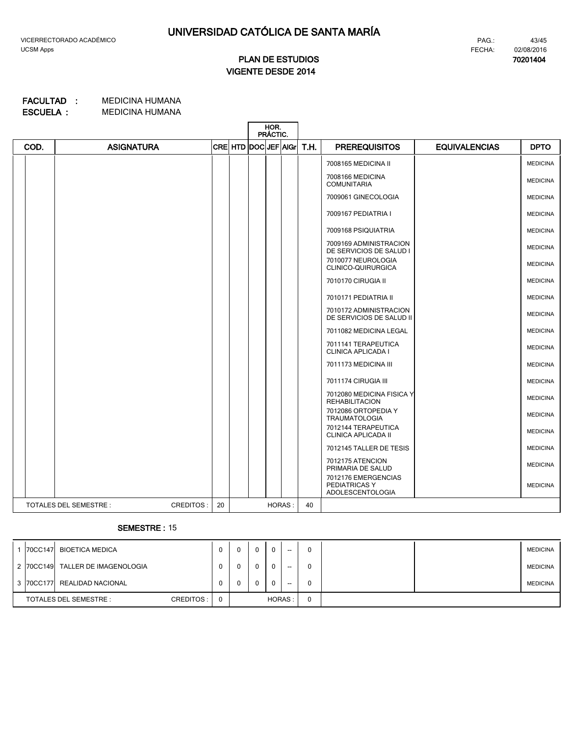# UNIVERSIDAD CATÓLICA DE SANTA MARÍA

VICERRECTORADO ACADÉMICO
UCSM Apps

FECHA: 02/08/2016

**PLAN DE ESTUDIOS**
**VIGENTE DESDE 2014**

**70201404**

**FACULTAD :** MEDICINA HUMANA
**ESCUELA :** MEDICINA HUMANA

| COD. | ASIGNATURA | CRE | HTD | HOR. PRÁCTIC. DOC | JEF | AIGr | T.H. | PREREQUISITOS | EQUIVALENCIAS | DPTO |
|---|---|---|---|---|---|---|---|---|---|---|
| | | | | | | | | 7008165 MEDICINA II | | MEDICINA |
| | | | | | | | | 7008166 MEDICINA COMUNITARIA | | MEDICINA |
| | | | | | | | | 7009061 GINECOLOGIA | | MEDICINA |
| | | | | | | | | 7009167 PEDIATRIA I | | MEDICINA |
| | | | | | | | | 7009168 PSIQUIATRIA | | MEDICINA |
| | | | | | | | | 7009169 ADMINISTRACION DE SERVICIOS DE SALUD I | | MEDICINA |
| | | | | | | | | 7010077 NEUROLOGIA CLINICO-QUIRURGICA | | MEDICINA |
| | | | | | | | | 7010170 CIRUGIA II | | MEDICINA |
| | | | | | | | | 7010171 PEDIATRIA II | | MEDICINA |
| | | | | | | | | 7010172 ADMINISTRACION DE SERVICIOS DE SALUD II | | MEDICINA |
| | | | | | | | | 7011082 MEDICINA LEGAL | | MEDICINA |
| | | | | | | | | 7011141 TERAPEUTICA CLINICA APLICADA I | | MEDICINA |
| | | | | | | | | 7011173 MEDICINA III | | MEDICINA |
| | | | | | | | | 7011174 CIRUGIA III | | MEDICINA |
| | | | | | | | | 7012080 MEDICINA FISICA Y REHABILITACION | | MEDICINA |
| | | | | | | | | 7012086 ORTOPEDIA Y TRAUMATOLOGIA | | MEDICINA |
| | | | | | | | | 7012144 TERAPEUTICA CLINICA APLICADA II | | MEDICINA |
| | | | | | | | | 7012145 TALLER DE TESIS | | MEDICINA |
| | | | | | | | | 7012175 ATENCION PRIMARIA DE SALUD | | MEDICINA |
| | | | | | | | | 7012176 EMERGENCIAS PEDIATRICAS Y ADOLESCENTOLOGIA | | MEDICINA |
| TOTALES DEL SEMESTRE : | CREDITOS : | 20 | | | | HORAS : | 40 | | | |

**SEMESTRE :** 15

| | COD. | ASIGNATURA | CRE | HTD | DOC | JEF | AIGr | T.H. | PREREQUISITOS | EQUIVALENCIAS | DPTO |
|---|---|---|---|---|---|---|---|---|---|---|---|
| 1 | 70CC147 | BIOETICA MEDICA | 0 | 0 | 0 | 0 | -- | 0 | | | MEDICINA |
| 2 | 70CC149 | TALLER DE IMAGENOLOGIA | 0 | 0 | 0 | 0 | -- | 0 | | | MEDICINA |
| 3 | 70CC177 | REALIDAD NACIONAL | 0 | 0 | 0 | 0 | -- | 0 | | | MEDICINA |
| | TOTALES DEL SEMESTRE : | CREDITOS : | 0 | | | | HORAS : | 0 | | | |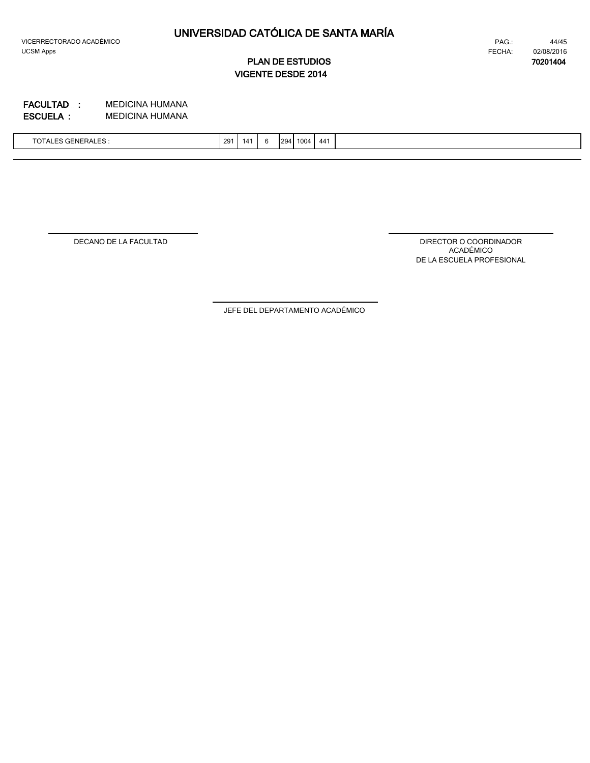# UNIVERSIDAD CATÓLICA DE SANTA MARÍA

VICERRECTORADO ACADÉMICO
UCSM Apps

FECHA: 02/08/2016

## PLAN DE ESTUDIOS
## VIGENTE DESDE 2014

**70201404**

**FACULTAD :** MEDICINA HUMANA
**ESCUELA :** MEDICINA HUMANA

| TOTALES GENERALES : | 291 | 141 | 6 | 294 | 1004 | 441 | |
|---|---|---|---|---|---|---|---|

DECANO DE LA FACULTAD

DIRECTOR O COORDINADOR ACADÉMICO DE LA ESCUELA PROFESIONAL

JEFE DEL DEPARTAMENTO ACADÉMICO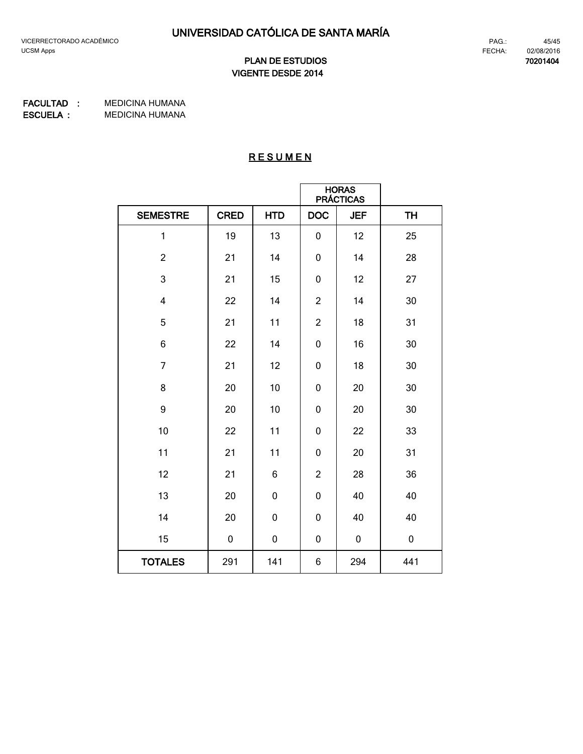# UNIVERSIDAD CATÓLICA DE SANTA MARÍA

VICERRECTORADO ACADÉMICO
UCSM Apps

FECHA: 02/08/2016
**70201404**

**PLAN DE ESTUDIOS**
**VIGENTE DESDE 2014**

**FACULTAD :** MEDICINA HUMANA
**ESCUELA :** MEDICINA HUMANA

## RESUMEN

| | | | HORAS PRÁCTICAS | | |
|---|---|---|---|---|---|
| **SEMESTRE** | **CRED** | **HTD** | **DOC** | **JEF** | **TH** |
| 1 | 19 | 13 | 0 | 12 | 25 |
| 2 | 21 | 14 | 0 | 14 | 28 |
| 3 | 21 | 15 | 0 | 12 | 27 |
| 4 | 22 | 14 | 2 | 14 | 30 |
| 5 | 21 | 11 | 2 | 18 | 31 |
| 6 | 22 | 14 | 0 | 16 | 30 |
| 7 | 21 | 12 | 0 | 18 | 30 |
| 8 | 20 | 10 | 0 | 20 | 30 |
| 9 | 20 | 10 | 0 | 20 | 30 |
| 10 | 22 | 11 | 0 | 22 | 33 |
| 11 | 21 | 11 | 0 | 20 | 31 |
| 12 | 21 | 6 | 2 | 28 | 36 |
| 13 | 20 | 0 | 0 | 40 | 40 |
| 14 | 20 | 0 | 0 | 40 | 40 |
| 15 | 0 | 0 | 0 | 0 | 0 |
| **TOTALES** | 291 | 141 | 6 | 294 | 441 |